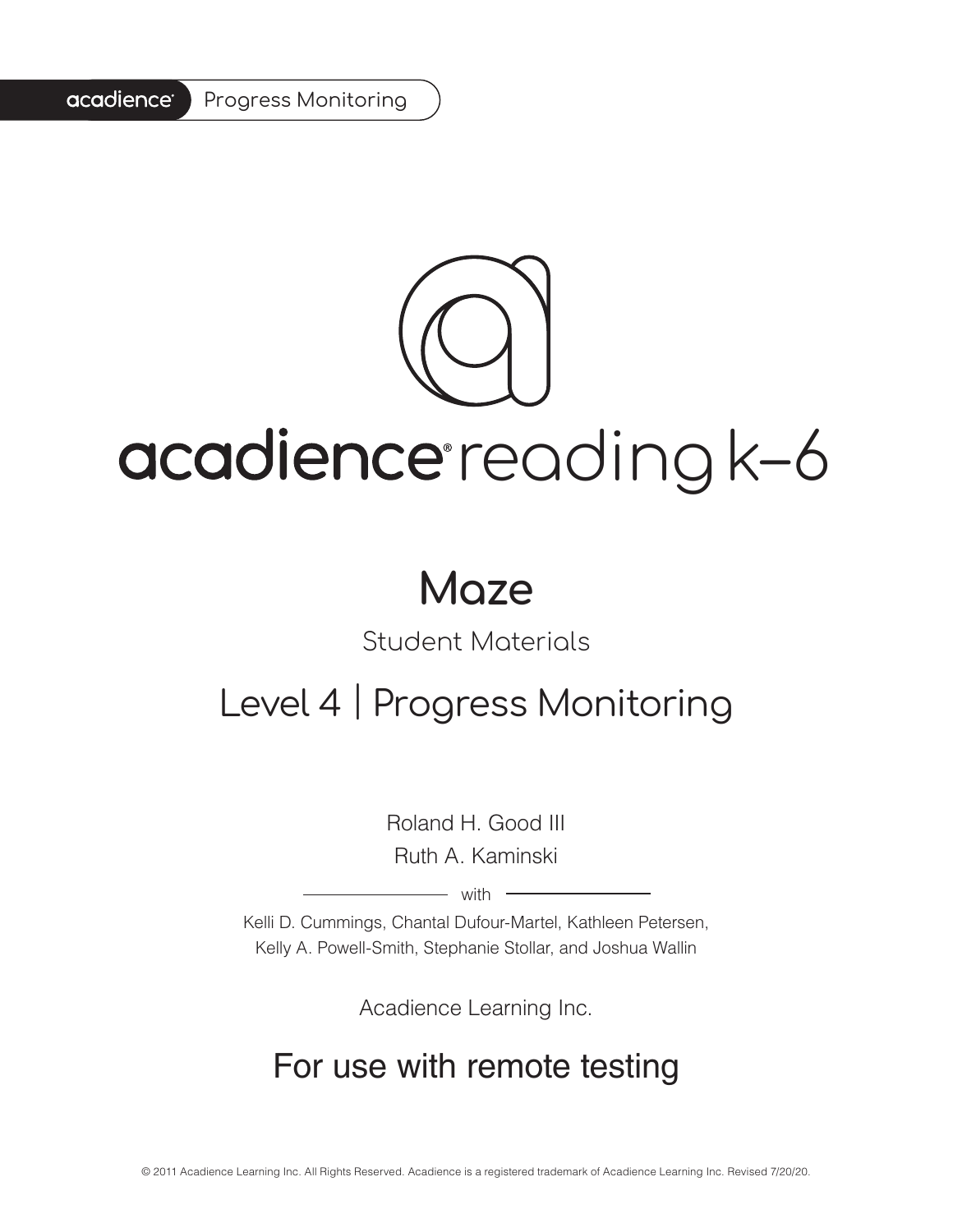acadience Progress Monitoring

# acadience® reading k–6

## Maze

Student Materials

## Level 4 | Progress Monitoring

Roland H. Good III

Ruth A. Kaminski

with

Kelli D. Cummings, Chantal Dufour-Martel, Kathleen Petersen, Kelly A. Powell-Smith, Stephanie Stollar, and Joshua Wallin

Acadience Learning Inc.

## For use with remote testing

© 2011 Acadience Learning Inc. All Rights Reserved. Acadience is a registered trademark of Acadience Learning Inc. Revised 7/20/20.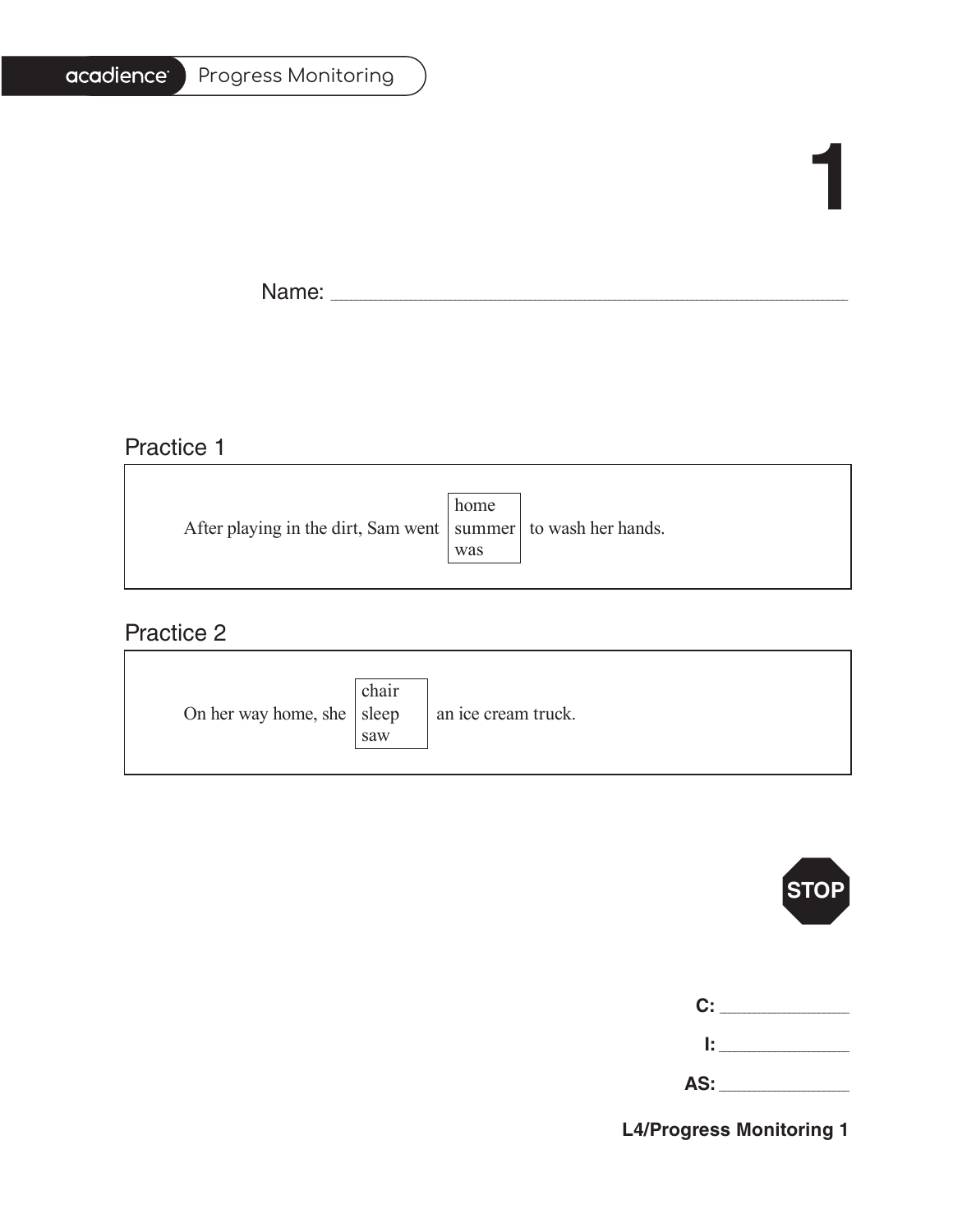# 1

Name: ___________________________________________

## Practice 1

After playing in the dirt, Sam went [home / summer / was] to wash her hands.

## Practice 2

On her way home, she [chair / sleep / saw] an ice cream truck.

STOP

**C:** ____________

**I:** ____________

**AS:** ____________

**L4/Progress Monitoring 1**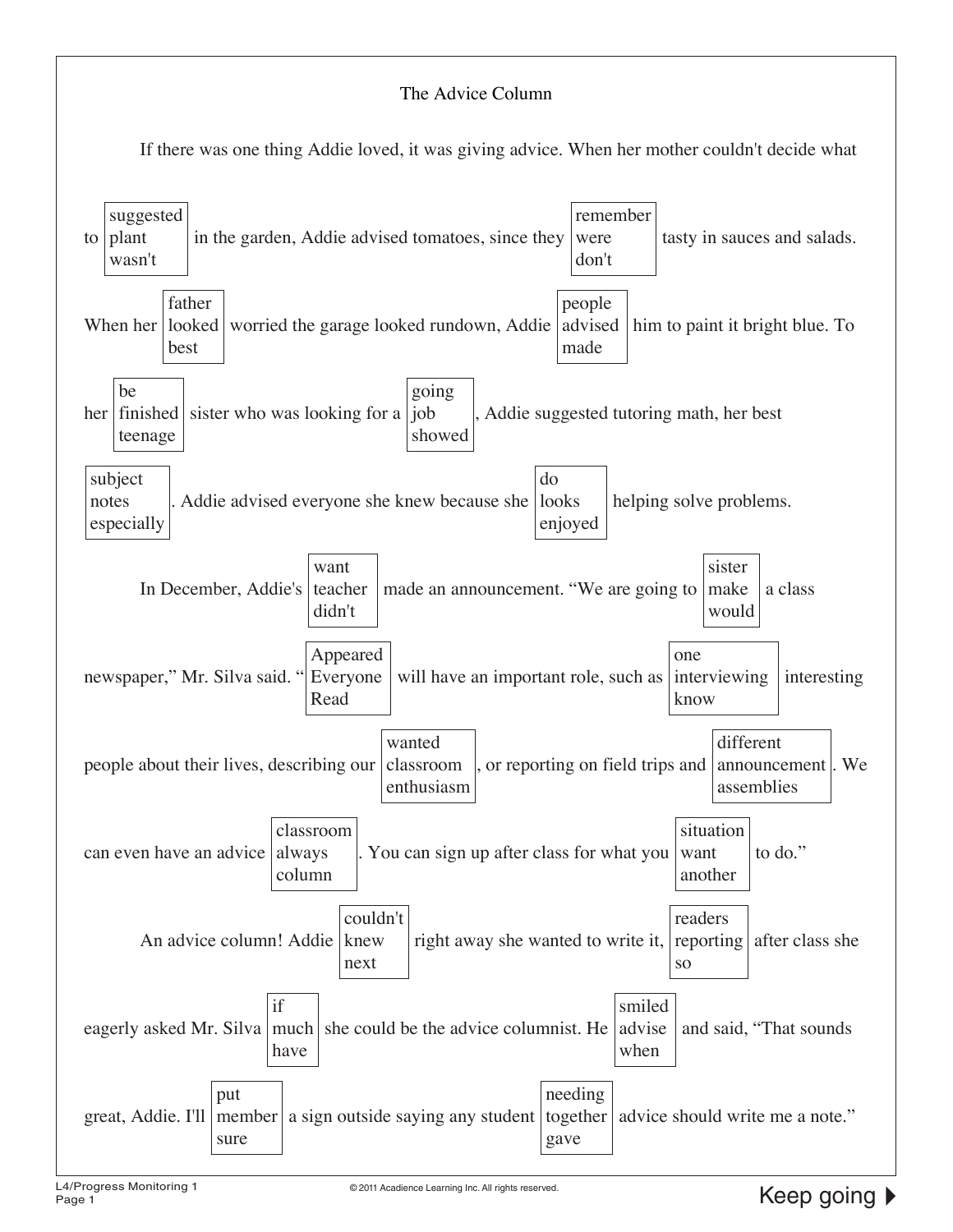# The Advice Column

If there was one thing Addie loved, it was giving advice. When her mother couldn't decide what to [suggested / plant / wasn't] in the garden, Addie advised tomatoes, since they [remember / were / don't] tasty in sauces and salads. When her [father / looked / best] worried the garage looked rundown, Addie [people / advised / made] him to paint it bright blue. To her [be / finished / teenage] sister who was looking for a [going / job / showed], Addie suggested tutoring math, her best [subject / notes / especially]. Addie advised everyone she knew because she [do / looks / enjoyed] helping solve problems.

In December, Addie's [want / teacher / didn't] made an announcement. "We are going to [sister / make / would] a class newspaper," Mr. Silva said. "[Appeared / Everyone / Read] will have an important role, such as [one / interviewing / know] interesting people about their lives, describing our [wanted / classroom / enthusiasm], or reporting on field trips and [different / announcement / assemblies]. We can even have an advice [classroom / always / column]. You can sign up after class for what you [situation / want / another] to do."

An advice column! Addie [couldn't / knew / next] right away she wanted to write it, [readers / reporting / so] after class she eagerly asked Mr. Silva [if / much / have] she could be the advice columnist. He [smiled / advise / when] and said, "That sounds great, Addie. I'll [put / member / sure] a sign outside saying any student [needing / together / gave] advice should write me a note."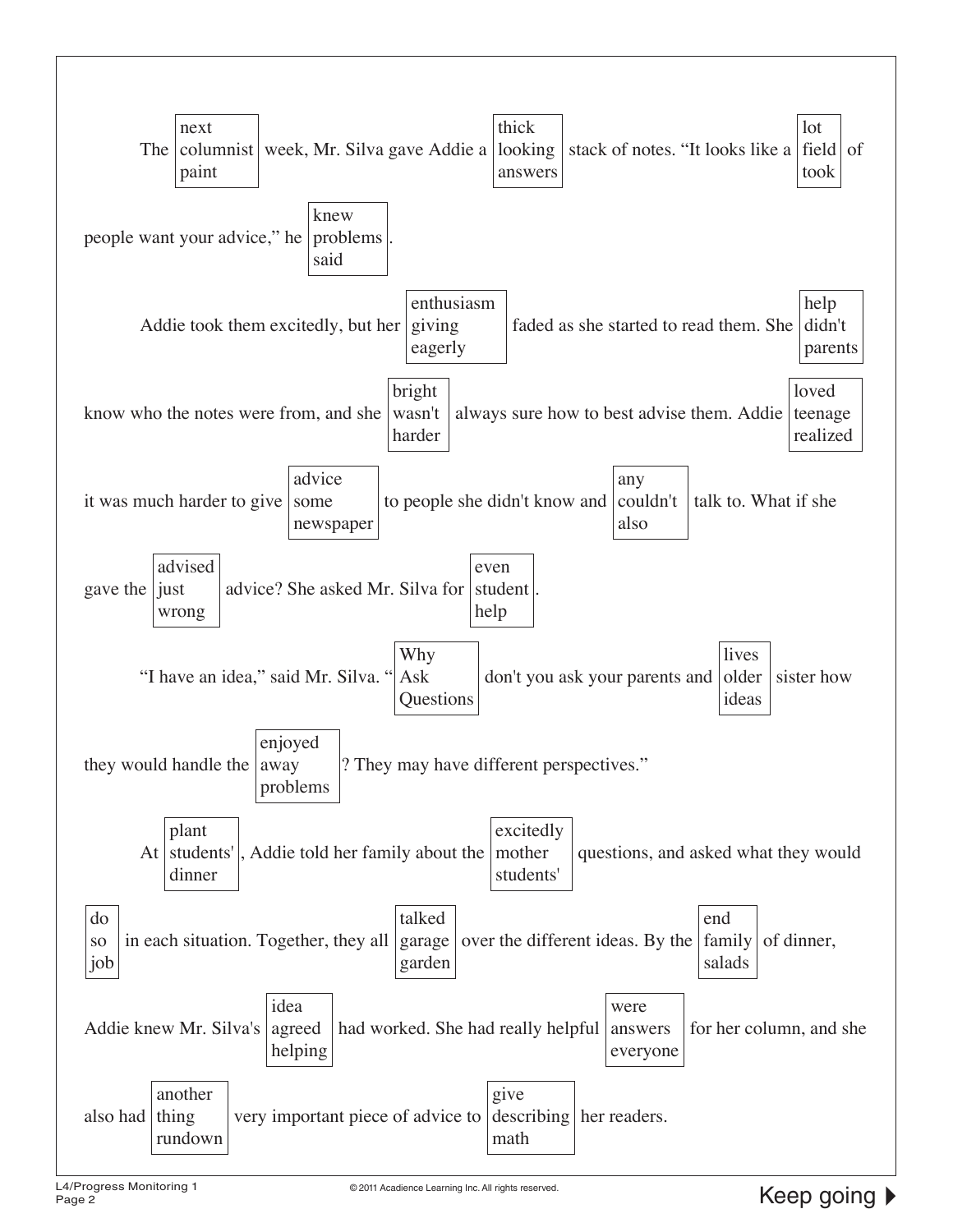The [next / columnist / paint] week, Mr. Silva gave Addie a [thick / looking / answers] stack of notes. "It looks like a [lot / field / took] of people want your advice," he [knew / problems / said].

Addie took them excitedly, but her [enthusiasm / giving / eagerly] faded as she started to read them. She [help / didn't / parents] know who the notes were from, and she [bright / wasn't / harder] always sure how to best advise them. Addie [loved / teenage / realized] it was much harder to give [advice / some / newspaper] to people she didn't know and [any / couldn't / also] talk to. What if she gave the [advised / just / wrong] advice? She asked Mr. Silva for [even / student / help].

"I have an idea," said Mr. Silva. "[Why / Ask / Questions] don't you ask your parents and [lives / older / ideas] sister how they would handle the [enjoyed / away / problems]? They may have different perspectives."

At [plant / students' / dinner], Addie told her family about the [excitedly / mother / students'] questions, and asked what they would [do / so / job] in each situation. Together, they all [talked / garage / garden] over the different ideas. By the [end / family / salads] of dinner, Addie knew Mr. Silva's [idea / agreed / helping] had worked. She had really helpful [were / answers / everyone] for her column, and she also had [another / thing / rundown] very important piece of advice to [give / describing / math] her readers.

Keep going ▶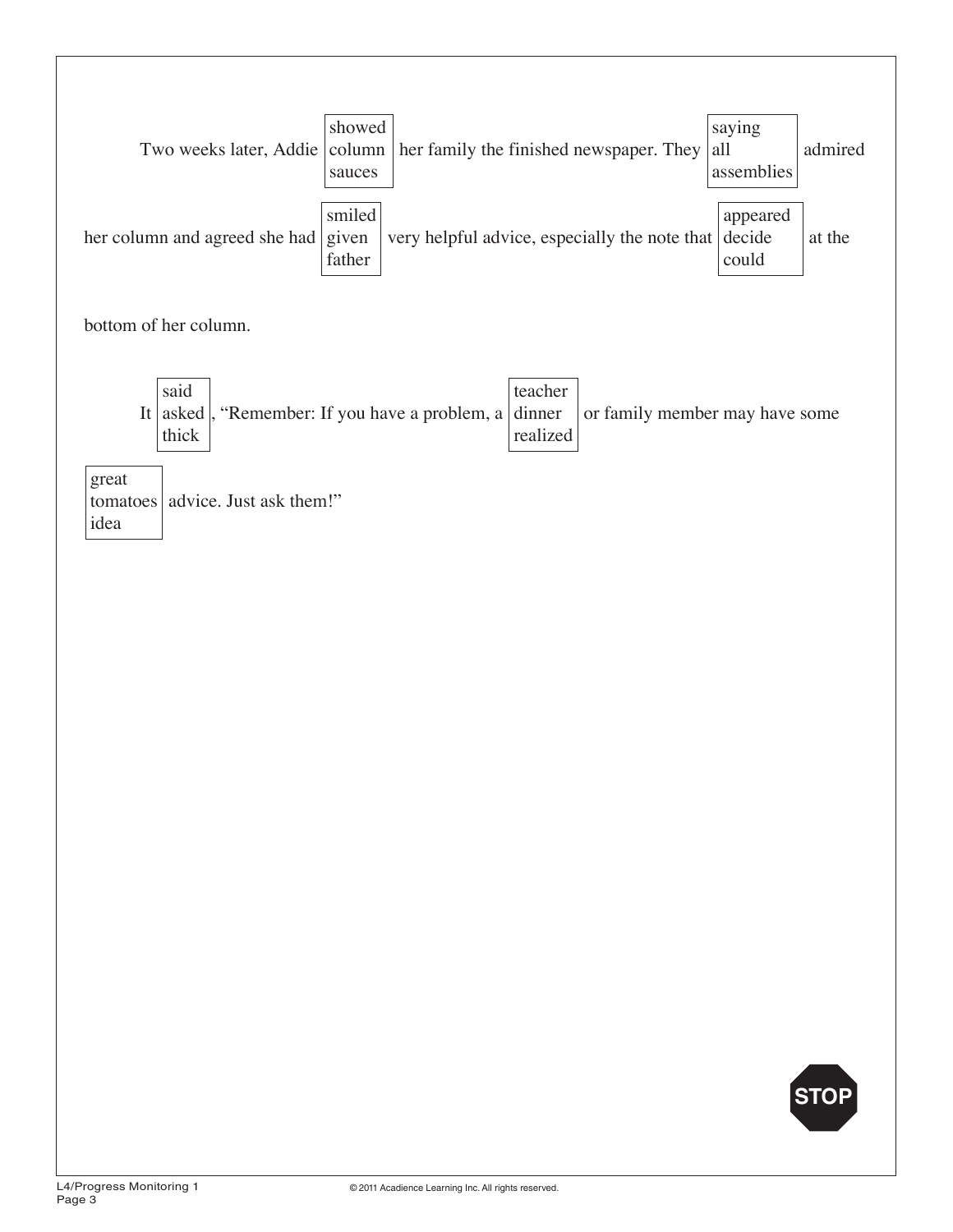Two weeks later, Addie [showed / column / sauces] her family the finished newspaper. They [saying / all / assemblies] admired her column and agreed she had [smiled / given / father] very helpful advice, especially the note that [appeared / decide / could] at the bottom of her column.

It [said / asked / thick], "Remember: If you have a problem, a [teacher / dinner / realized] or family member may have some [great / tomatoes / idea] advice. Just ask them!"

STOP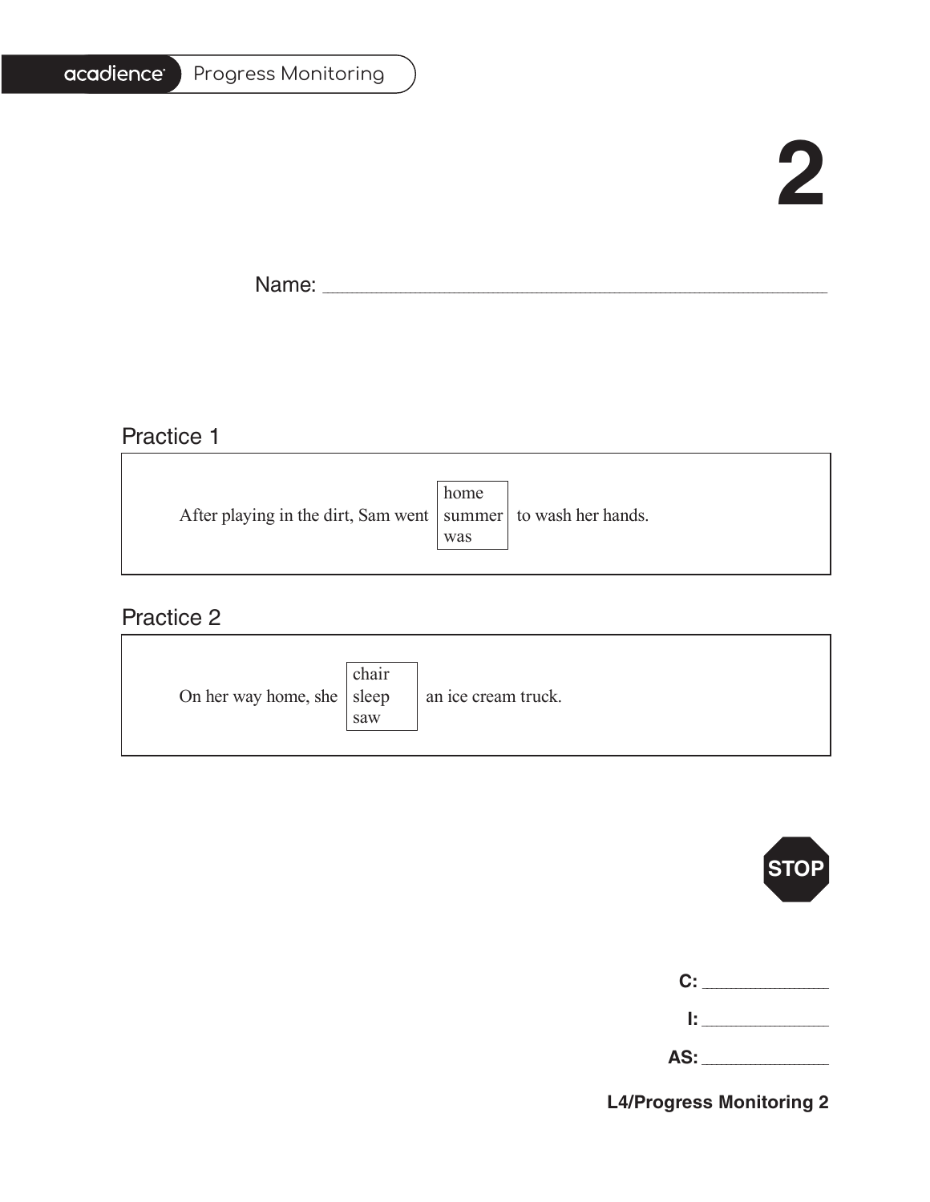# 2

Name: ____________________________________________

## Practice 1

After playing in the dirt, Sam went [home / summer / was] to wash her hands.

## Practice 2

On her way home, she [chair / sleep / saw] an ice cream truck.

STOP

**C:** ____________

**I:** ____________

**AS:** ____________

**L4/Progress Monitoring 2**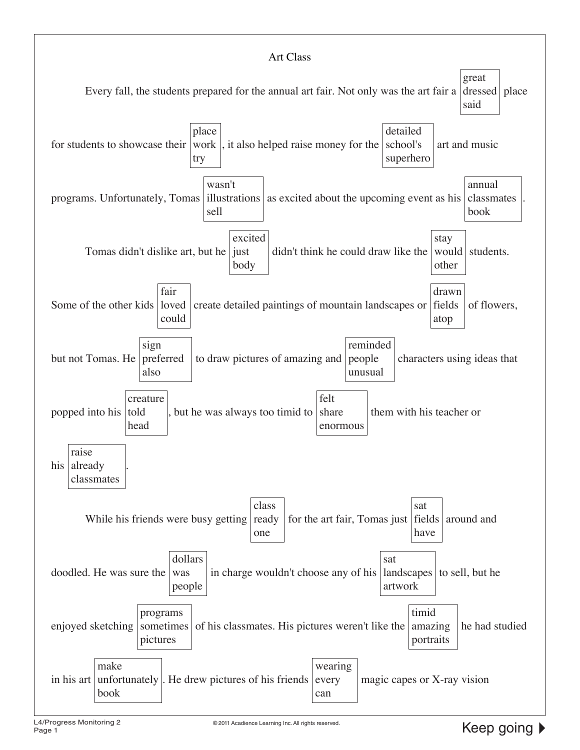# Art Class

Every fall, the students prepared for the annual art fair. Not only was the art fair a [great / dressed / said] place for students to showcase their [place / work / try], it also helped raise money for the [detailed / school's / superhero] art and music programs. Unfortunately, Tomas [wasn't / illustrations / sell] as excited about the upcoming event as his [annual / classmates / book].

Tomas didn't dislike art, but he [excited / just / body] didn't think he could draw like the [stay / would / other] students. Some of the other kids [fair / loved / could] create detailed paintings of mountain landscapes or [drawn / fields / atop] of flowers, but not Tomas. He [sign / preferred / also] to draw pictures of amazing and [reminded / people / unusual] characters using ideas that popped into his [creature / told / head], but he was always too timid to [felt / share / enormous] them with his teacher or his [raise / already / classmates].

While his friends were busy getting [class / ready / one] for the art fair, Tomas just [sat / fields / have] around and doodled. He was sure the [dollars / was / people] in charge wouldn't choose any of his [sat / landscapes / artwork] to sell, but he enjoyed sketching [programs / sometimes / pictures] of his classmates. His pictures weren't like the [timid / amazing / portraits] he had studied in his art [make / unfortunately / book]. He drew pictures of his friends [wearing / every / can] magic capes or X-ray vision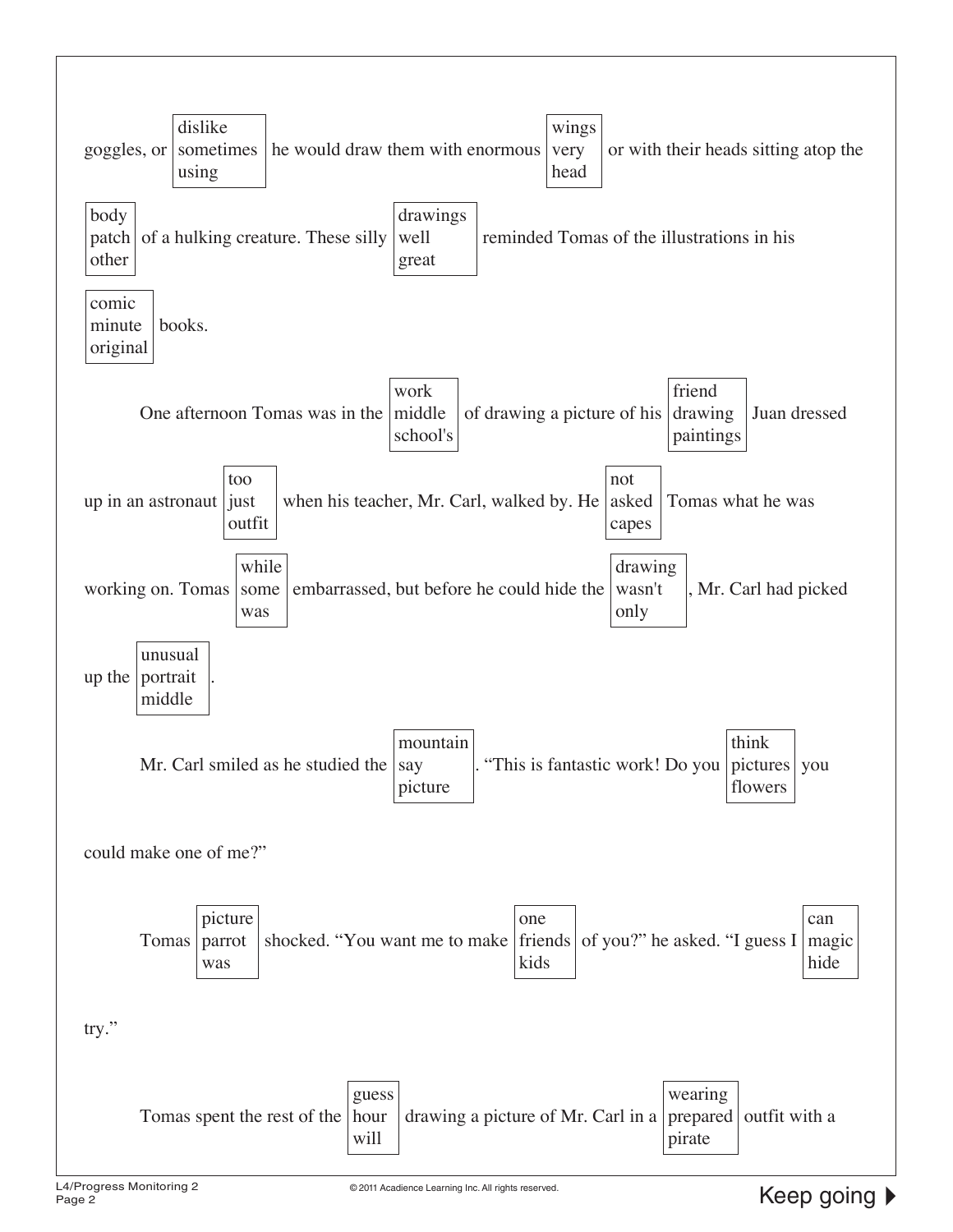goggles, or [dislike / sometimes / using] he would draw them with enormous [wings / very / head] or with their heads sitting atop the [body / patch / other] of a hulking creature. These silly [drawings / well / great] reminded Tomas of the illustrations in his [comic / minute / original] books.

One afternoon Tomas was in the [work / middle / school's] of drawing a picture of his [friend / drawing / paintings] Juan dressed up in an astronaut [too / just / outfit] when his teacher, Mr. Carl, walked by. He [not / asked / capes] Tomas what he was working on. Tomas [while / some / was] embarrassed, but before he could hide the [drawing / wasn't / only], Mr. Carl had picked up the [unusual / portrait / middle].

Mr. Carl smiled as he studied the [mountain / say / picture]. "This is fantastic work! Do you [think / pictures / flowers] you could make one of me?"

Tomas [picture / parrot / was] shocked. "You want me to make [one / friends / kids] of you?" he asked. "I guess I [can / magic / hide] try."

Tomas spent the rest of the [guess / hour / will] drawing a picture of Mr. Carl in a [wearing / prepared / pirate] outfit with a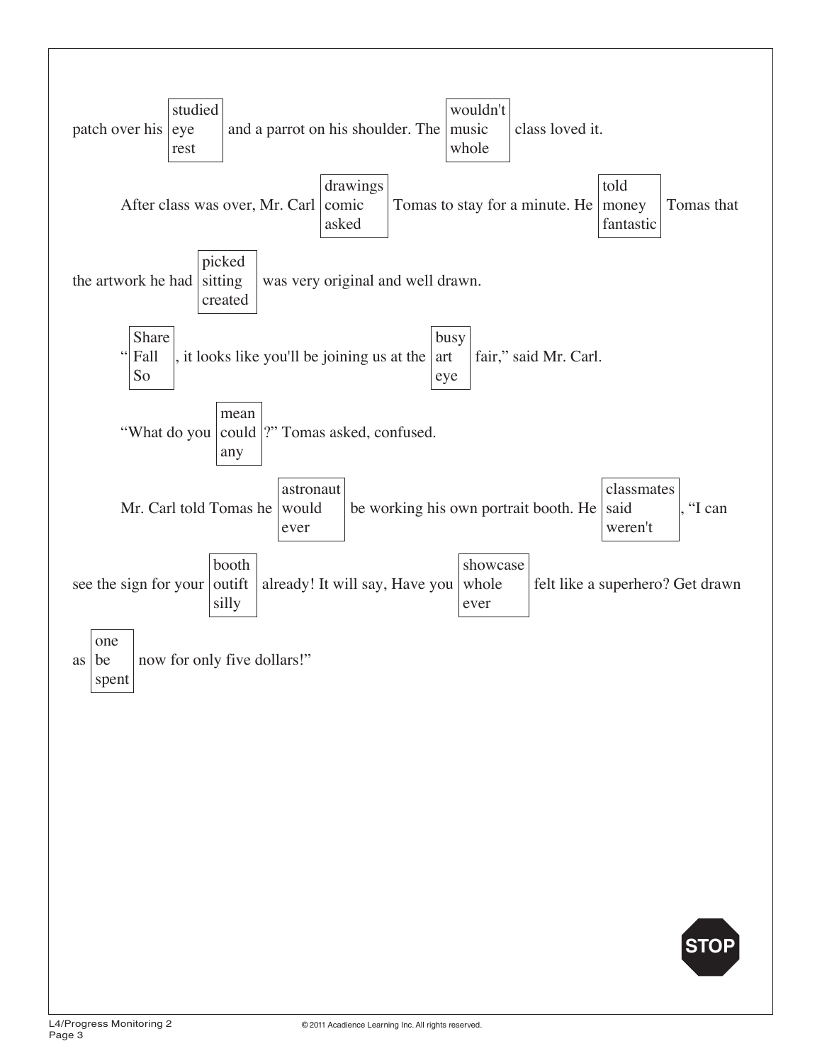patch over his [studied / eye / rest] and a parrot on his shoulder. The [wouldn't / music / whole] class loved it.

After class was over, Mr. Carl [drawings / comic / asked] Tomas to stay for a minute. He [told / money / fantastic] Tomas that the artwork he had [picked / sitting / created] was very original and well drawn.

"[Share / Fall / So], it looks like you'll be joining us at the [busy / art / eye] fair," said Mr. Carl.

"What do you [mean / could / any]?" Tomas asked, confused.

Mr. Carl told Tomas he [astronaut / would / ever] be working his own portrait booth. He [classmates / said / weren't], "I can see the sign for your [booth / outift / silly] already! It will say, Have you [showcase / whole / ever] felt like a superhero? Get drawn as [one / be / spent] now for only five dollars!"

STOP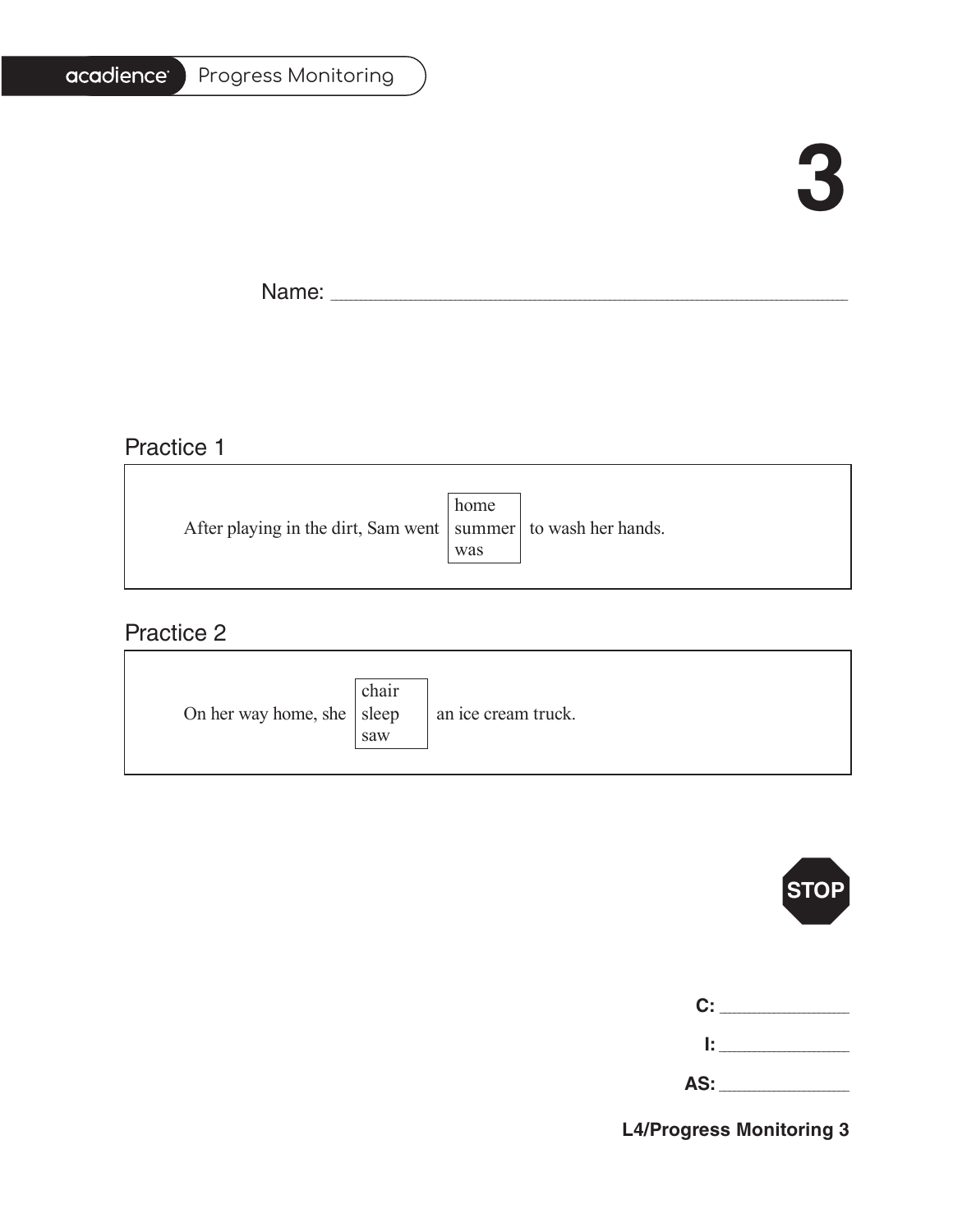acadience Progress Monitoring

# 3

Name: ___________________________________________

## Practice 1

After playing in the dirt, Sam went [home / summer / was] to wash her hands.

## Practice 2

On her way home, she [chair / sleep / saw] an ice cream truck.

STOP

**C:** ____________

**I:** ____________

**AS:** ____________

**L4/Progress Monitoring 3**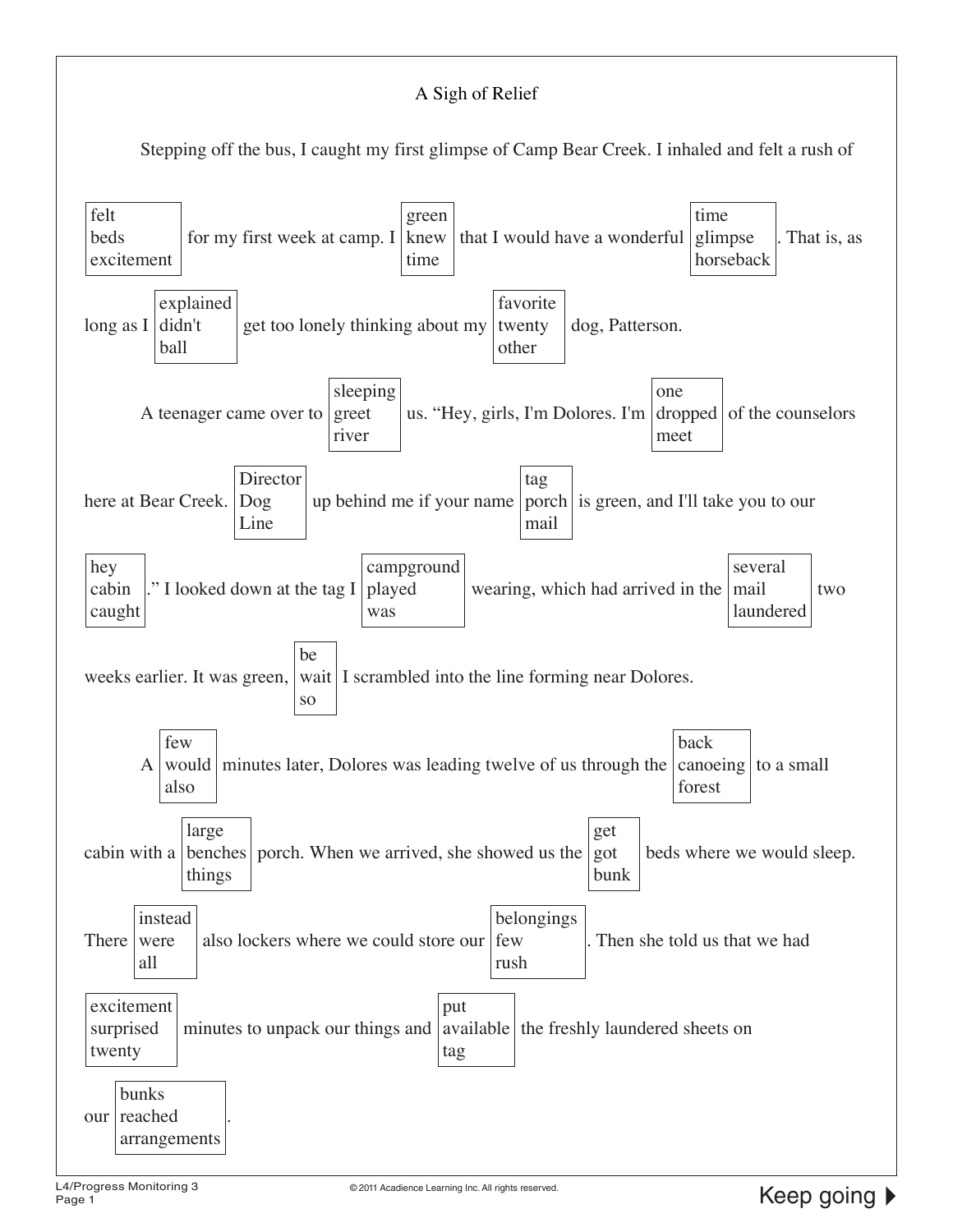A Sigh of Relief

Stepping off the bus, I caught my first glimpse of Camp Bear Creek. I inhaled and felt a rush of [felt / beds / excitement] for my first week at camp. I [green / knew / time] that I would have a wonderful [time / glimpse / horseback]. That is, as long as I [explained / didn't / ball] get too lonely thinking about my [favorite / twenty / other] dog, Patterson.

A teenager came over to [sleeping / greet / river] us. "Hey, girls, I'm Dolores. I'm [one / dropped / meet] of the counselors here at Bear Creek. [Director / Dog / Line] up behind me if your name [tag / porch / mail] is green, and I'll take you to our [hey / cabin / caught]." I looked down at the tag I [campground / played / was] wearing, which had arrived in the [several / mail / laundered] two weeks earlier. It was green, [be / wait / so] I scrambled into the line forming near Dolores.

A [few / would / also] minutes later, Dolores was leading twelve of us through the [back / canoeing / forest] to a small cabin with a [large / benches / things] porch. When we arrived, she showed us the [get / got / bunk] beds where we would sleep. There [instead / were / all] also lockers where we could store our [belongings / few / rush]. Then she told us that we had [excitement / surprised / twenty] minutes to unpack our things and [put / available / tag] the freshly laundered sheets on our [bunks / reached / arrangements].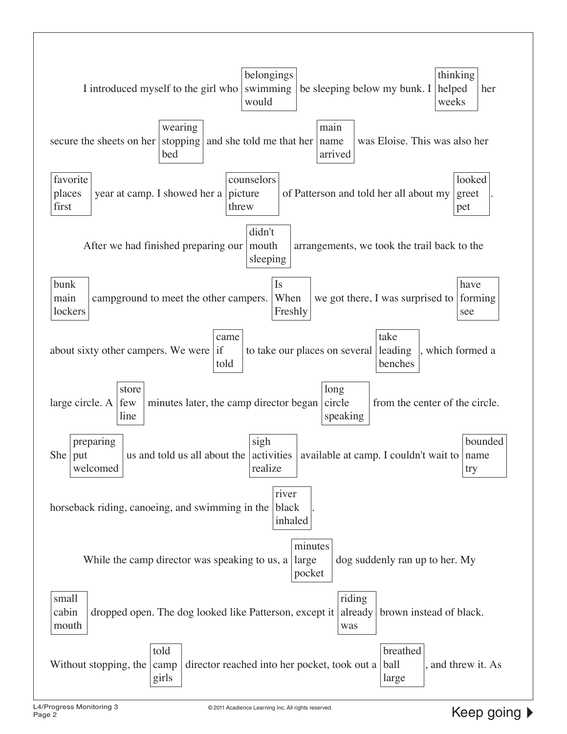I introduced myself to the girl who [belongings / swimming / would] be sleeping below my bunk. I [thinking / helped / weeks] her secure the sheets on her [wearing / stopping / bed] and she told me that her [main / name / arrived] was Eloise. This was also her [favorite / places / first] year at camp. I showed her a [counselors / picture / threw] of Patterson and told her all about my [looked / greet / pet].

After we had finished preparing our [didn't / mouth / sleeping] arrangements, we took the trail back to the [bunk / main / lockers] campground to meet the other campers. [Is / When / Freshly] we got there, I was surprised to [have / forming / see] about sixty other campers. We were [came / if / told] to take our places on several [take / leading / benches], which formed a large circle. A [store / few / line] minutes later, the camp director began [long / circle / speaking] from the center of the circle. She [preparing / put / welcomed] us and told us all about the [sigh / activities / realize] available at camp. I couldn't wait to [bounded / name / try] horseback riding, canoeing, and swimming in the [river / black / inhaled].

While the camp director was speaking to us, a [minutes / large / pocket] dog suddenly ran up to her. My [small / cabin / mouth] dropped open. The dog looked like Patterson, except it [riding / already / was] brown instead of black. Without stopping, the [told / camp / girls] director reached into her pocket, took out a [breathed / ball / large], and threw it. As

Keep going ▶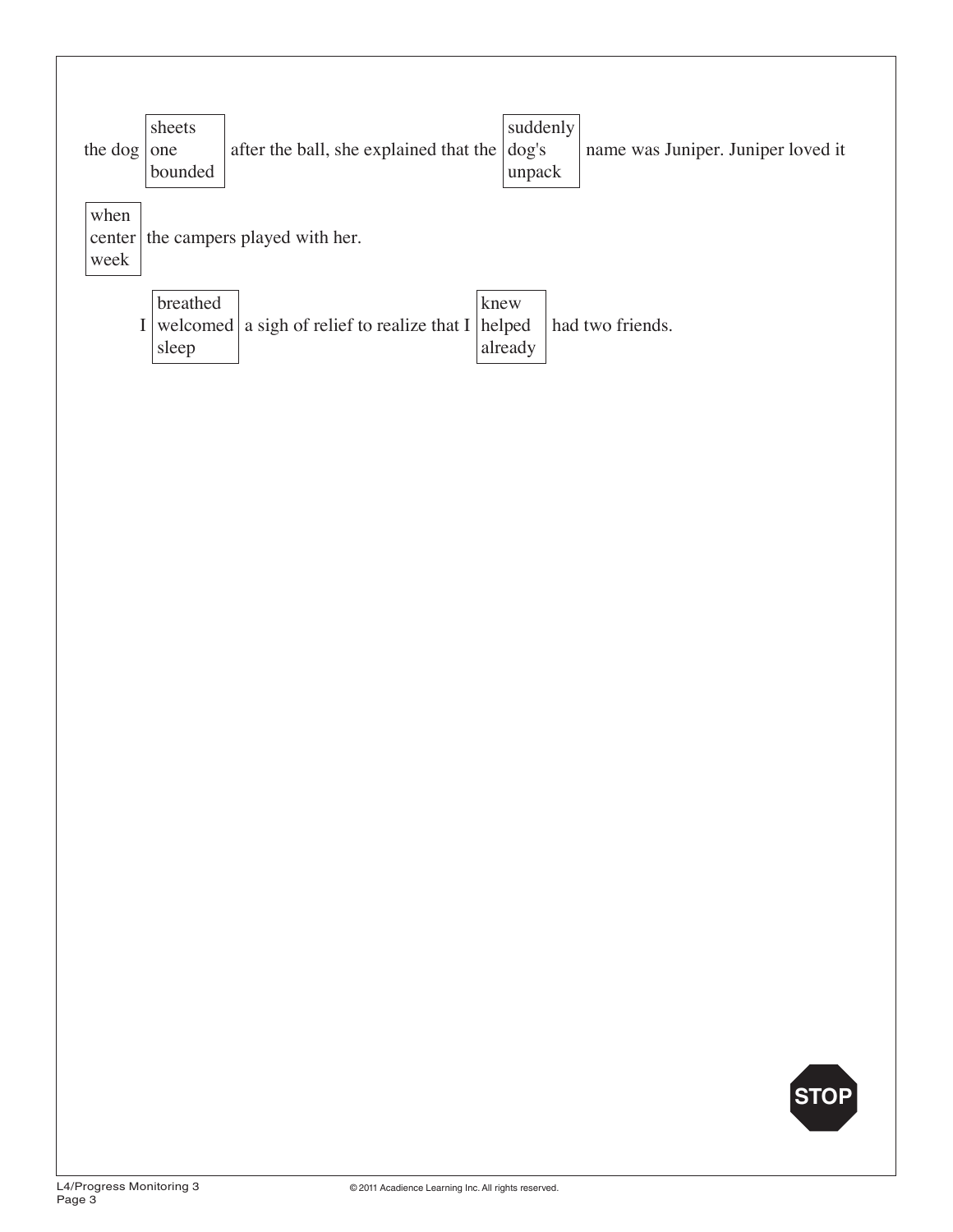the dog [sheets / one / bounded] after the ball, she explained that the [suddenly / dog's / unpack] name was Juniper. Juniper loved it [when / center / week] the campers played with her.

I [breathed / welcomed / sleep] a sigh of relief to realize that I [knew / helped / already] had two friends.

STOP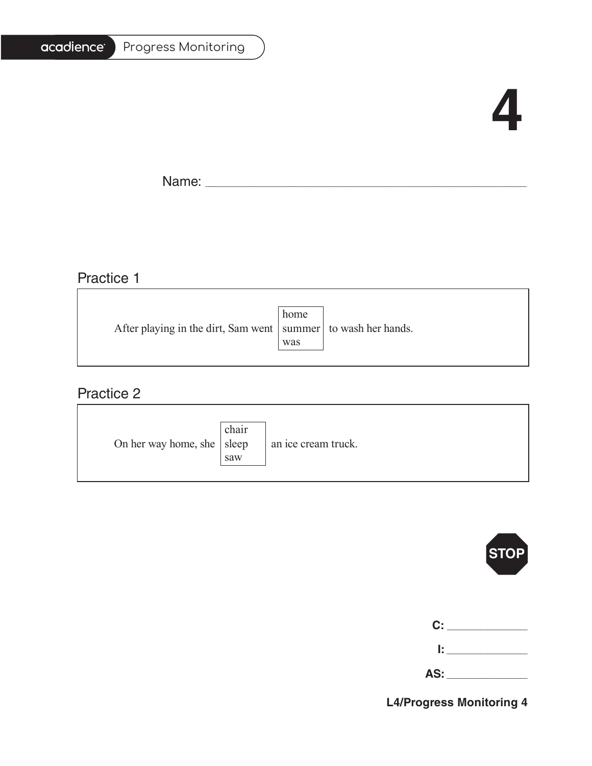# 4

Name: ______________________________________________

## Practice 1

After playing in the dirt, Sam went [home / summer / was] to wash her hands.

## Practice 2

On her way home, she [chair / sleep / saw] an ice cream truck.

STOP

**C:** ____________

**I:** ____________

**AS:** ____________

**L4/Progress Monitoring 4**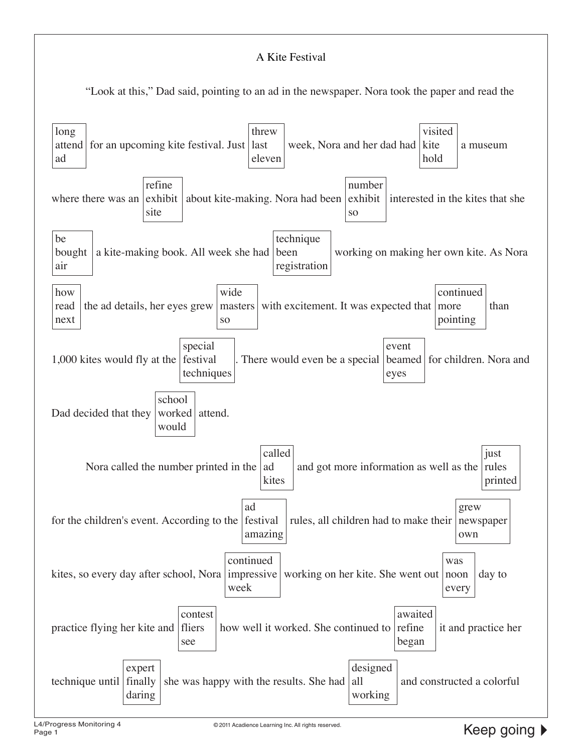A Kite Festival

"Look at this," Dad said, pointing to an ad in the newspaper. Nora took the paper and read the [long / attend / ad] for an upcoming kite festival. Just [threw / last / eleven] week, Nora and her dad had [visited / kite / hold] a museum where there was an [refine / exhibit / site] about kite-making. Nora had been [number / exhibit / so] interested in the kites that she [be / bought / air] a kite-making book. All week she had [technique / been / registration] working on making her own kite. As Nora [how / read / next] the ad details, her eyes grew [wide / masters / so] with excitement. It was expected that [continued / more / pointing] than 1,000 kites would fly at the [special / festival / techniques]. There would even be a special [event / beamed / eyes] for children. Nora and Dad decided that they [school / worked / would] attend.

Nora called the number printed in the [called / ad / kites] and got more information as well as the [just / rules / printed] for the children's event. According to the [ad / festival / amazing] rules, all children had to make their [grew / newspaper / own] kites, so every day after school, Nora [continued / impressive / week] working on her kite. She went out [was / noon / every] day to practice flying her kite and [contest / fliers / see] how well it worked. She continued to [awaited / refine / began] it and practice her technique until [expert / finally / daring] she was happy with the results. She had [designed / all / working] and constructed a colorful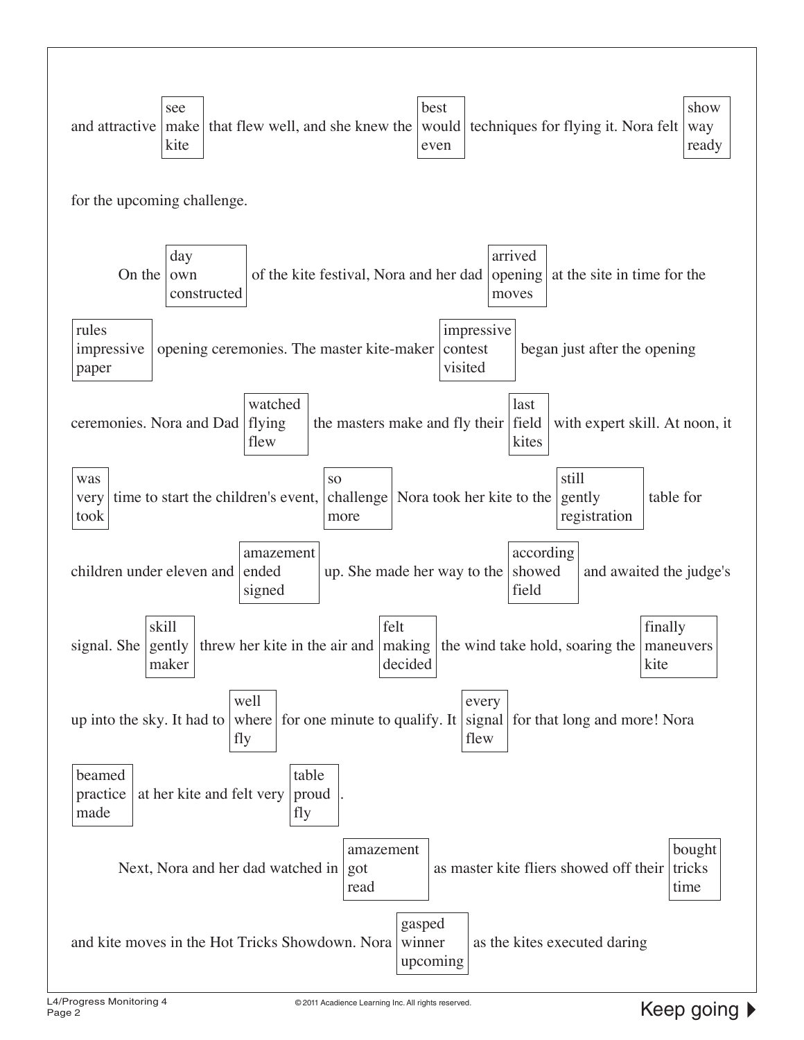and attractive [see / make / kite] that flew well, and she knew the [best / would / even] techniques for flying it. Nora felt [show / way / ready] for the upcoming challenge.

On the [day / own / constructed] of the kite festival, Nora and her dad [arrived / opening / moves] at the site in time for the [rules / impressive / paper] opening ceremonies. The master kite-maker [impressive / contest / visited] began just after the opening ceremonies. Nora and Dad [watched / flying / flew] the masters make and fly their [last / field / kites] with expert skill. At noon, it [was / very / took] time to start the children's event, [so / challenge / more] Nora took her kite to the [still / gently / registration] table for children under eleven and [amazement / ended / signed] up. She made her way to the [according / showed / field] and awaited the judge's signal. She [skill / gently / maker] threw her kite in the air and [felt / making / decided] the wind take hold, soaring the [finally / maneuvers / kite] up into the sky. It had to [well / where / fly] for one minute to qualify. It [every / signal / flew] for that long and more! Nora [beamed / practice / made] at her kite and felt very [table / proud / fly].

Next, Nora and her dad watched in [amazement / got / read] as master kite fliers showed off their [bought / tricks / time] and kite moves in the Hot Tricks Showdown. Nora [gasped / winner / upcoming] as the kites executed daring

L4/Progress Monitoring 4
Page 2

Keep going ▶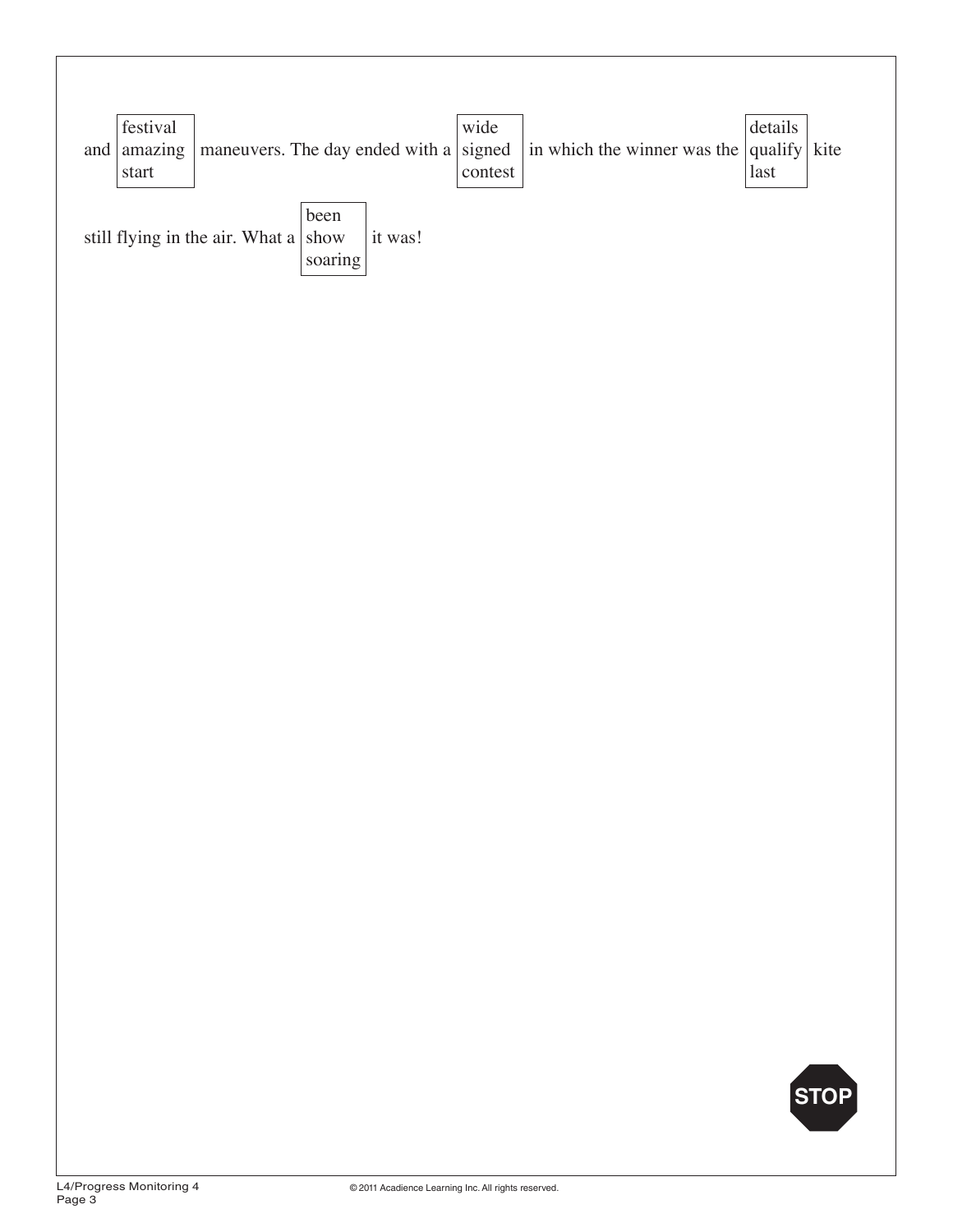and [festival / amazing / start] maneuvers. The day ended with a [wide / signed / contest] in which the winner was the [details / qualify / last] kite still flying in the air. What a [been / show / soaring] it was!

STOP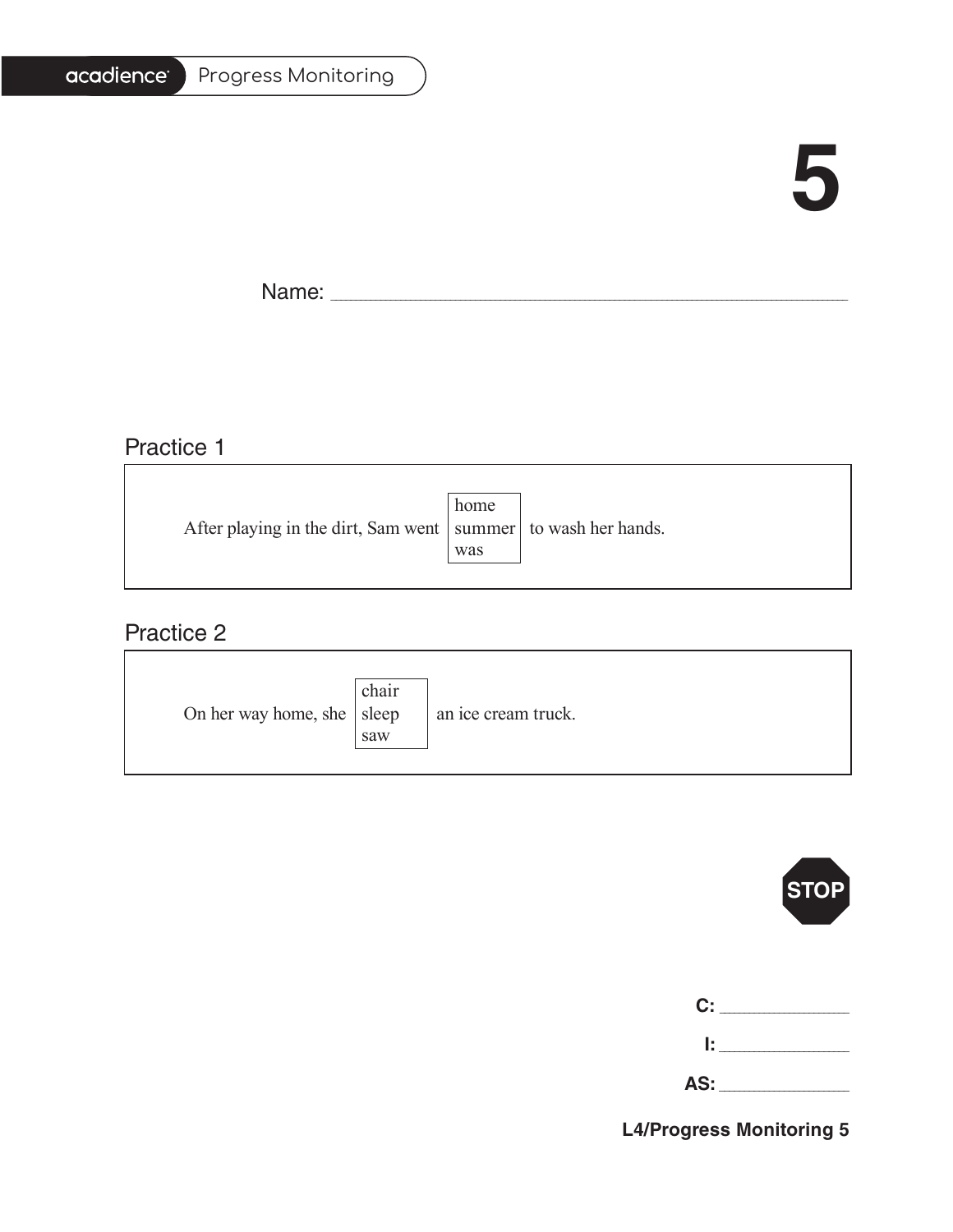acadience Progress Monitoring

# 5

Name: ______________________________________________

## Practice 1

After playing in the dirt, Sam went [home / summer / was] to wash her hands.

## Practice 2

On her way home, she [chair / sleep / saw] an ice cream truck.

STOP

**C:** ____________

**I:** ____________

**AS:** ____________

**L4/Progress Monitoring 5**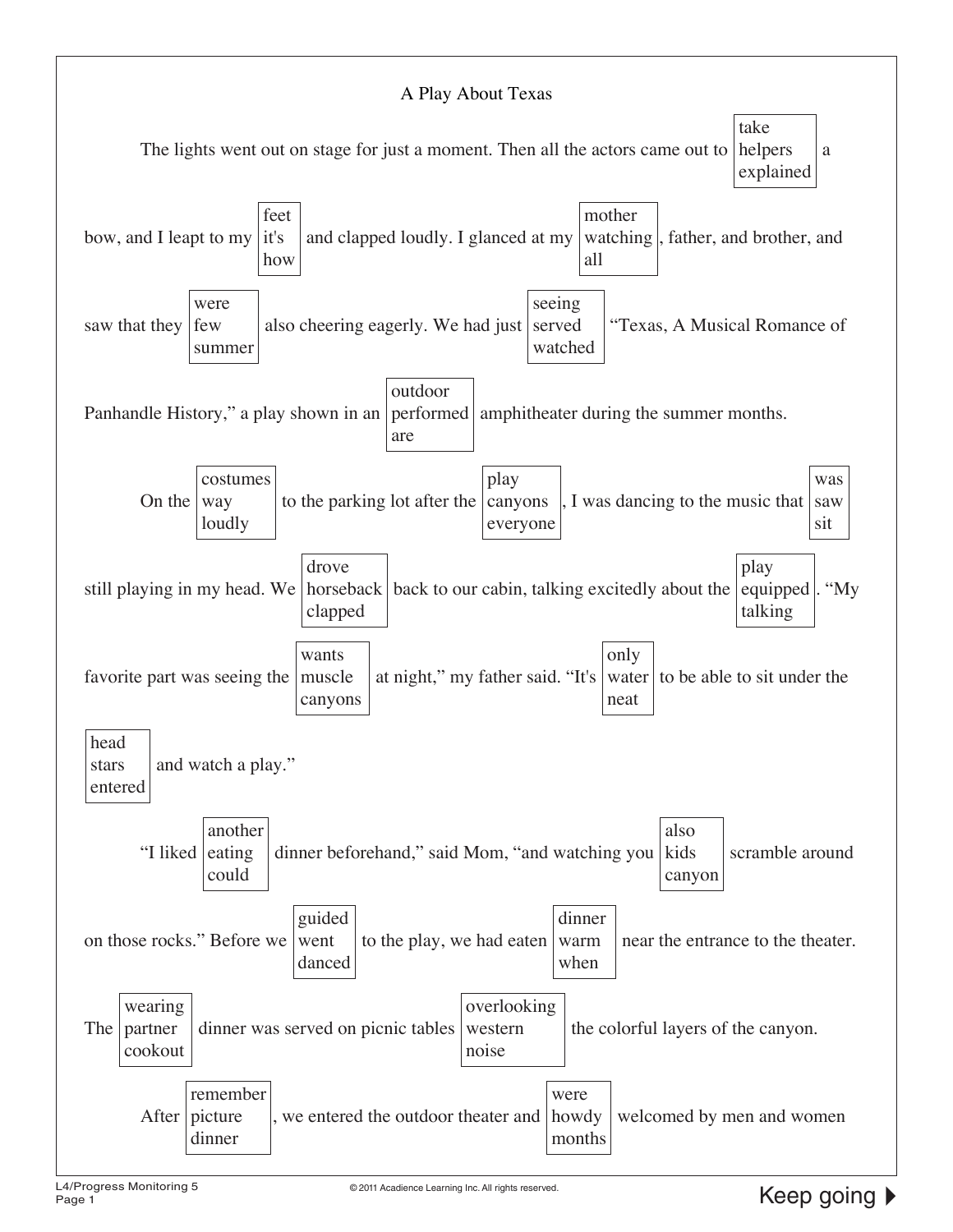# A Play About Texas

The lights went out on stage for just a moment. Then all the actors came out to [take / helpers / explained] a bow, and I leapt to my [feet / it's / how] and clapped loudly. I glanced at my [mother / watching / all], father, and brother, and saw that they [were / few / summer] also cheering eagerly. We had just [seeing / served / watched] "Texas, A Musical Romance of Panhandle History," a play shown in an [outdoor / performed / are] amphitheater during the summer months.

On the [costumes / way / loudly] to the parking lot after the [play / canyons / everyone], I was dancing to the music that [was / saw / sit] still playing in my head. We [drove / horseback / clapped] back to our cabin, talking excitedly about the [play / equipped / talking]. "My favorite part was seeing the [wants / muscle / canyons] at night," my father said. "It's [only / water / neat] to be able to sit under the [head / stars / entered] and watch a play."

"I liked [another / eating / could] dinner beforehand," said Mom, "and watching you [also / kids / canyon] scramble around on those rocks." Before we [guided / went / danced] to the play, we had eaten [dinner / warm / when] near the entrance to the theater. The [wearing / partner / cookout] dinner was served on picnic tables [overlooking / western / noise] the colorful layers of the canyon.

After [remember / picture / dinner], we entered the outdoor theater and [were / howdy / months] welcomed by men and women

Keep going ▶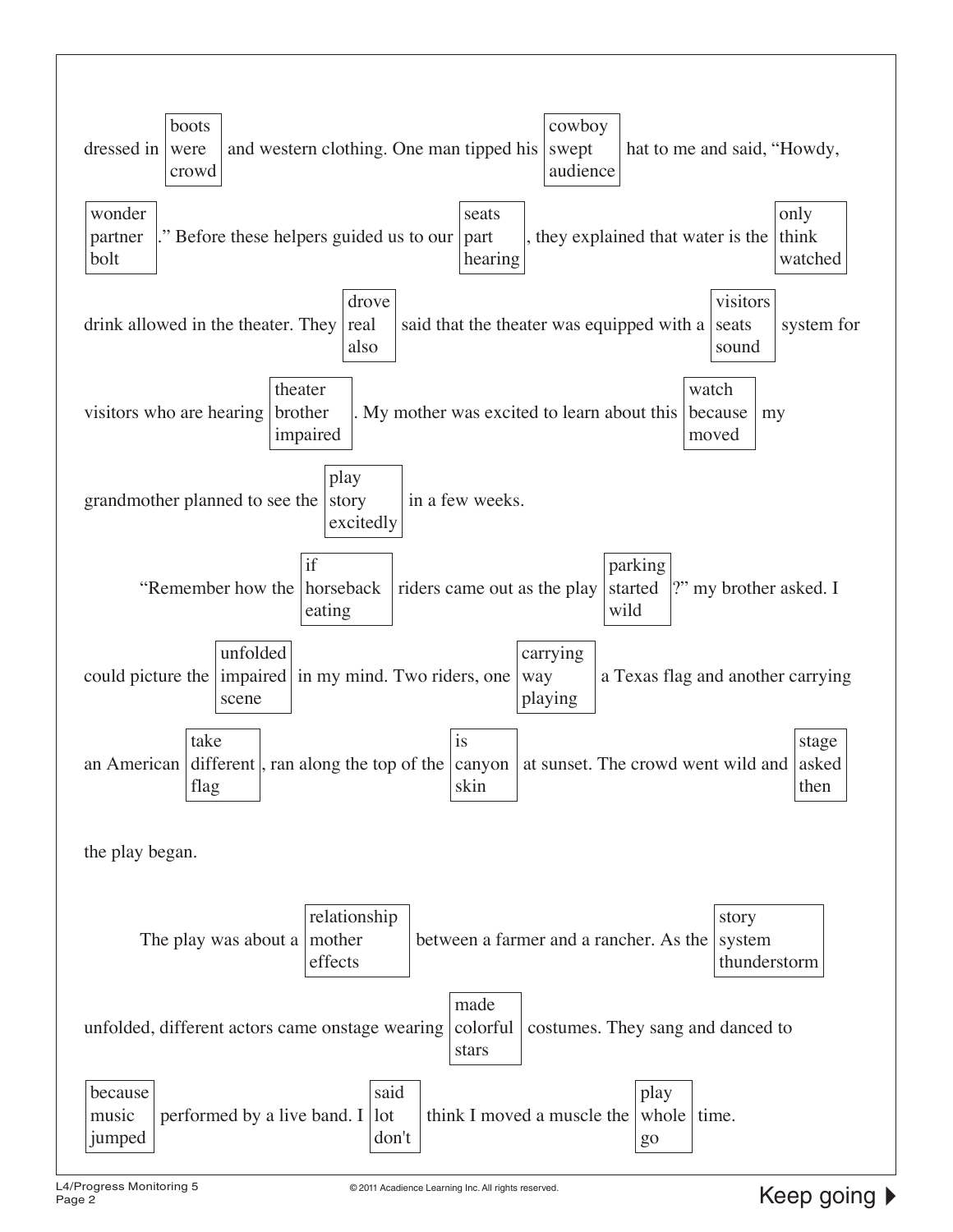dressed in [boots / were / crowd] and western clothing. One man tipped his [cowboy / swept / audience] hat to me and said, "Howdy, [wonder / partner / bolt]." Before these helpers guided us to our [seats / part / hearing], they explained that water is the [only / think / watched] drink allowed in the theater. They [drove / real / also] said that the theater was equipped with a [visitors / seats / sound] system for visitors who are hearing [theater / brother / impaired]. My mother was excited to learn about this [watch / because / moved] my grandmother planned to see the [play / story / excitedly] in a few weeks.

"Remember how the [if / horseback / eating] riders came out as the play [parking / started / wild]?" my brother asked. I could picture the [unfolded / impaired / scene] in my mind. Two riders, one [carrying / way / playing] a Texas flag and another carrying an American [take / different / flag], ran along the top of the [is / canyon / skin] at sunset. The crowd went wild and [stage / asked / then] the play began.

The play was about a [relationship / mother / effects] between a farmer and a rancher. As the [story / system / thunderstorm] unfolded, different actors came onstage wearing [made / colorful / stars] costumes. They sang and danced to [because / music / jumped] performed by a live band. I [said / lot / don't] think I moved a muscle the [play / whole / go] time.

Keep going ▶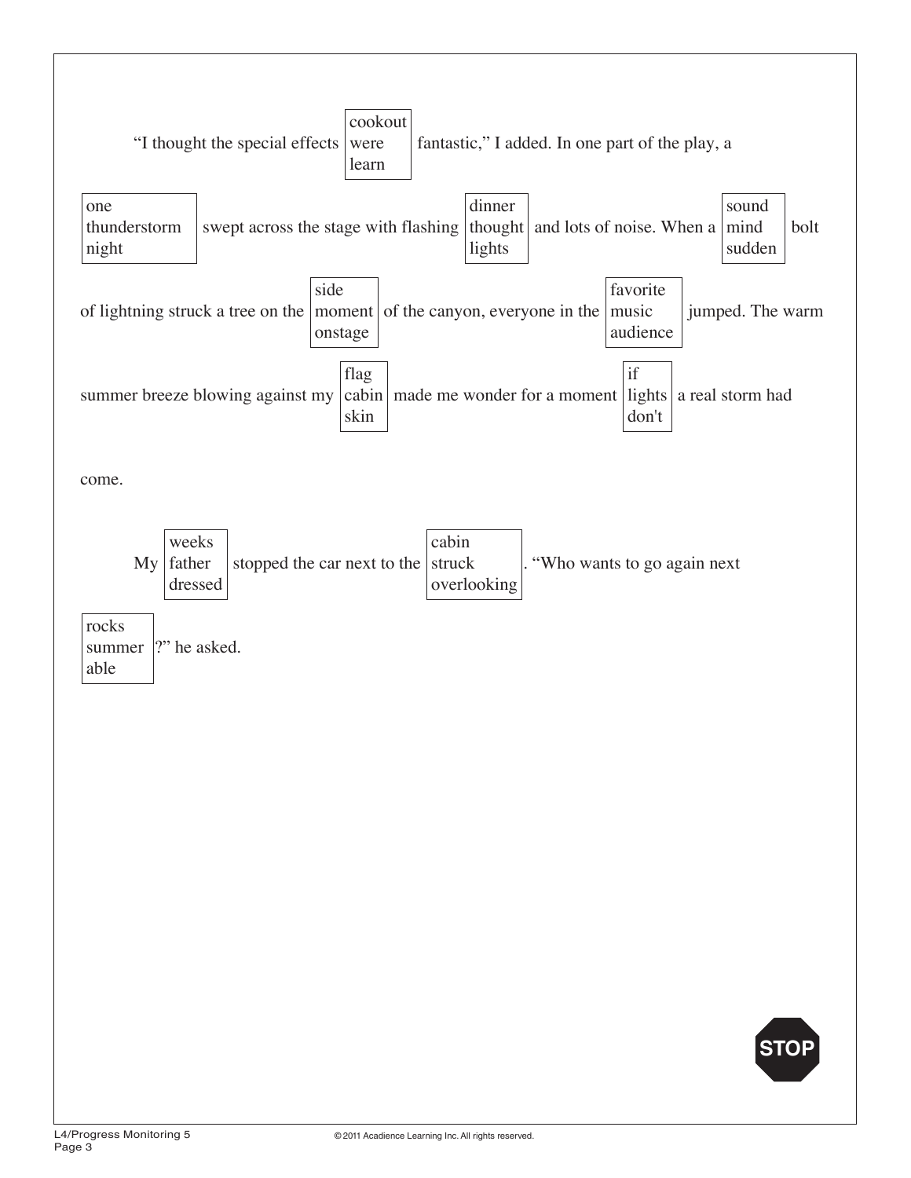"I thought the special effects [cookout / were / learn] fantastic," I added. In one part of the play, a [one / thunderstorm / night] swept across the stage with flashing [dinner / thought / lights] and lots of noise. When a [sound / mind / sudden] bolt of lightning struck a tree on the [side / moment / onstage] of the canyon, everyone in the [favorite / music / audience] jumped. The warm summer breeze blowing against my [flag / cabin / skin] made me wonder for a moment [if / lights / don't] a real storm had come.

My [weeks / father / dressed] stopped the car next to the [cabin / struck / overlooking]. "Who wants to go again next [rocks / summer / able]?" he asked.

STOP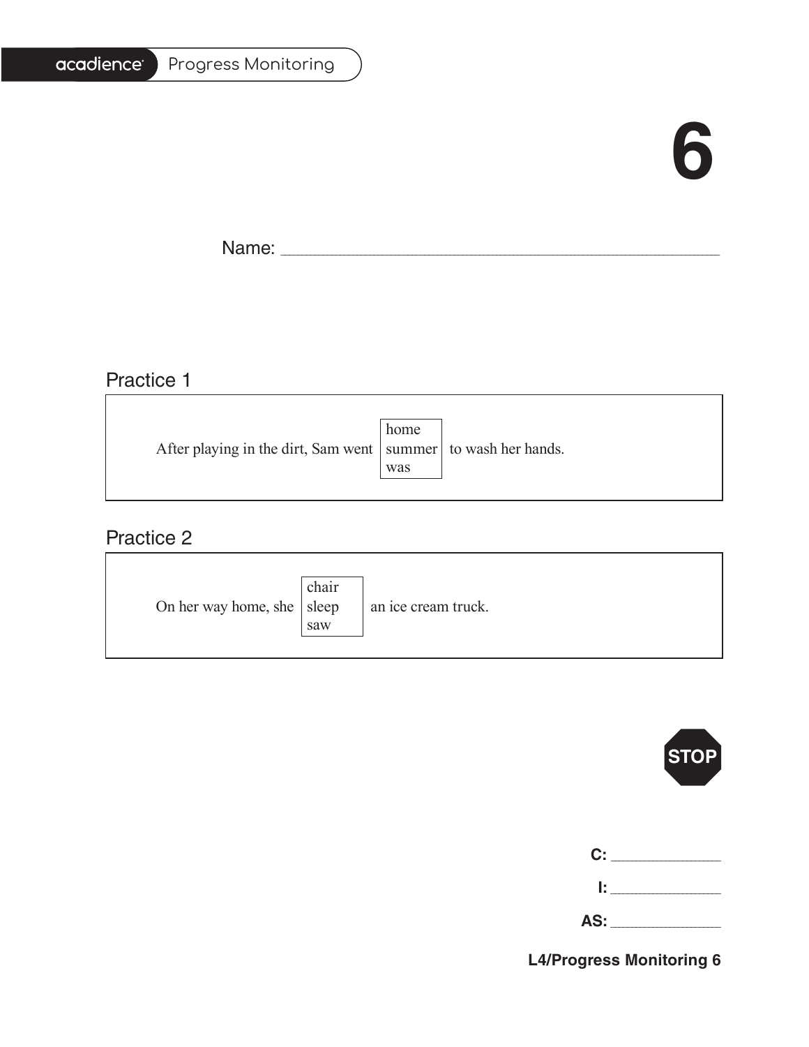# 6

Name: ___________________________________________

## Practice 1

After playing in the dirt, Sam went [home / summer / was] to wash her hands.

## Practice 2

On her way home, she [chair / sleep / saw] an ice cream truck.

STOP

**C:** ____________

**I:** ____________

**AS:** ____________

**L4/Progress Monitoring 6**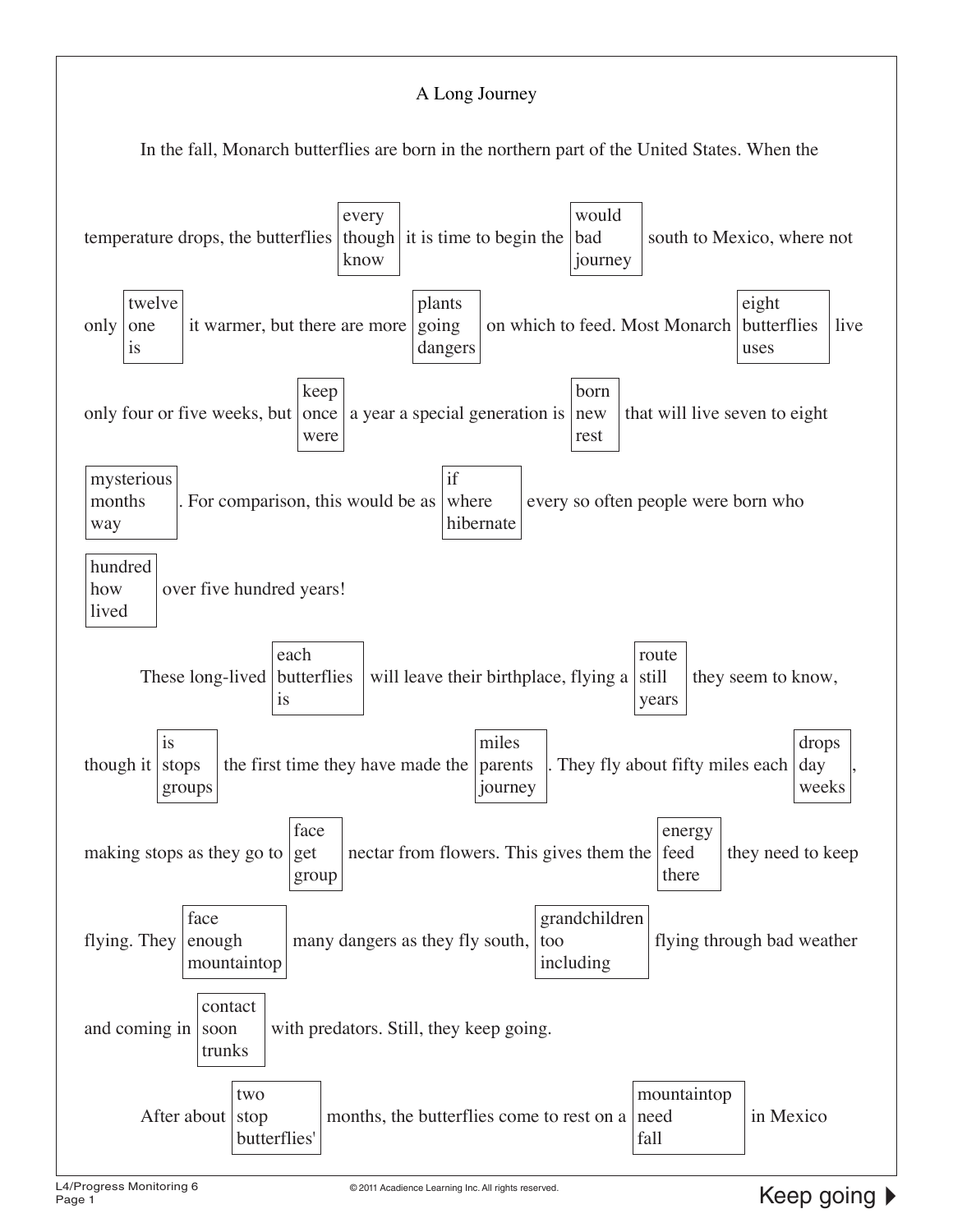# A Long Journey

In the fall, Monarch butterflies are born in the northern part of the United States. When the temperature drops, the butterflies [every / though / know] it is time to begin the [would / bad / journey] south to Mexico, where not only [twelve / one / is] it warmer, but there are more [plants / going / dangers] on which to feed. Most Monarch [eight / butterflies / uses] live only four or five weeks, but [keep / once / were] a year a special generation is [born / new / rest] that will live seven to eight [mysterious / months / way]. For comparison, this would be as [if / where / hibernate] every so often people were born who [hundred / how / lived] over five hundred years!

These long-lived [each / butterflies / is] will leave their birthplace, flying a [route / still / years] they seem to know, though it [is / stops / groups] the first time they have made the [miles / parents / journey]. They fly about fifty miles each [drops / day / weeks], making stops as they go to [face / get / group] nectar from flowers. This gives them the [energy / feed / there] they need to keep flying. They [face / enough / mountaintop] many dangers as they fly south, [grandchildren / too / including] flying through bad weather and coming in [contact / soon / trunks] with predators. Still, they keep going.

After about [two / stop / butterflies'] months, the butterflies come to rest on a [mountaintop / need / fall] in Mexico

Keep going ▶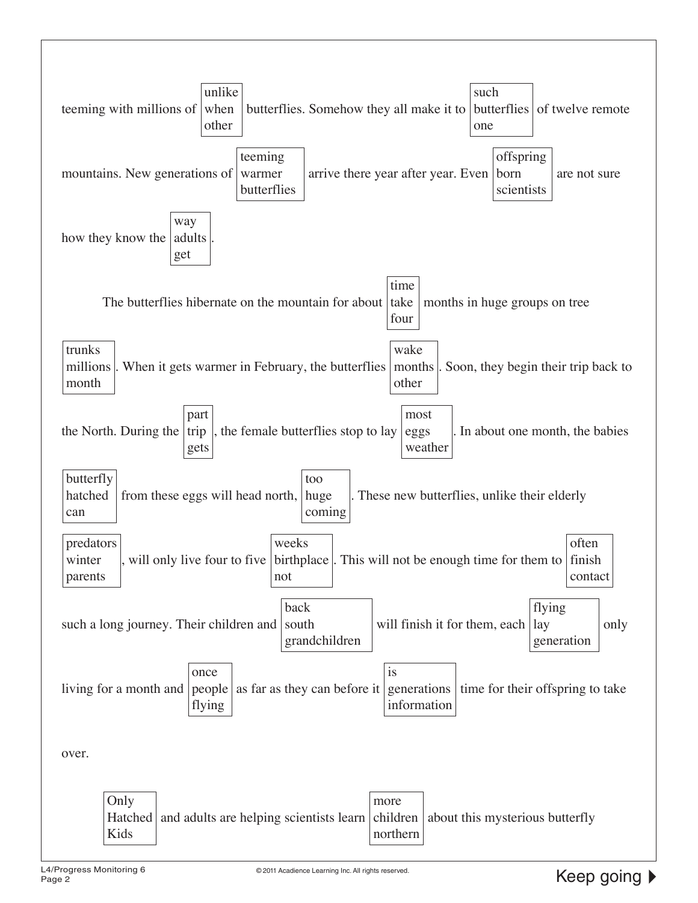teeming with millions of [unlike / when / other] butterflies. Somehow they all make it to [such / butterflies / one] of twelve remote mountains. New generations of [teeming / warmer / butterflies] arrive there year after year. Even [offspring / born / scientists] are not sure how they know the [way / adults / get].

The butterflies hibernate on the mountain for about [time / take / four] months in huge groups on tree [trunks / millions / month]. When it gets warmer in February, the butterflies [wake / months / other]. Soon, they begin their trip back to the North. During the [part / trip / gets], the female butterflies stop to lay [most / eggs / weather]. In about one month, the babies [butterfly / hatched / can] from these eggs will head north, [too / huge / coming]. These new butterflies, unlike their elderly [predators / winter / parents], will only live four to five [weeks / birthplace / not]. This will not be enough time for them to [often / finish / contact] such a long journey. Their children and [back / south / grandchildren] will finish it for them, each [flying / lay / generation] only living for a month and [once / people / flying] as far as they can before it [is / generations / information] time for their offspring to take over.

[Only / Hatched / Kids] and adults are helping scientists learn [more / children / northern] about this mysterious butterfly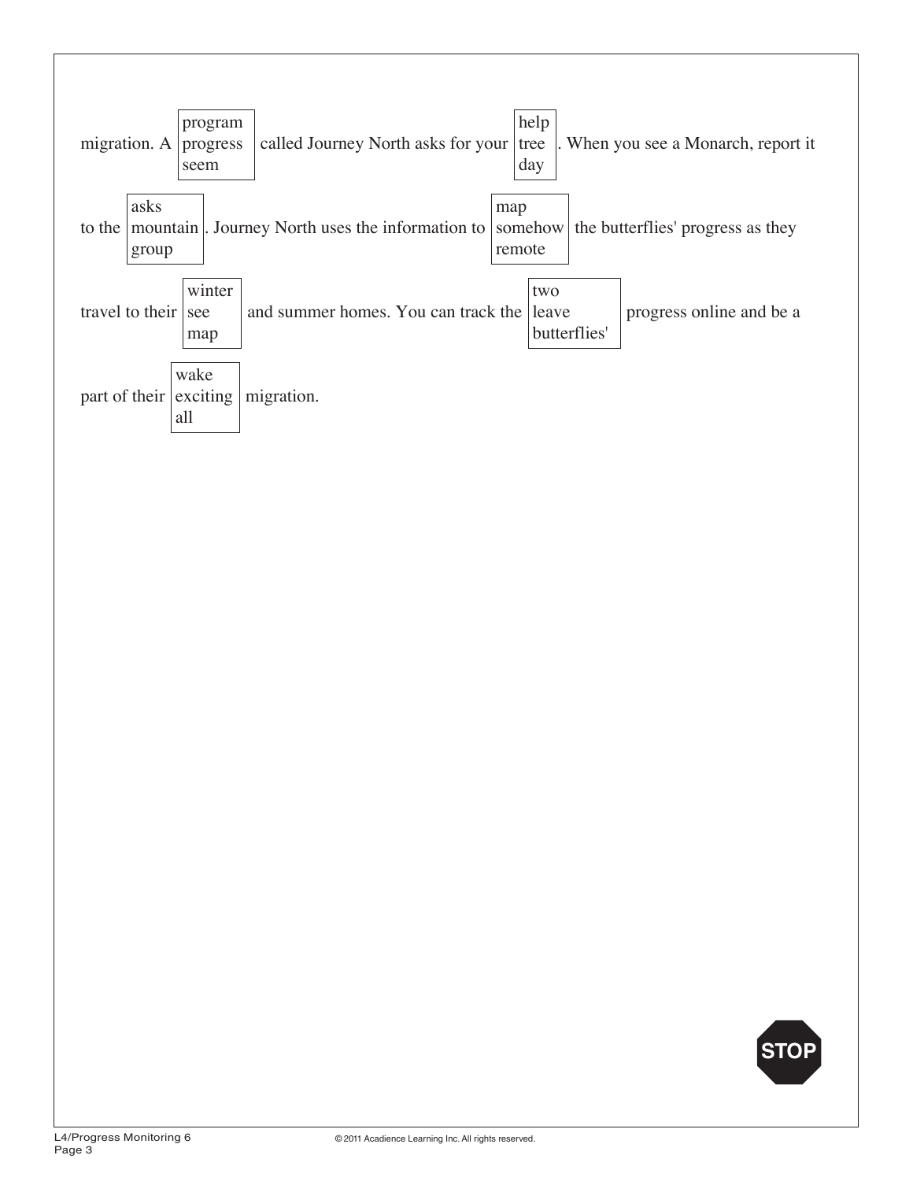migration. A [program / progress / seem] called Journey North asks for your [help / tree / day]. When you see a Monarch, report it to the [asks / mountain / group]. Journey North uses the information to [map / somehow / remote] the butterflies' progress as they travel to their [winter / see / map] and summer homes. You can track the [two / leave / butterflies'] progress online and be a part of their [wake / exciting / all] migration.

STOP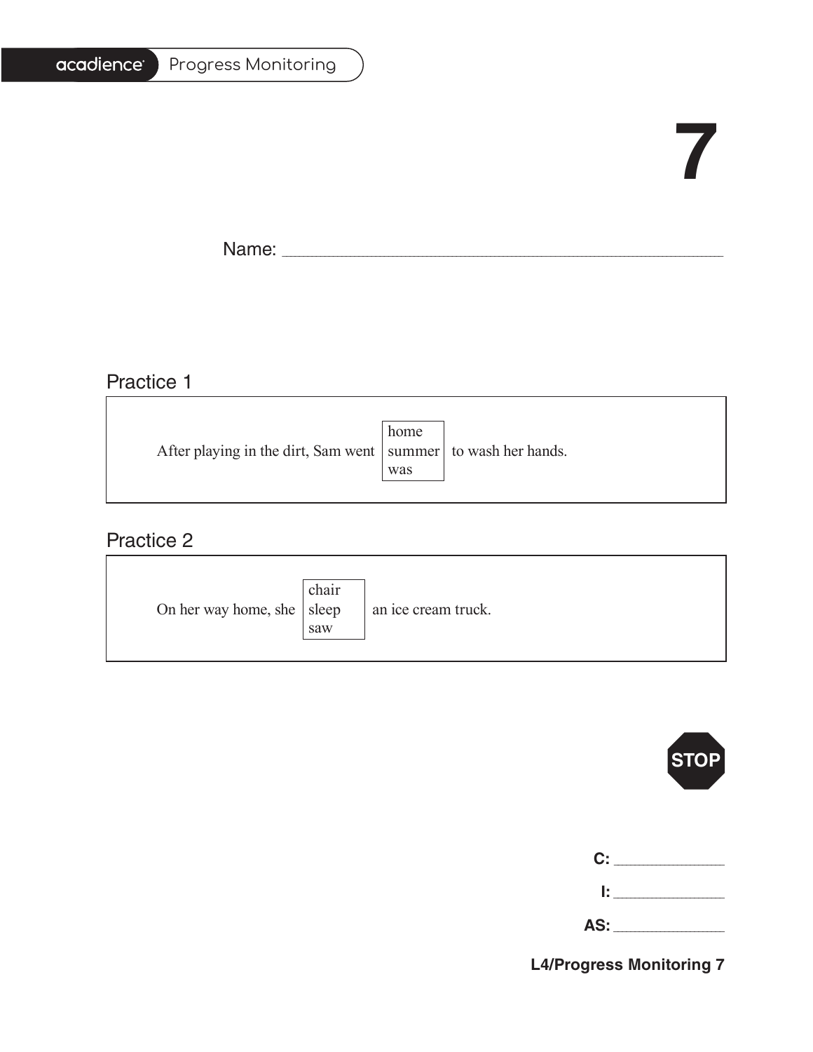# 7

Name: ______________________________________________

## Practice 1

After playing in the dirt, Sam went [home / summer / was] to wash her hands.

## Practice 2

On her way home, she [chair / sleep / saw] an ice cream truck.

STOP

C: ____________

I: ____________

AS: ____________

**L4/Progress Monitoring 7**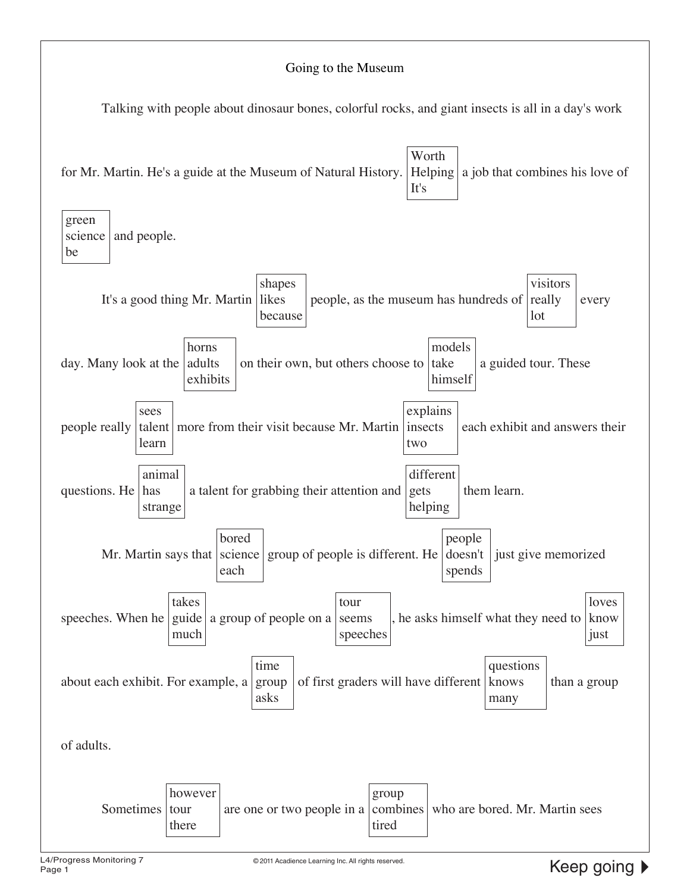Going to the Museum

Talking with people about dinosaur bones, colorful rocks, and giant insects is all in a day's work for Mr. Martin. He's a guide at the Museum of Natural History. [Worth / Helping / It's] a job that combines his love of [green / science / be] and people.

It's a good thing Mr. Martin [shapes / likes / because] people, as the museum has hundreds of [visitors / really / lot] every day. Many look at the [horns / adults / exhibits] on their own, but others choose to [models / take / himself] a guided tour. These people really [sees / talent / learn] more from their visit because Mr. Martin [explains / insects / two] each exhibit and answers their questions. He [animal / has / strange] a talent for grabbing their attention and [different / gets / helping] them learn.

Mr. Martin says that [bored / science / each] group of people is different. He [people / doesn't / spends] just give memorized speeches. When he [takes / guide / much] a group of people on a [tour / seems / speeches], he asks himself what they need to [loves / know / just] about each exhibit. For example, a [time / group / asks] of first graders will have different [questions / knows / many] than a group of adults.

Sometimes [however / tour / there] are one or two people in a [group / combines / tired] who are bored. Mr. Martin sees

Keep going ▶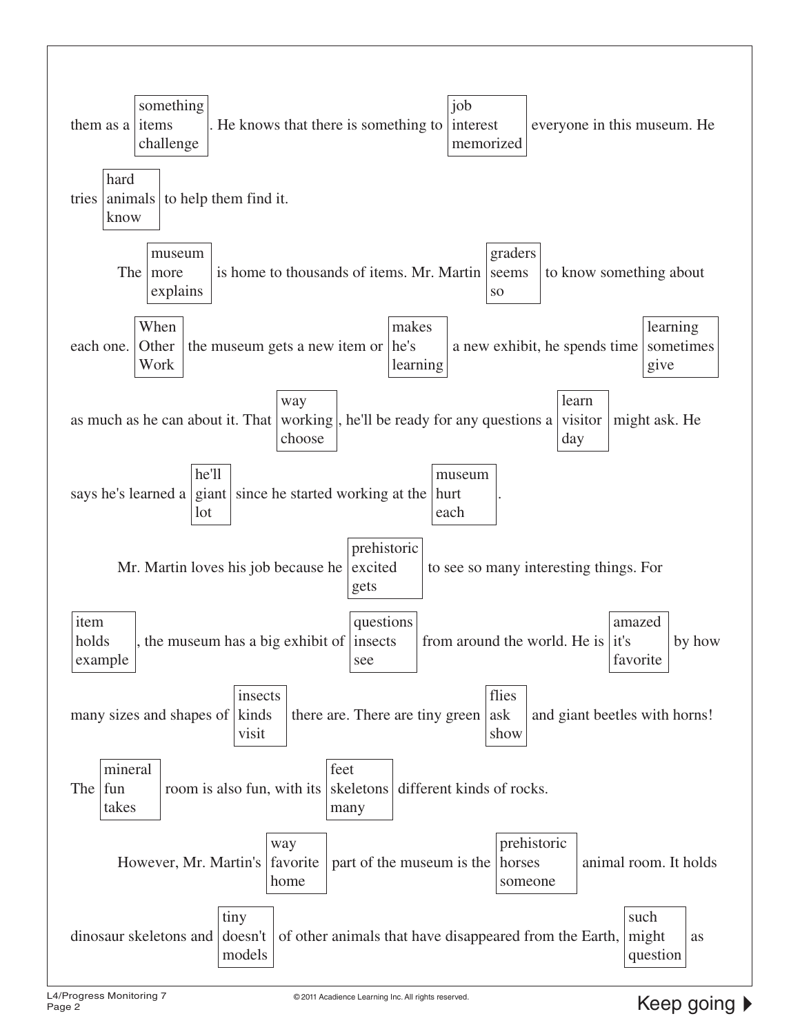them as a [something / items / challenge]. He knows that there is something to [job / interest / memorized] everyone in this museum. He tries [hard / animals / know] to help them find it.

The [museum / more / explains] is home to thousands of items. Mr. Martin [graders / seems / so] to know something about each one. [When / Other / Work] the museum gets a new item or [makes / he's / learning] a new exhibit, he spends time [learning / sometimes / give] as much as he can about it. That [way / working / choose], he'll be ready for any questions a [learn / visitor / day] might ask. He says he's learned a [he'll / giant / lot] since he started working at the [museum / hurt / each].

Mr. Martin loves his job because he [prehistoric / excited / gets] to see so many interesting things. For [item / holds / example], the museum has a big exhibit of [questions / insects / see] from around the world. He is [amazed / it's / favorite] by how many sizes and shapes of [insects / kinds / visit] there are. There are tiny green [flies / ask / show] and giant beetles with horns! The [mineral / fun / takes] room is also fun, with its [feet / skeletons / many] different kinds of rocks.

However, Mr. Martin's [way / favorite / home] part of the museum is the [prehistoric / horses / someone] animal room. It holds dinosaur skeletons and [tiny / doesn't / models] of other animals that have disappeared from the Earth, [such / might / question] as

Keep going ▶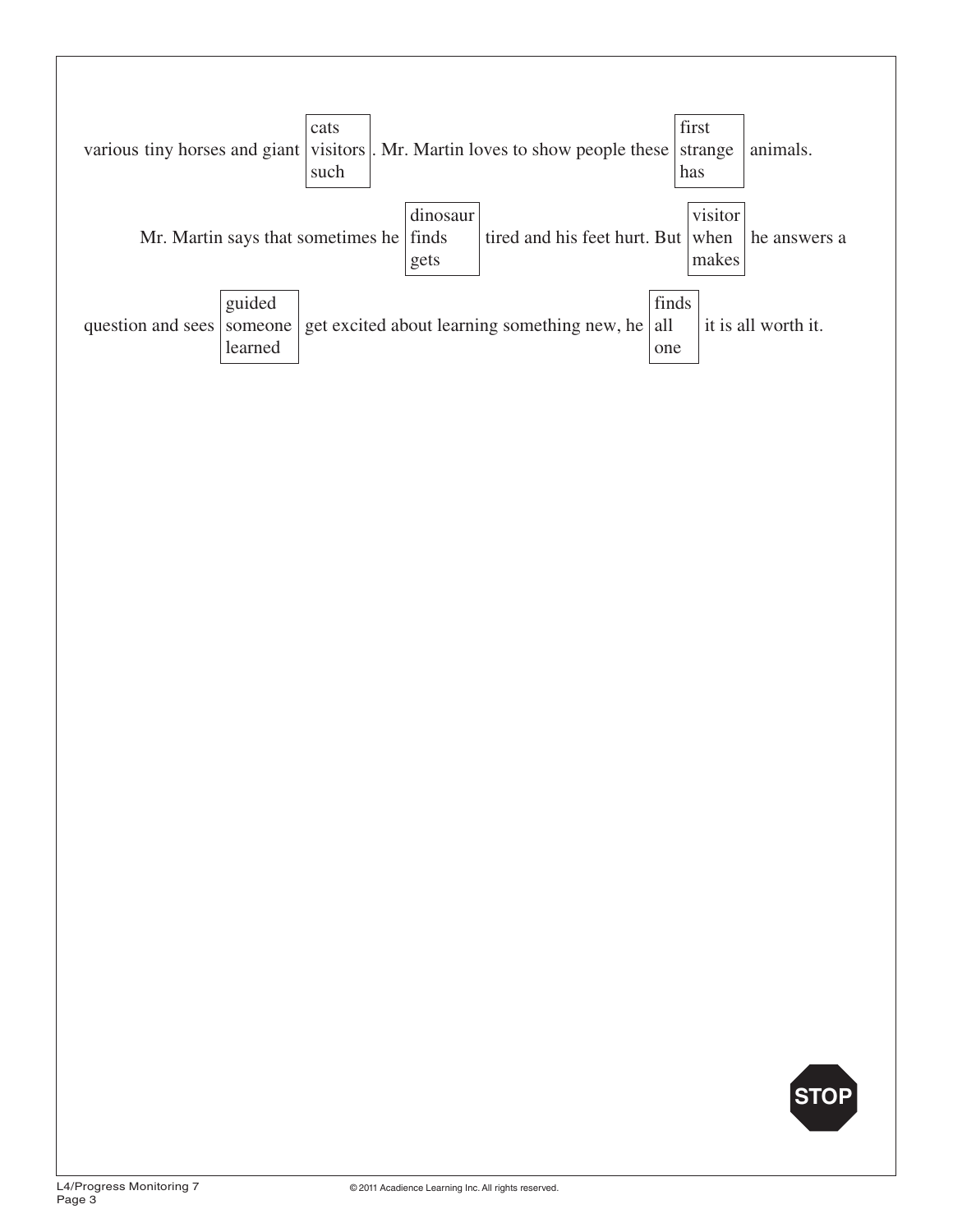various tiny horses and giant [cats / visitors / such]. Mr. Martin loves to show people these [first / strange / has] animals.

Mr. Martin says that sometimes he [dinosaur / finds / gets] tired and his feet hurt. But [visitor / when / makes] he answers a question and sees [guided / someone / learned] get excited about learning something new, he [finds / all / one] it is all worth it.

STOP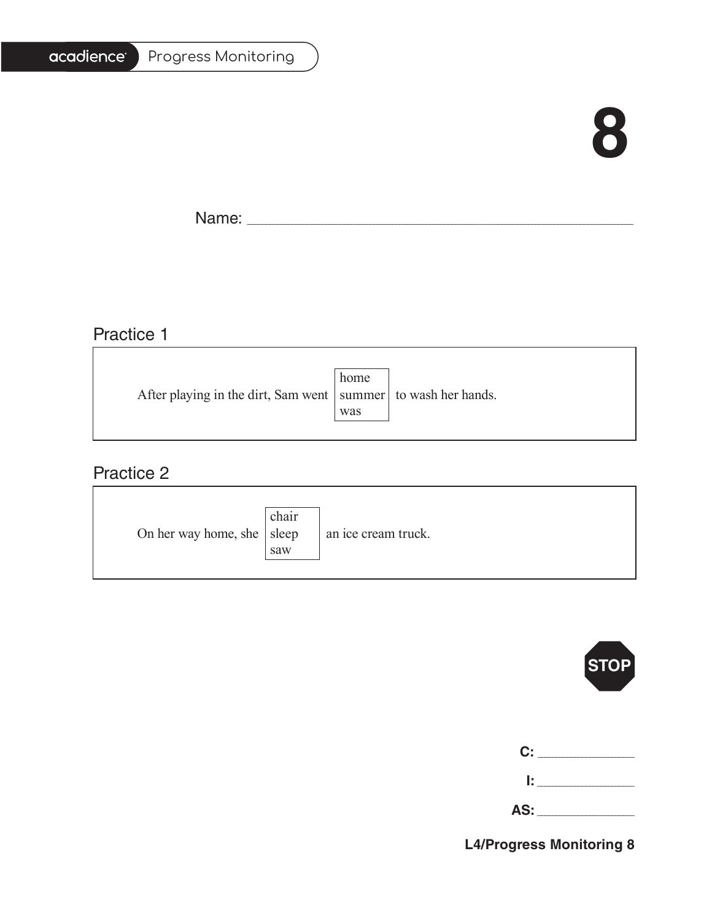# 8

Name: ______________________________________________

## Practice 1

After playing in the dirt, Sam went [home / summer / was] to wash her hands.

## Practice 2

On her way home, she [chair / sleep / saw] an ice cream truck.

STOP

**C:** ____________

**I:** ____________

**AS:** ____________

**L4/Progress Monitoring 8**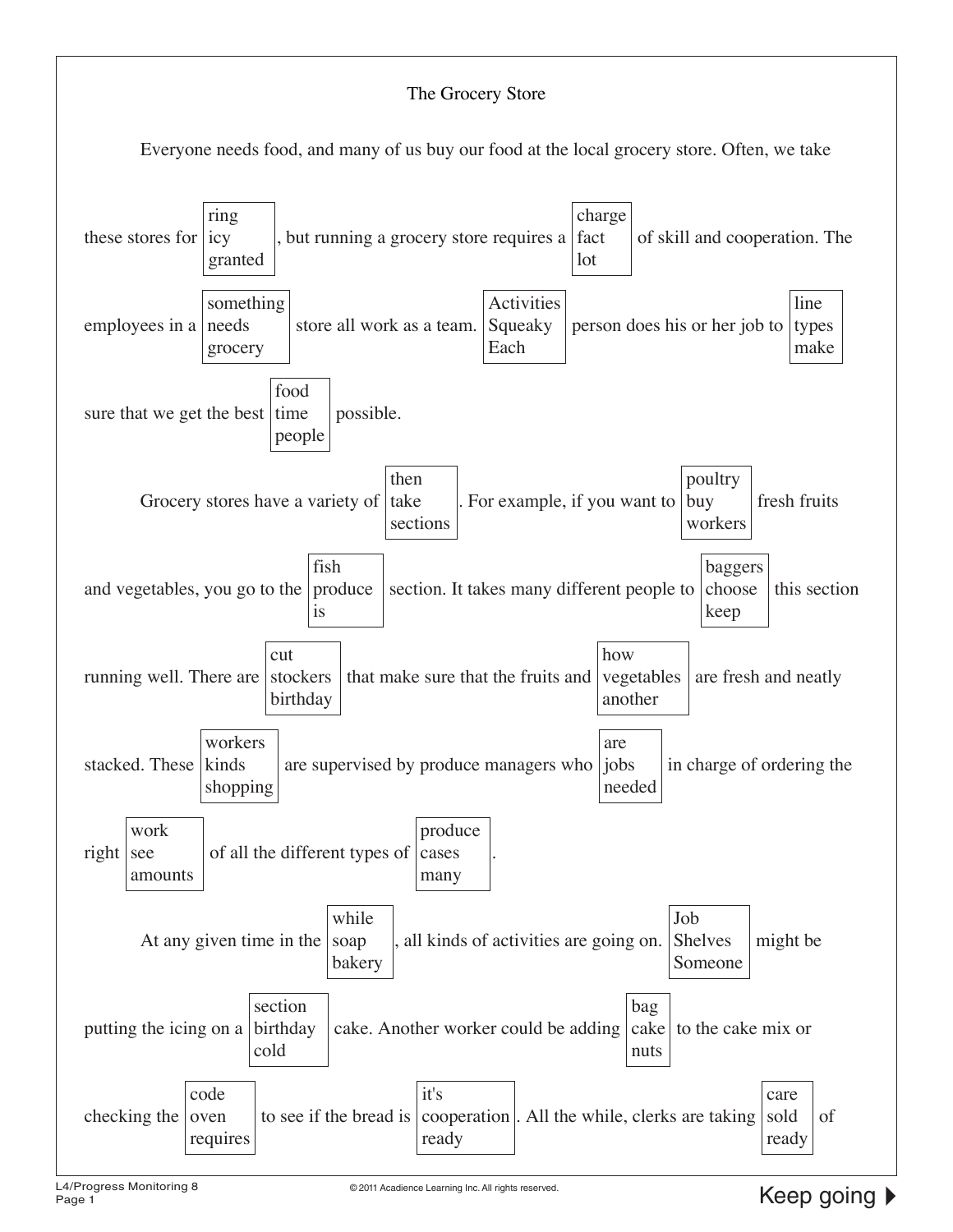# The Grocery Store

Everyone needs food, and many of us buy our food at the local grocery store. Often, we take these stores for [ring / icy / granted], but running a grocery store requires a [charge / fact / lot] of skill and cooperation. The employees in a [something / needs / grocery] store all work as a team. [Activities / Squeaky / Each] person does his or her job to [line / types / make] sure that we get the best [food / time / people] possible.

Grocery stores have a variety of [then / take / sections]. For example, if you want to [poultry / buy / workers] fresh fruits and vegetables, you go to the [fish / produce / is] section. It takes many different people to [baggers / choose / keep] this section running well. There are [cut / stockers / birthday] that make sure that the fruits and [how / vegetables / another] are fresh and neatly stacked. These [workers / kinds / shopping] are supervised by produce managers who [are / jobs / needed] in charge of ordering the right [work / see / amounts] of all the different types of [produce / cases / many].

At any given time in the [while / soap / bakery], all kinds of activities are going on. [Job / Shelves / Someone] might be putting the icing on a [section / birthday / cold] cake. Another worker could be adding [bag / cake / nuts] to the cake mix or checking the [code / oven / requires] to see if the bread is [it's / cooperation / ready]. All the while, clerks are taking [care / sold / ready] of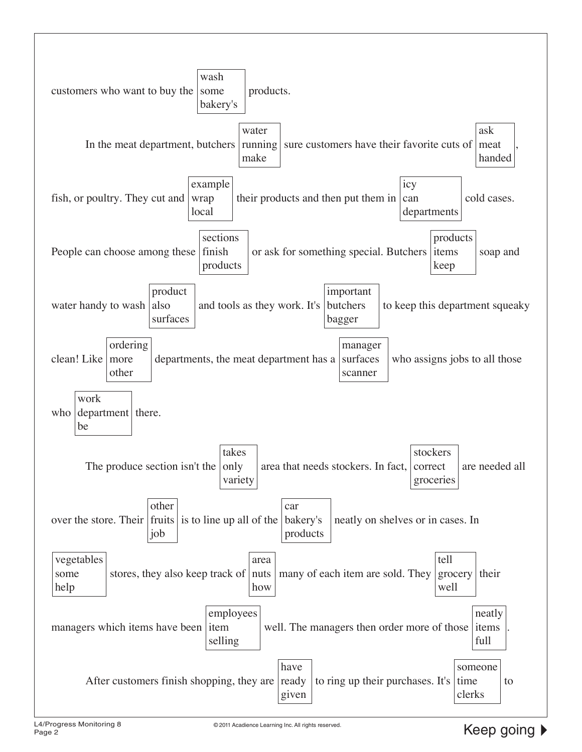customers who want to buy the [wash / some / bakery's] products.

In the meat department, butchers [water / running / make] sure customers have their favorite cuts of [ask / meat / handed], fish, or poultry. They cut and [example / wrap / local] their products and then put them in [icy / can / departments] cold cases. People can choose among these [sections / finish / products] or ask for something special. Butchers [products / items / keep] soap and water handy to wash [product / also / surfaces] and tools as they work. It's [important / butchers / bagger] to keep this department squeaky clean! Like [ordering / more / other] departments, the meat department has a [manager / surfaces / scanner] who assigns jobs to all those who [work / department / be] there.

The produce section isn't the [takes / only / variety] area that needs stockers. In fact, [stockers / correct / groceries] are needed all over the store. Their [other / fruits / job] is to line up all of the [car / bakery's / products] neatly on shelves or in cases. In [vegetables / some / help] stores, they also keep track of [area / nuts / how] many of each item are sold. They [tell / grocery / well] their managers which items have been [employees / item / selling] well. The managers then order more of those [neatly / items / full].

After customers finish shopping, they are [have / ready / given] to ring up their purchases. It's [someone / time / clerks] to

Keep going ▶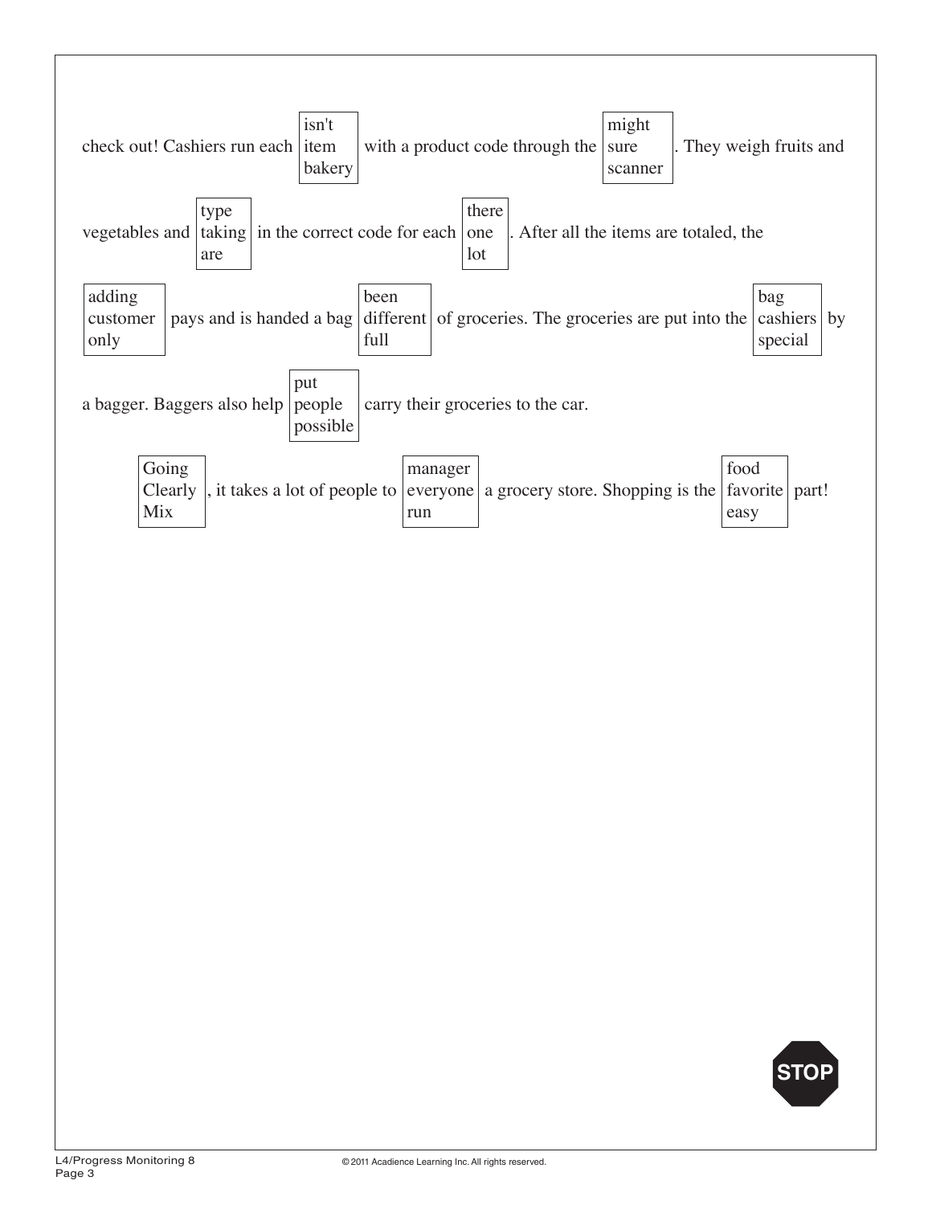check out! Cashiers run each [isn't / item / bakery] with a product code through the [might / sure / scanner]. They weigh fruits and vegetables and [type / taking / are] in the correct code for each [there / one / lot]. After all the items are totaled, the [adding / customer / only] pays and is handed a bag [been / different / full] of groceries. The groceries are put into the [bag / cashiers / special] by a bagger. Baggers also help [put / people / possible] carry their groceries to the car.

[Going / Clearly / Mix], it takes a lot of people to [manager / everyone / run] a grocery store. Shopping is the [food / favorite / easy] part!

STOP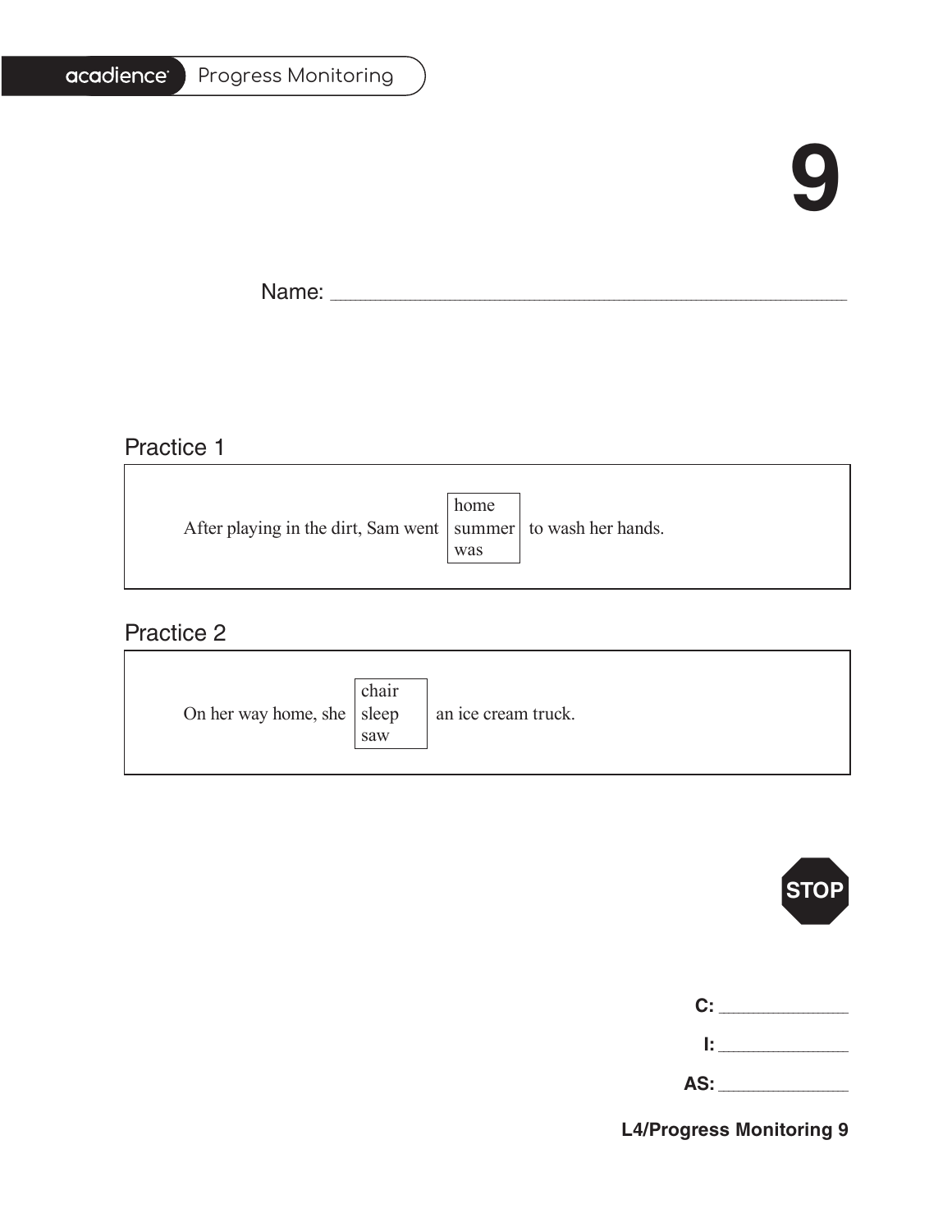# 9

Name: ___________________________________________

## Practice 1

After playing in the dirt, Sam went [home / summer / was] to wash her hands.

## Practice 2

On her way home, she [chair / sleep / saw] an ice cream truck.

STOP

**C:** ____________

**I:** ____________

**AS:** ____________

**L4/Progress Monitoring 9**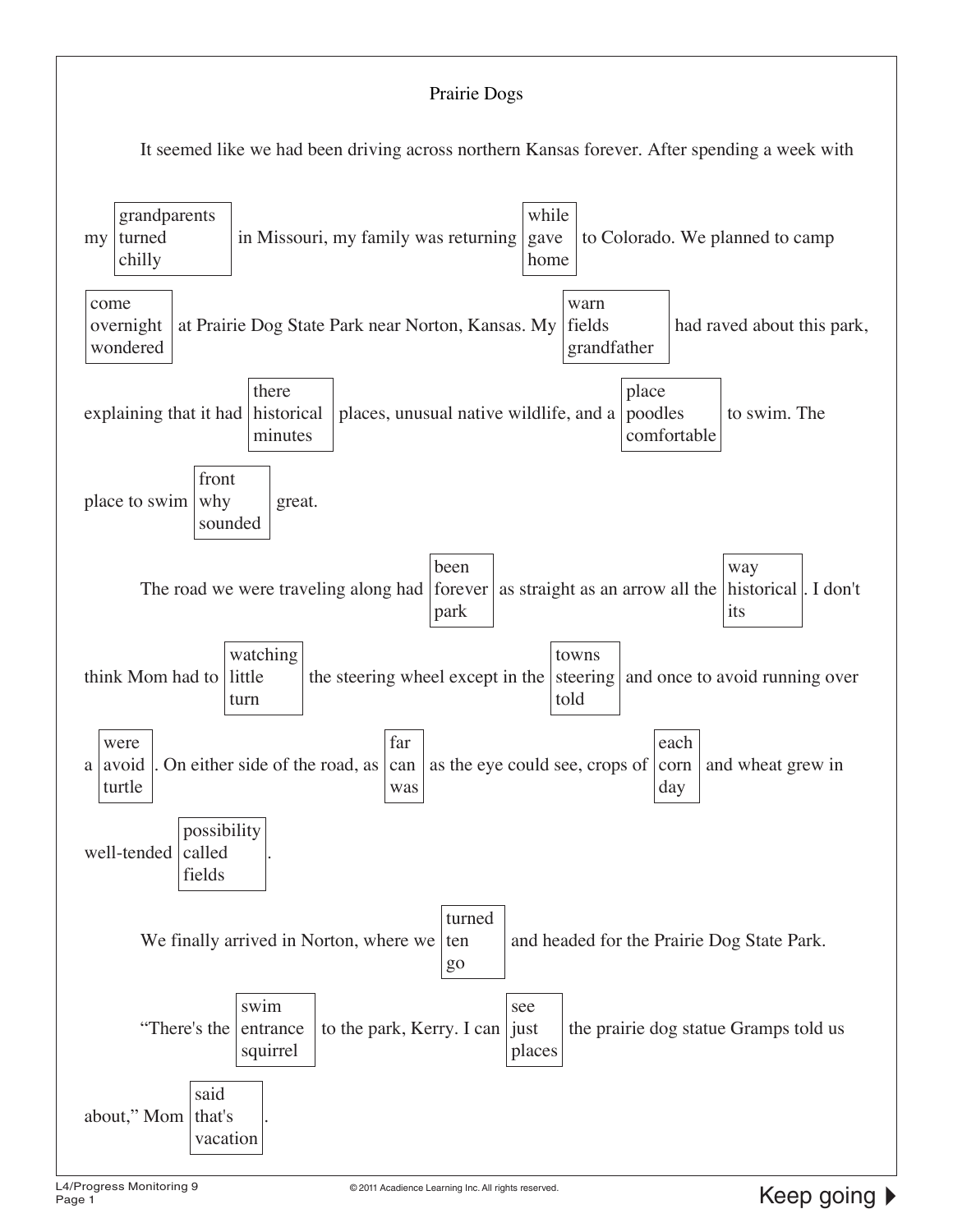# Prairie Dogs

It seemed like we had been driving across northern Kansas forever. After spending a week with my [grandparents / turned / chilly] in Missouri, my family was returning [while / gave / home] to Colorado. We planned to camp [come / overnight / wondered] at Prairie Dog State Park near Norton, Kansas. My [warn / fields / grandfather] had raved about this park, explaining that it had [there / historical / minutes] places, unusual native wildlife, and a [place / poodles / comfortable] to swim. The place to swim [front / why / sounded] great.

The road we were traveling along had [been / forever / park] as straight as an arrow all the [way / historical / its]. I don't think Mom had to [watching / little / turn] the steering wheel except in the [towns / steering / told] and once to avoid running over a [were / avoid / turtle]. On either side of the road, as [far / can / was] as the eye could see, crops of [each / corn / day] and wheat grew in well-tended [possibility / called / fields].

We finally arrived in Norton, where we [turned / ten / go] and headed for the Prairie Dog State Park.

"There's the [swim / entrance / squirrel] to the park, Kerry. I can [see / just / places] the prairie dog statue Gramps told us about," Mom [said / that's / vacation].

Keep going ▶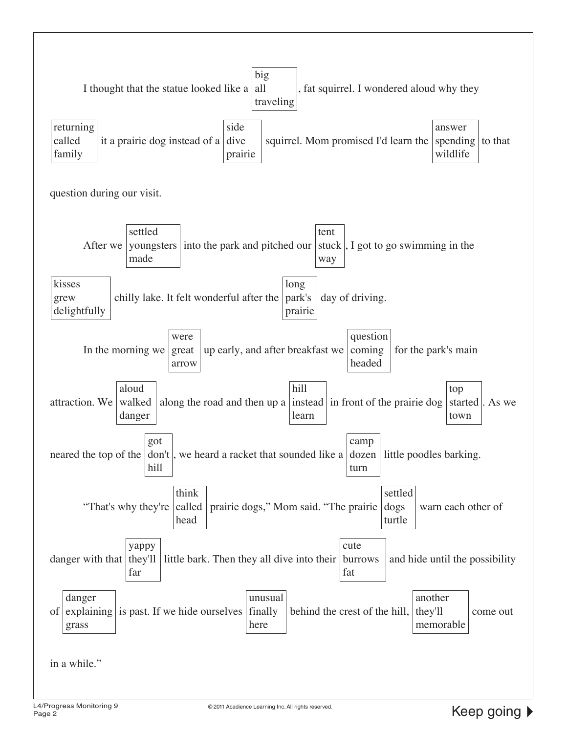I thought that the statue looked like a [big / all / traveling], fat squirrel. I wondered aloud why they [returning / called / family] it a prairie dog instead of a [side / dive / prairie] squirrel. Mom promised I'd learn the [answer / spending / wildlife] to that question during our visit.

After we [settled / youngsters / made] into the park and pitched our [tent / stuck / way], I got to go swimming in the [kisses / grew / delightfully] chilly lake. It felt wonderful after the [long / park's / prairie] day of driving.

In the morning we [were / great / arrow] up early, and after breakfast we [question / coming / headed] for the park's main attraction. We [aloud / walked / danger] along the road and then up a [hill / instead / learn] in front of the prairie dog [top / started / town]. As we neared the top of the [got / don't / hill], we heard a racket that sounded like a [camp / dozen / turn] little poodles barking.

"That's why they're [think / called / head] prairie dogs," Mom said. "The prairie [settled / dogs / turtle] warn each other of danger with that [yappy / they'll / far] little bark. Then they all dive into their [cute / burrows / fat] and hide until the possibility of [danger / explaining / grass] is past. If we hide ourselves [unusual / finally / here] behind the crest of the hill, [another / they'll / memorable] come out in a while."

Keep going ▶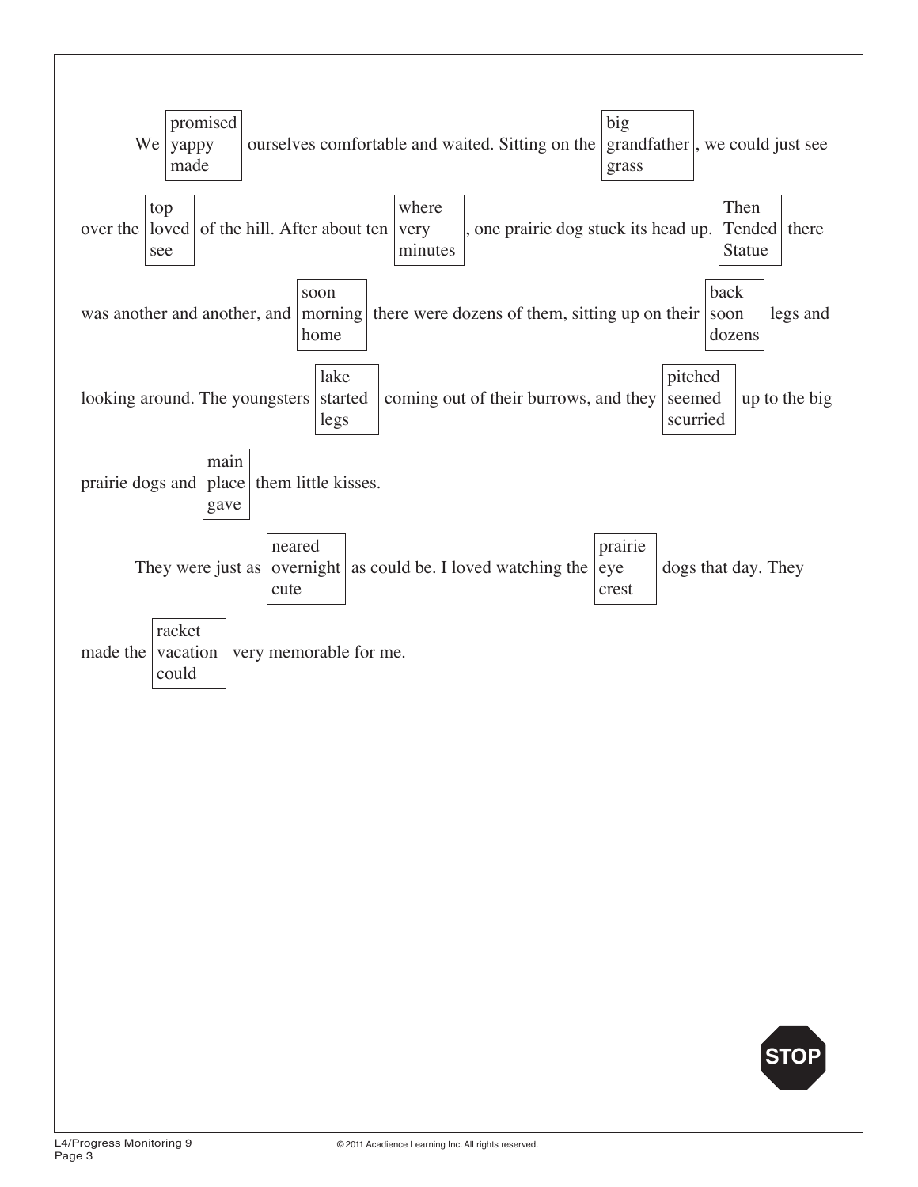We [promised / yappy / made] ourselves comfortable and waited. Sitting on the [big / grandfather / grass], we could just see over the [top / loved / see] of the hill. After about ten [where / very / minutes], one prairie dog stuck its head up. [Then / Tended / Statue] there was another and another, and [soon / morning / home] there were dozens of them, sitting up on their [back / soon / dozens] legs and looking around. The youngsters [lake / started / legs] coming out of their burrows, and they [pitched / seemed / scurried] up to the big prairie dogs and [main / place / gave] them little kisses.

They were just as [neared / overnight / cute] as could be. I loved watching the [prairie / eye / crest] dogs that day. They made the [racket / vacation / could] very memorable for me.

STOP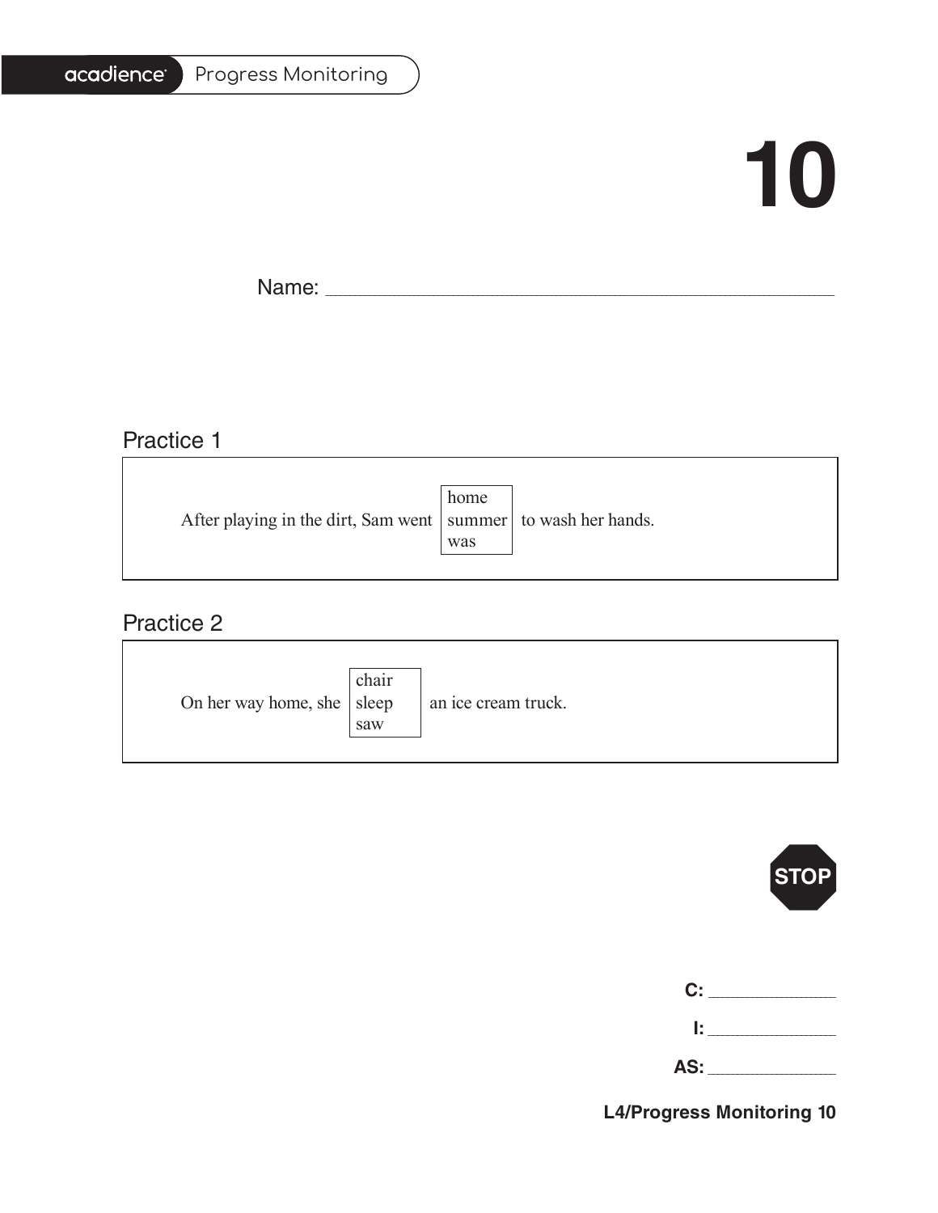# 10

Name: ______________________________________________

## Practice 1

After playing in the dirt, Sam went [home / summer / was] to wash her hands.

## Practice 2

On her way home, she [chair / sleep / saw] an ice cream truck.

STOP

**C:** ____________

**I:** ____________

**AS:** ____________

**L4/Progress Monitoring 10**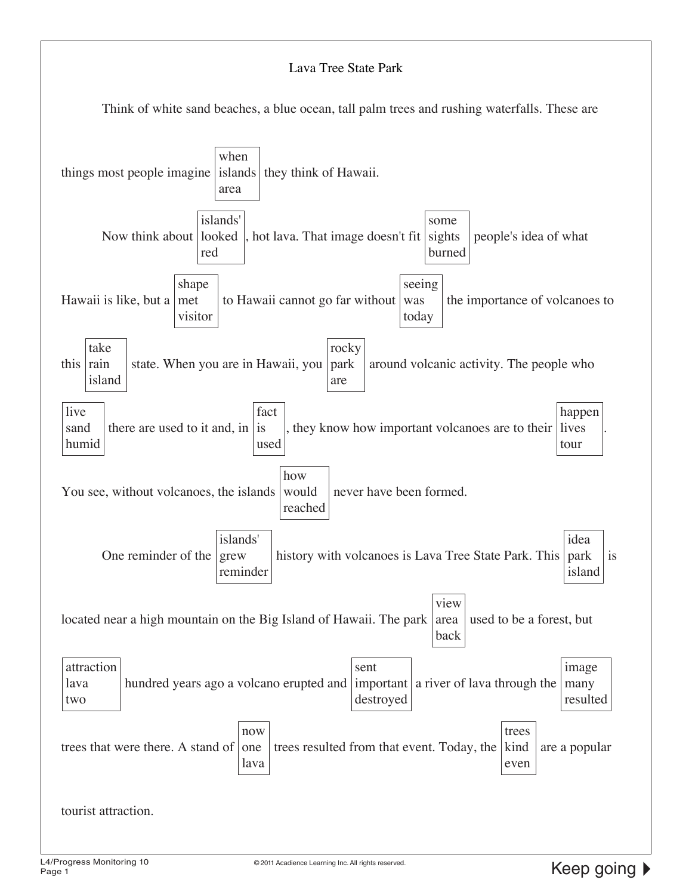# Lava Tree State Park

Think of white sand beaches, a blue ocean, tall palm trees and rushing waterfalls. These are things most people imagine [when / islands / area] they think of Hawaii.

Now think about [islands' / looked / red], hot lava. That image doesn't fit [some / sights / burned] people's idea of what Hawaii is like, but a [shape / met / visitor] to Hawaii cannot go far without [seeing / was / today] the importance of volcanoes to this [take / rain / island] state. When you are in Hawaii, you [rocky / park / are] around volcanic activity. The people who [live / sand / humid] there are used to it and, in [fact / is / used], they know how important volcanoes are to their [happen / lives / tour]. You see, without volcanoes, the islands [how / would / reached] never have been formed.

One reminder of the [islands' / grew / reminder] history with volcanoes is Lava Tree State Park. This [idea / park / island] is located near a high mountain on the Big Island of Hawaii. The park [view / area / back] used to be a forest, but [attraction / lava / two] hundred years ago a volcano erupted and [sent / important / destroyed] a river of lava through the [image / many / resulted] trees that were there. A stand of [now / one / lava] trees resulted from that event. Today, the [trees / kind / even] are a popular tourist attraction.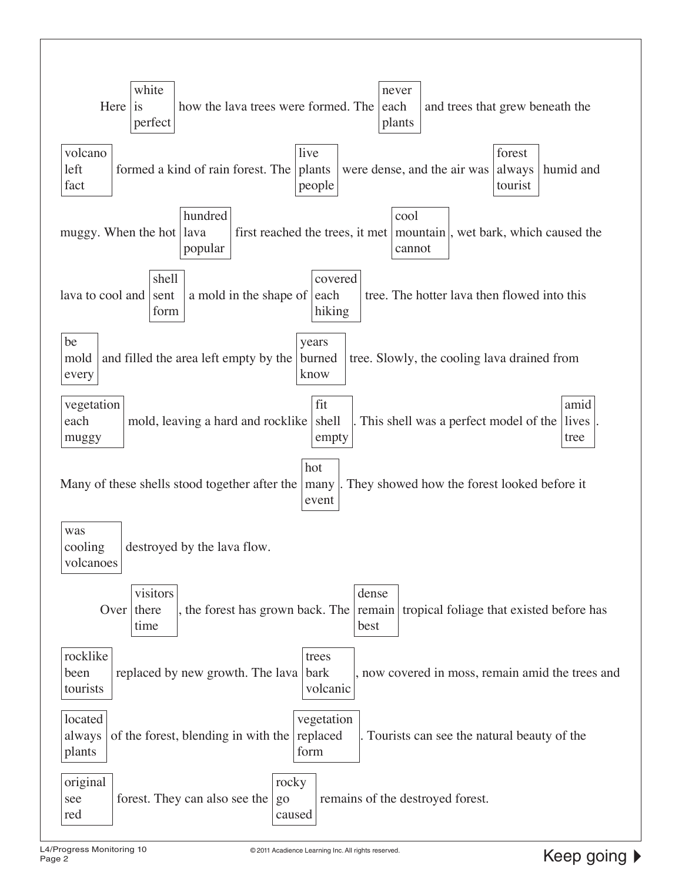Here [white / is / perfect] how the lava trees were formed. The [never / each / plants] and trees that grew beneath the [volcano / left / fact] formed a kind of rain forest. The [live / plants / people] were dense, and the air was [forest / always / tourist] humid and muggy. When the hot [hundred / lava / popular] first reached the trees, it met [cool / mountain / cannot], wet bark, which caused the lava to cool and [shell / sent / form] a mold in the shape of [covered / each / hiking] tree. The hotter lava then flowed into this [be / mold / every] and filled the area left empty by the [years / burned / know] tree. Slowly, the cooling lava drained from [vegetation / each / muggy] mold, leaving a hard and rocklike [fit / shell / empty]. This shell was a perfect model of the [amid / lives / tree]. Many of these shells stood together after the [hot / many / event]. They showed how the forest looked before it [was / cooling / volcanoes] destroyed by the lava flow.

Over [visitors / there / time], the forest has grown back. The [dense / remain / best] tropical foliage that existed before has [rocklike / been / tourists] replaced by new growth. The lava [trees / bark / volcanic], now covered in moss, remain amid the trees and [located / always / plants] of the forest, blending in with the [vegetation / replaced / form]. Tourists can see the natural beauty of the [original / see / red] forest. They can also see the [rocky / go / caused] remains of the destroyed forest.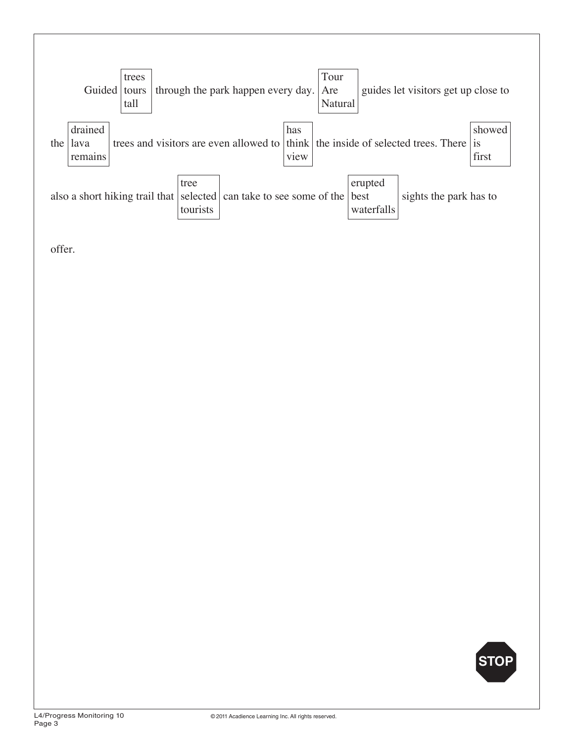Guided [trees / tours / tall] through the park happen every day. [Tour / Are / Natural] guides let visitors get up close to the [drained / lava / remains] trees and visitors are even allowed to [has / think / view] the inside of selected trees. There [showed / is / first] also a short hiking trail that [tree / selected / tourists] can take to see some of the [erupted / best / waterfalls] sights the park has to offer.

STOP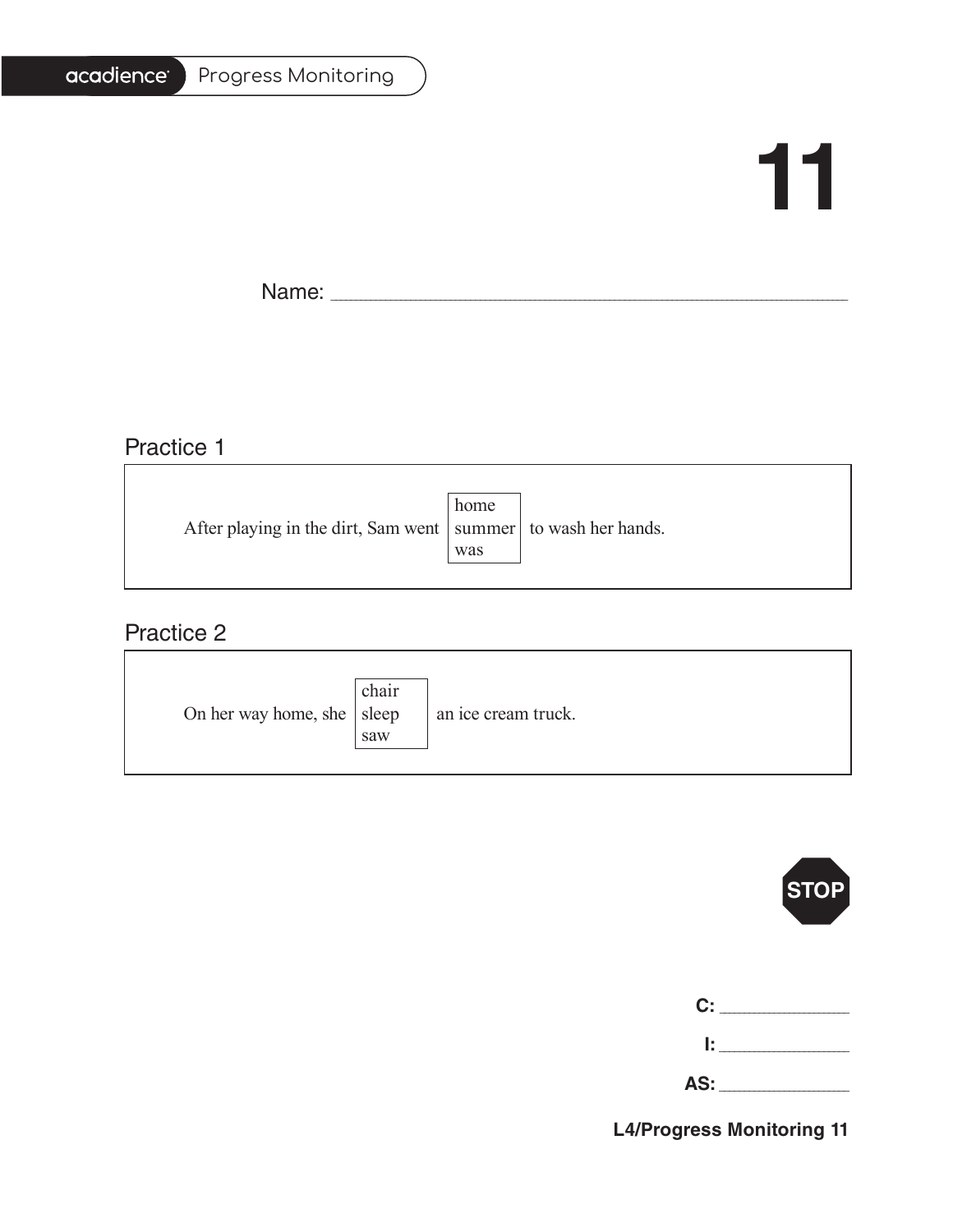# 11

Name: ______________________________________________

## Practice 1

After playing in the dirt, Sam went [home / summer / was] to wash her hands.

## Practice 2

On her way home, she [chair / sleep / saw] an ice cream truck.

STOP

**C:** ____________

**I:** ____________

**AS:** ____________

**L4/Progress Monitoring 11**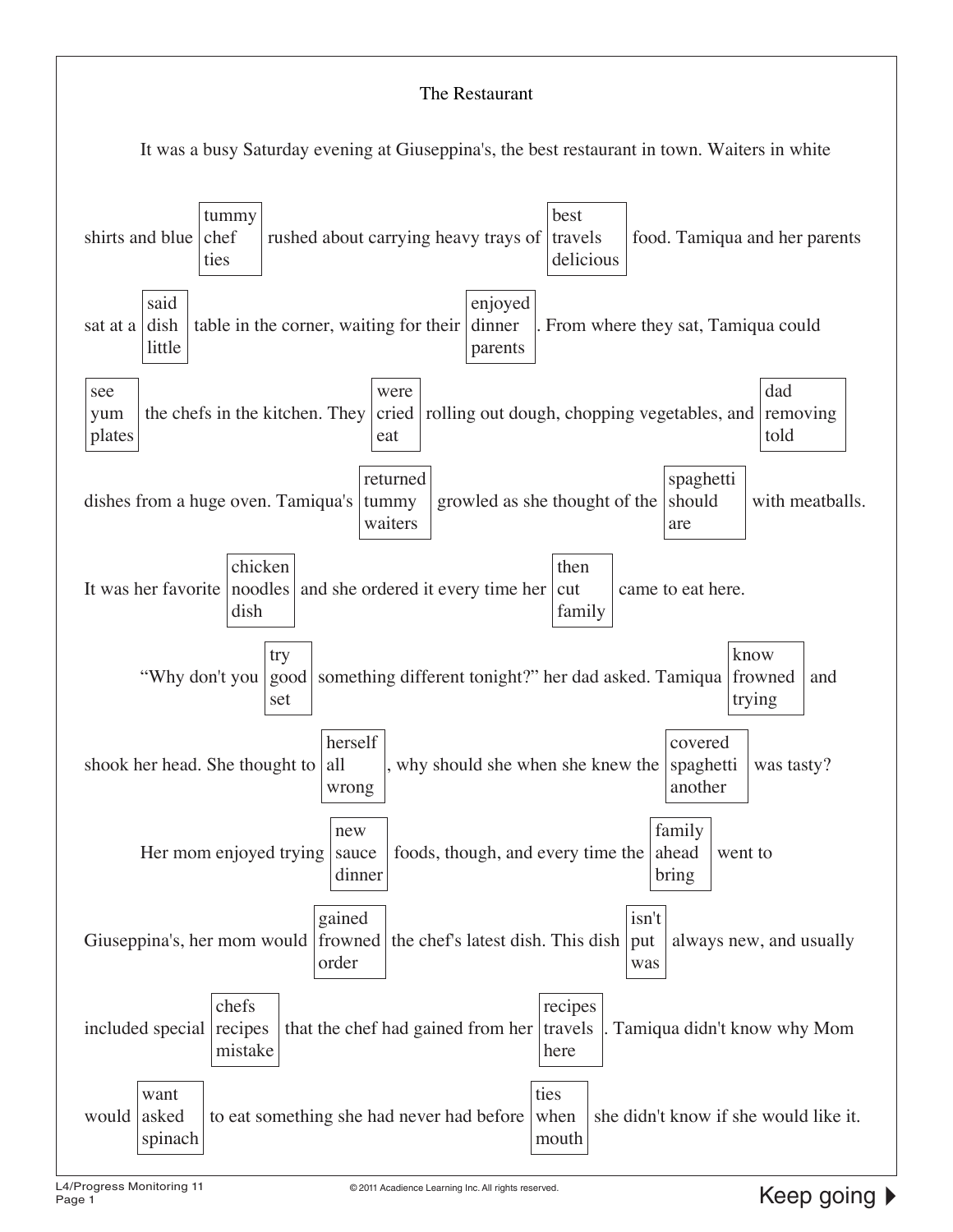# The Restaurant

It was a busy Saturday evening at Giuseppina's, the best restaurant in town. Waiters in white shirts and blue [tummy / chef / ties] rushed about carrying heavy trays of [best / travels / delicious] food. Tamiqua and her parents sat at a [said / dish / little] table in the corner, waiting for their [enjoyed / dinner / parents]. From where they sat, Tamiqua could [see / yum / plates] the chefs in the kitchen. They [were / cried / eat] rolling out dough, chopping vegetables, and [dad / removing / told] dishes from a huge oven. Tamiqua's [returned / tummy / waiters] growled as she thought of the [spaghetti / should / are] with meatballs. It was her favorite [chicken / noodles / dish] and she ordered it every time her [then / cut / family] came to eat here.

"Why don't you [try / good / set] something different tonight?" her dad asked. Tamiqua [know / frowned / trying] and shook her head. She thought to [herself / all / wrong], why should she when she knew the [covered / spaghetti / another] was tasty?

Her mom enjoyed trying [new / sauce / dinner] foods, though, and every time the [family / ahead / bring] went to Giuseppina's, her mom would [gained / frowned / order] the chef's latest dish. This dish [isn't / put / was] always new, and usually included special [chefs / recipes / mistake] that the chef had gained from her [recipes / travels / here]. Tamiqua didn't know why Mom would [want / asked / spinach] to eat something she had never had before [ties / when / mouth] she didn't know if she would like it.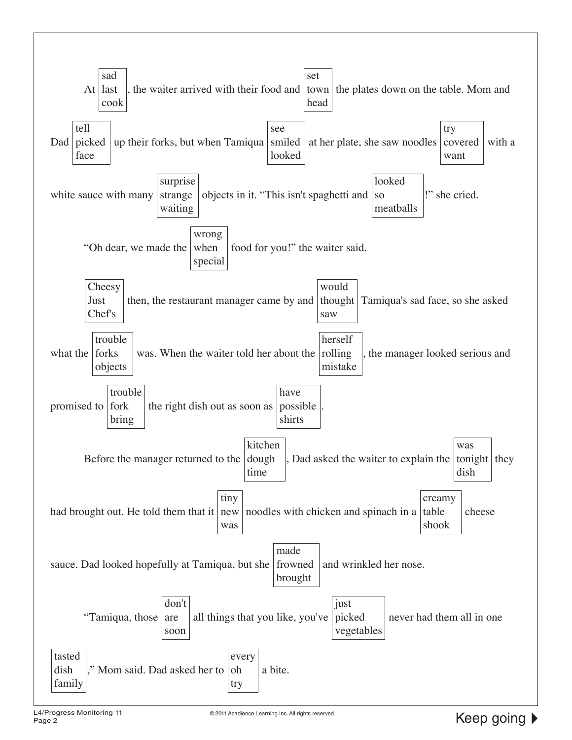At [sad / last / cook], the waiter arrived with their food and [set / town / head] the plates down on the table. Mom and Dad [tell / picked / face] up their forks, but when Tamiqua [see / smiled / looked] at her plate, she saw noodles [try / covered / want] with a white sauce with many [surprise / strange / waiting] objects in it. "This isn't spaghetti and [looked / so / meatballs]!" she cried.

"Oh dear, we made the [wrong / when / special] food for you!" the waiter said.

[Cheesy / Just / Chef's] then, the restaurant manager came by and [would / thought / saw] Tamiqua's sad face, so she asked what the [trouble / forks / objects] was. When the waiter told her about the [herself / rolling / mistake], the manager looked serious and promised to [trouble / fork / bring] the right dish out as soon as [have / possible / shirts].

Before the manager returned to the [kitchen / dough / time], Dad asked the waiter to explain the [was / tonight / dish] they had brought out. He told them that it [tiny / new / was] noodles with chicken and spinach in a [creamy / table / shook] cheese sauce. Dad looked hopefully at Tamiqua, but she [made / frowned / brought] and wrinkled her nose.

"Tamiqua, those [don't / are / soon] all things that you like, you've [just / picked / vegetables] never had them all in one [tasted / dish / family]," Mom said. Dad asked her to [every / oh / try] a bite.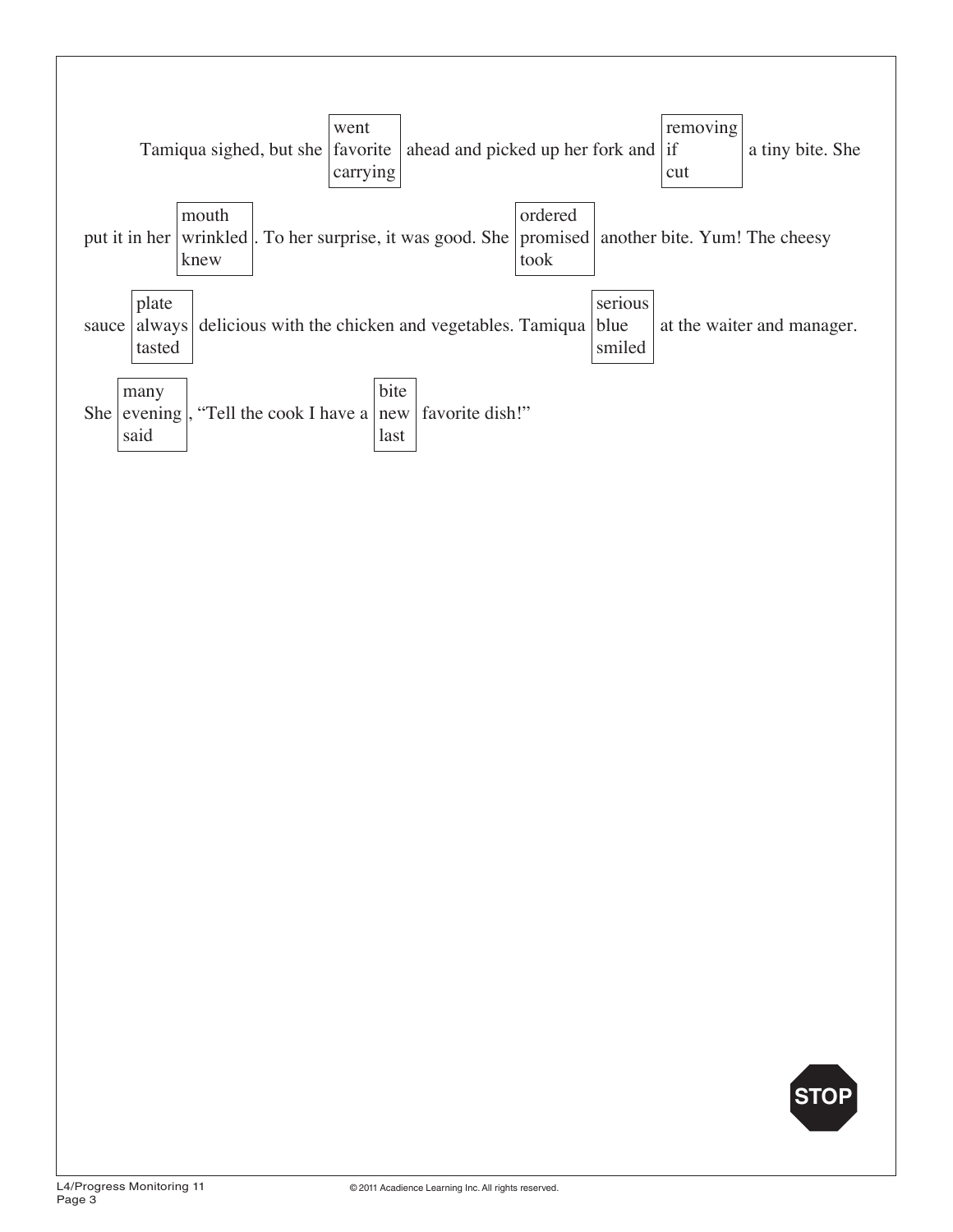Tamiqua sighed, but she [went / favorite / carrying] ahead and picked up her fork and [removing / if / cut] a tiny bite. She put it in her [mouth / wrinkled / knew]. To her surprise, it was good. She [ordered / promised / took] another bite. Yum! The cheesy sauce [plate / always / tasted] delicious with the chicken and vegetables. Tamiqua [serious / blue / smiled] at the waiter and manager. She [many / evening / said], "Tell the cook I have a [bite / new / last] favorite dish!"

STOP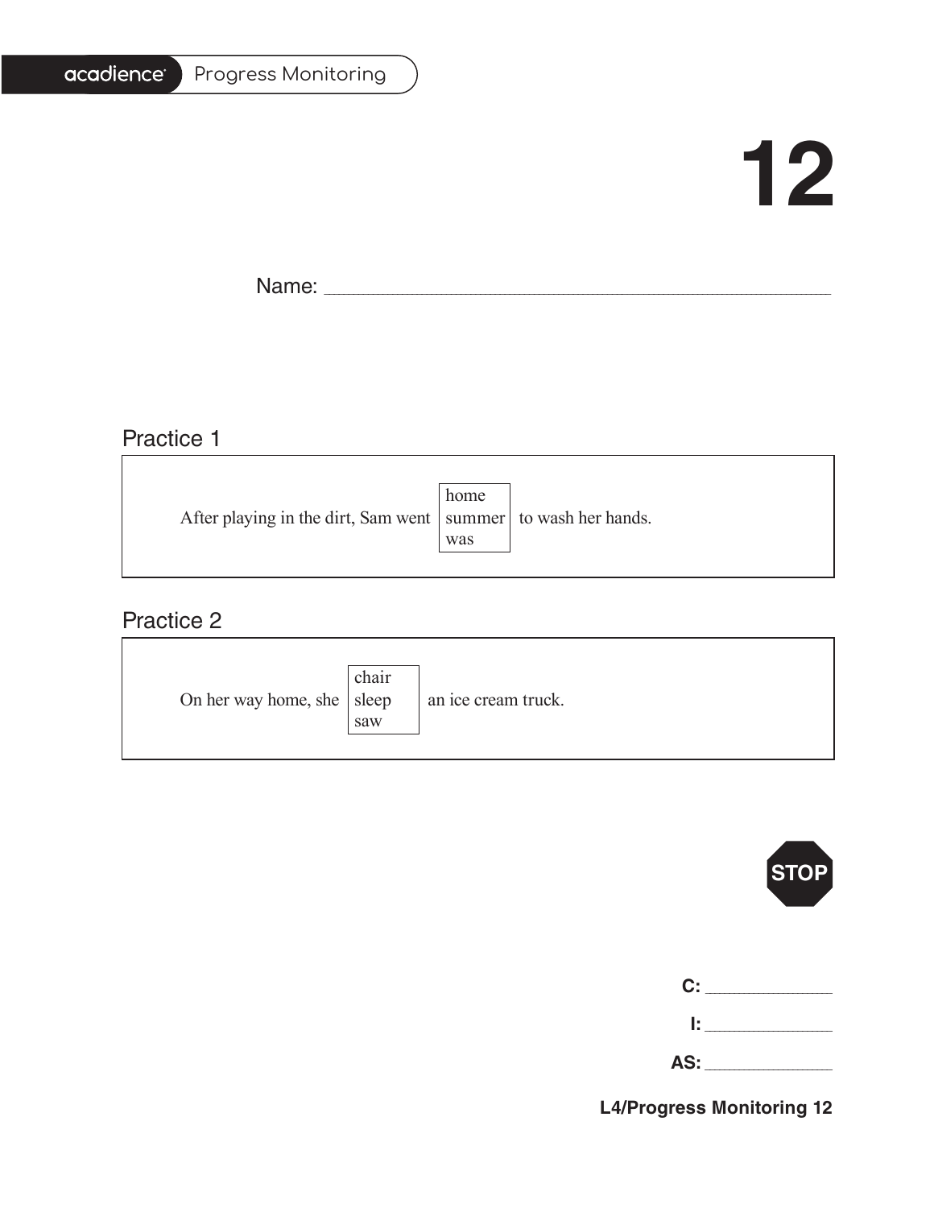# 12

Name: ______________________________________________

## Practice 1

After playing in the dirt, Sam went [home / summer / was] to wash her hands.

## Practice 2

On her way home, she [chair / sleep / saw] an ice cream truck.

STOP

**C:** ____________

**I:** ____________

**AS:** ____________

**L4/Progress Monitoring 12**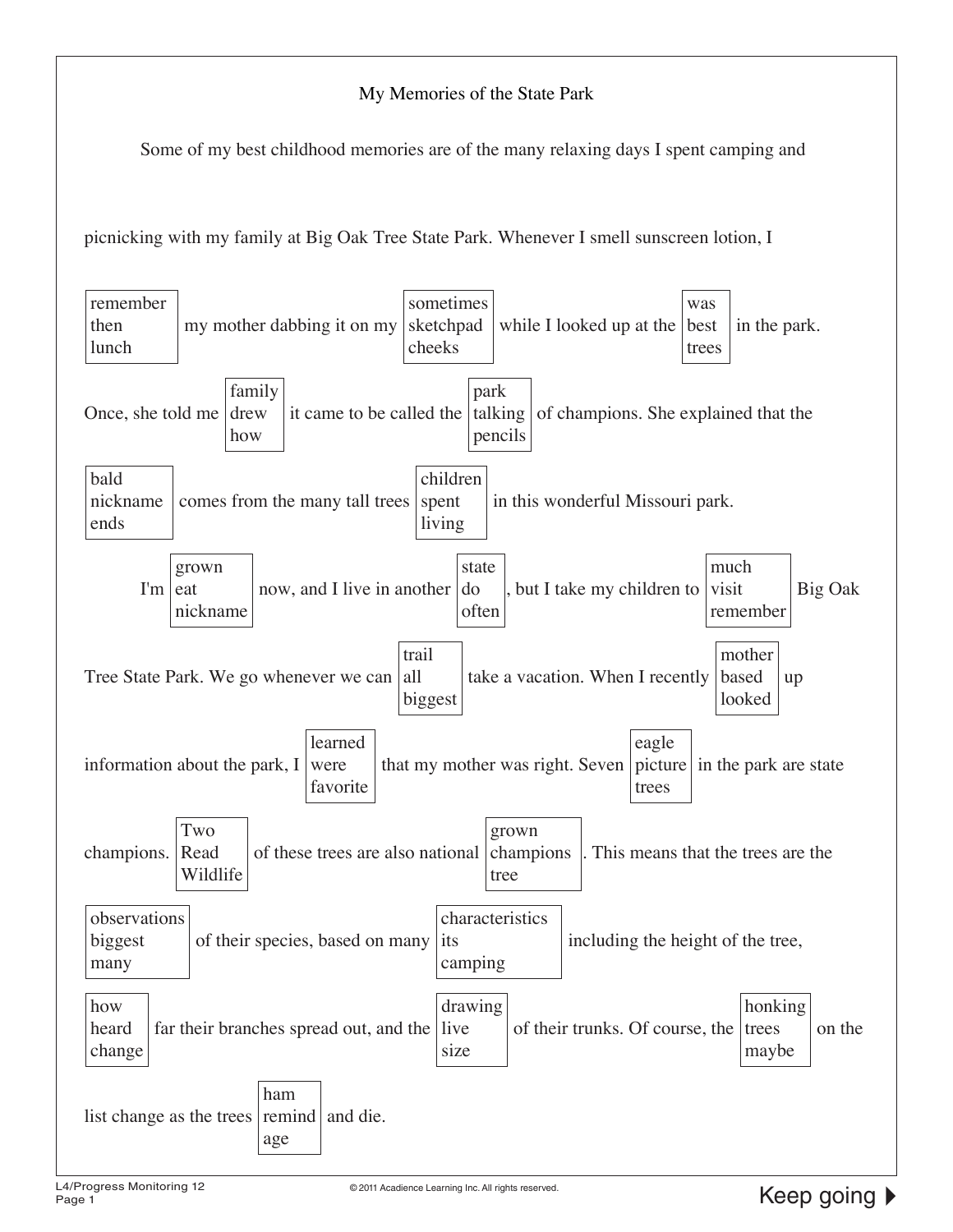# My Memories of the State Park

Some of my best childhood memories are of the many relaxing days I spent camping and picnicking with my family at Big Oak Tree State Park. Whenever I smell sunscreen lotion, I [remember / then / lunch] my mother dabbing it on my [sometimes / sketchpad / cheeks] while I looked up at the [was / best / trees] in the park. Once, she told me [family / drew / how] it came to be called the [park / talking / pencils] of champions. She explained that the [bald / nickname / ends] comes from the many tall trees [children / spent / living] in this wonderful Missouri park.

I'm [grown / eat / nickname] now, and I live in another [state / do / often], but I take my children to [much / visit / remember] Big Oak Tree State Park. We go whenever we can [trail / all / biggest] take a vacation. When I recently [mother / based / looked] up information about the park, I [learned / were / favorite] that my mother was right. Seven [eagle / picture / trees] in the park are state champions. [Two / Read / Wildlife] of these trees are also national [grown / champions / tree]. This means that the trees are the [observations / biggest / many] of their species, based on many [characteristics / its / camping] including the height of the tree, [how / heard / change] far their branches spread out, and the [drawing / live / size] of their trunks. Of course, the [honking / trees / maybe] on the list change as the trees [ham / remind / age] and die.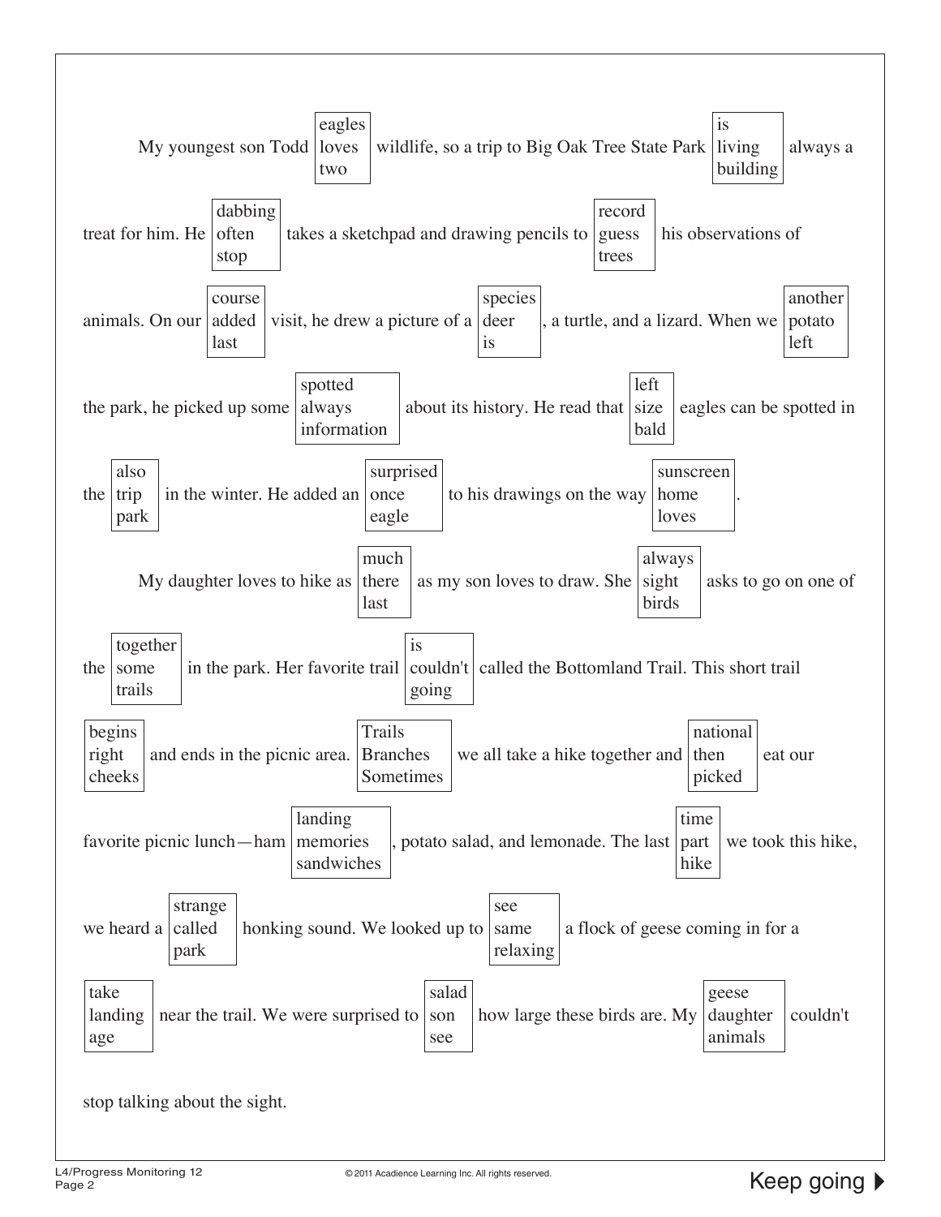My youngest son Todd [eagles / loves / two] wildlife, so a trip to Big Oak Tree State Park [is / living / building] always a treat for him. He [dabbing / often / stop] takes a sketchpad and drawing pencils to [record / guess / trees] his observations of animals. On our [course / added / last] visit, he drew a picture of a [species / deer / is], a turtle, and a lizard. When we [another / potato / left] the park, he picked up some [spotted / always / information] about its history. He read that [left / size / bald] eagles can be spotted in the [also / trip / park] in the winter. He added an [surprised / once / eagle] to his drawings on the way [sunscreen / home / loves].

My daughter loves to hike as [much / there / last] as my son loves to draw. She [always / sight / birds] asks to go on one of the [together / some / trails] in the park. Her favorite trail [is / couldn't / going] called the Bottomland Trail. This short trail [begins / right / cheeks] and ends in the picnic area. [Trails / Branches / Sometimes] we all take a hike together and [national / then / picked] eat our favorite picnic lunch—ham [landing / memories / sandwiches], potato salad, and lemonade. The last [time / part / hike] we took this hike, we heard a [strange / called / park] honking sound. We looked up to [see / same / relaxing] a flock of geese coming in for a [take / landing / age] near the trail. We were surprised to [salad / son / see] how large these birds are. My [geese / daughter / animals] couldn't stop talking about the sight.

Keep going ▶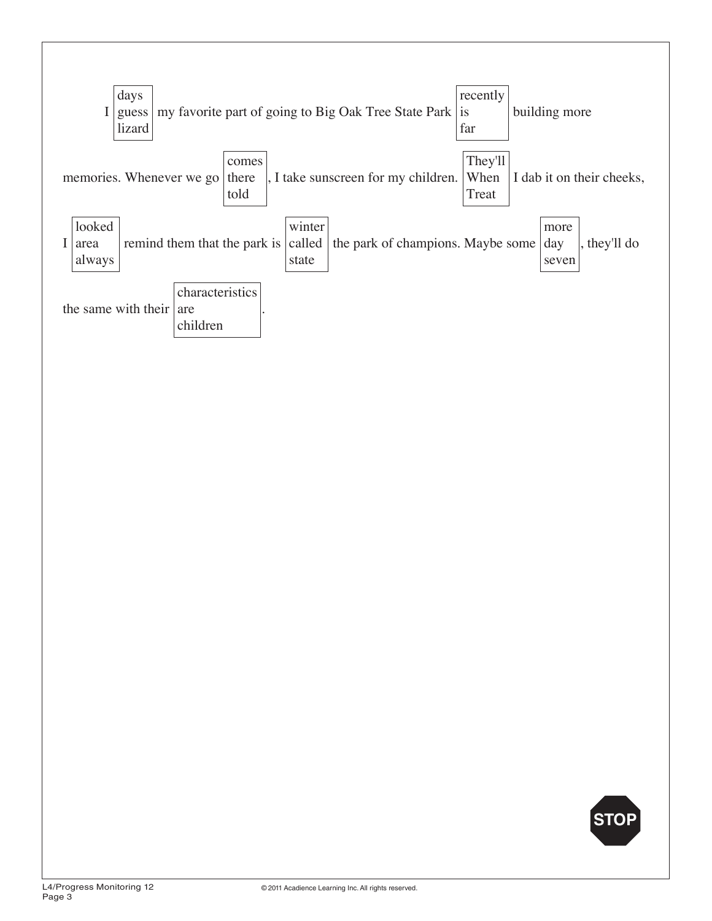I [days / guess / lizard] my favorite part of going to Big Oak Tree State Park [recently / is / far] building more memories. Whenever we go [comes / there / told], I take sunscreen for my children. [They'll / When / Treat] I dab it on their cheeks, I [looked / area / always] remind them that the park is [winter / called / state] the park of champions. Maybe some [more / day / seven], they'll do the same with their [characteristics / are / children].

STOP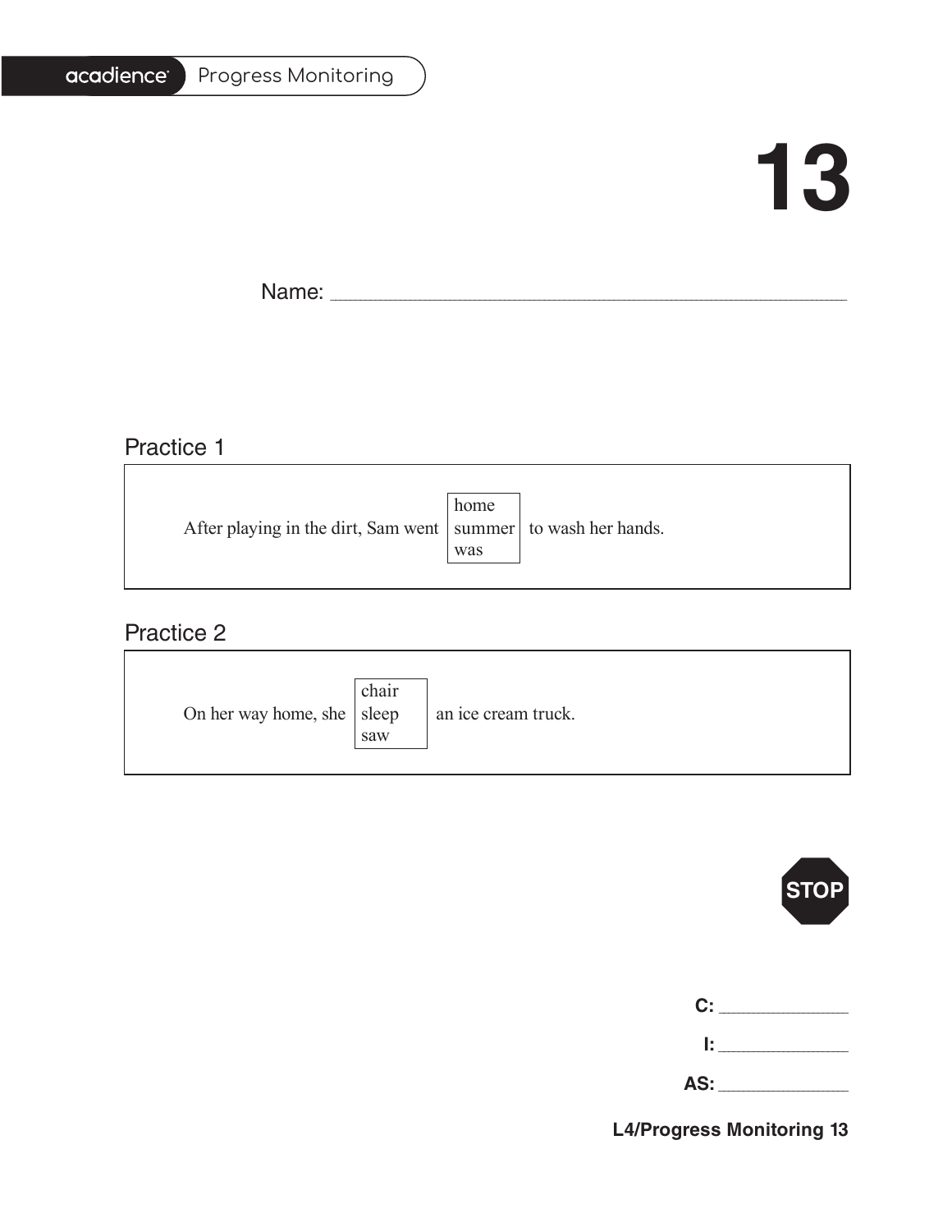acadience Progress Monitoring

# 13

Name: ______________________________________________

## Practice 1

After playing in the dirt, Sam went [home / summer / was] to wash her hands.

## Practice 2

On her way home, she [chair / sleep / saw] an ice cream truck.

STOP

**C:** ____________

**I:** ____________

**AS:** ____________

**L4/Progress Monitoring 13**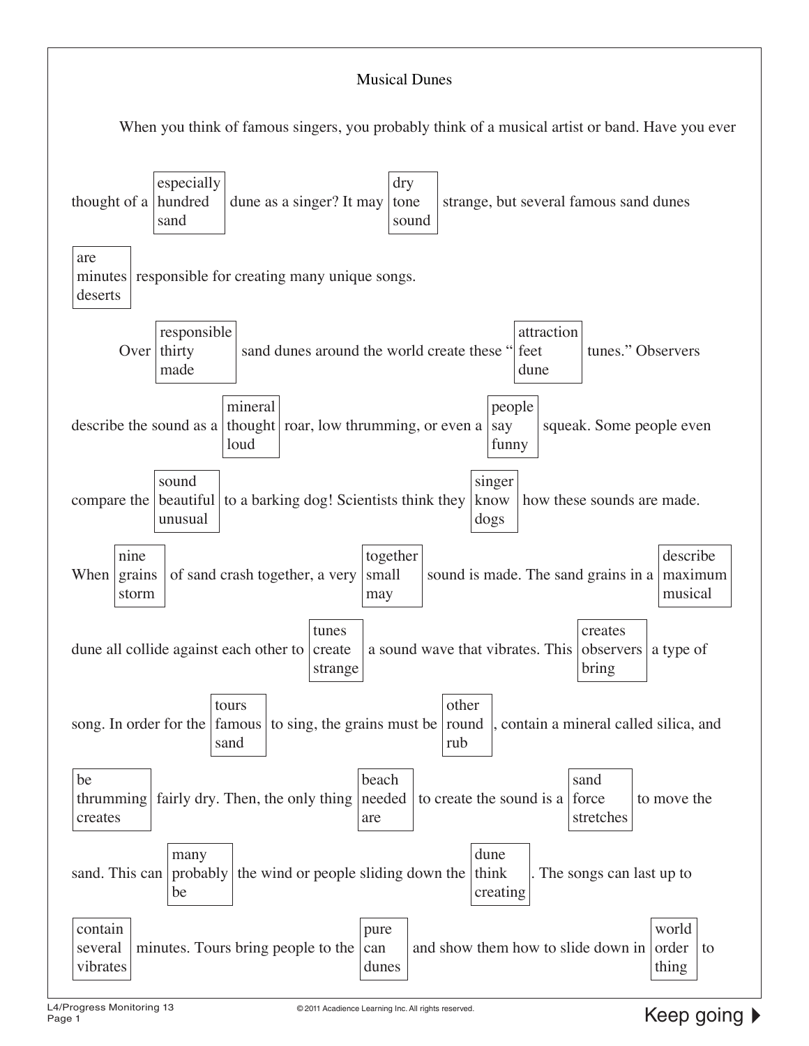# Musical Dunes

When you think of famous singers, you probably think of a musical artist or band. Have you ever thought of a [especially / hundred / sand] dune as a singer? It may [dry / tone / sound] strange, but several famous sand dunes [are / minutes / deserts] responsible for creating many unique songs.

Over [responsible / thirty / made] sand dunes around the world create these "[attraction / feet / dune] tunes." Observers describe the sound as a [mineral / thought / loud] roar, low thrumming, or even a [people / say / funny] squeak. Some people even compare the [sound / beautiful / unusual] to a barking dog! Scientists think they [singer / know / dogs] how these sounds are made. When [nine / grains / storm] of sand crash together, a very [together / small / may] sound is made. The sand grains in a [describe / maximum / musical] dune all collide against each other to [tunes / create / strange] a sound wave that vibrates. This [creates / observers / bring] a type of song. In order for the [tours / famous / sand] to sing, the grains must be [other / round / rub], contain a mineral called silica, and [be / thrumming / creates] fairly dry. Then, the only thing [beach / needed / are] to create the sound is a [sand / force / stretches] to move the sand. This can [many / probably / be] the wind or people sliding down the [dune / think / creating]. The songs can last up to [contain / several / vibrates] minutes. Tours bring people to the [pure / can / dunes] and show them how to slide down in [world / order / thing] to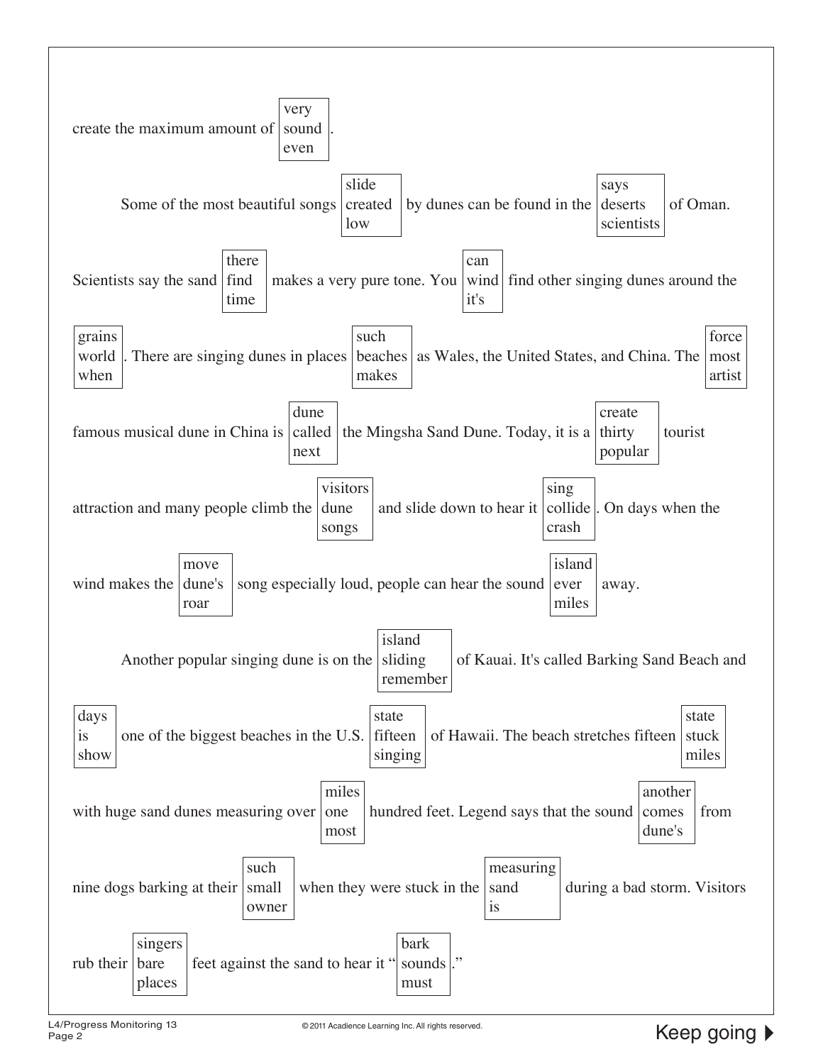create the maximum amount of [very / sound / even].

Some of the most beautiful songs [slide / created / low] by dunes can be found in the [says / deserts / scientists] of Oman. Scientists say the sand [there / find / time] makes a very pure tone. You [can / wind / it's] find other singing dunes around the [grains / world / when]. There are singing dunes in places [such / beaches / makes] as Wales, the United States, and China. The [force / most / artist] famous musical dune in China is [dune / called / next] the Mingsha Sand Dune. Today, it is a [create / thirty / popular] tourist attraction and many people climb the [visitors / dune / songs] and slide down to hear it [sing / collide / crash]. On days when the wind makes the [move / dune's / roar] song especially loud, people can hear the sound [island / ever / miles] away.

Another popular singing dune is on the [island / sliding / remember] of Kauai. It's called Barking Sand Beach and [days / is / show] one of the biggest beaches in the U.S. [state / fifteen / singing] of Hawaii. The beach stretches fifteen [state / stuck / miles] with huge sand dunes measuring over [miles / one / most] hundred feet. Legend says that the sound [another / comes / dune's] from nine dogs barking at their [such / small / owner] when they were stuck in the [measuring / sand / is] during a bad storm. Visitors rub their [singers / bare / places] feet against the sand to hear it "[bark / sounds / must]."

Keep going ▶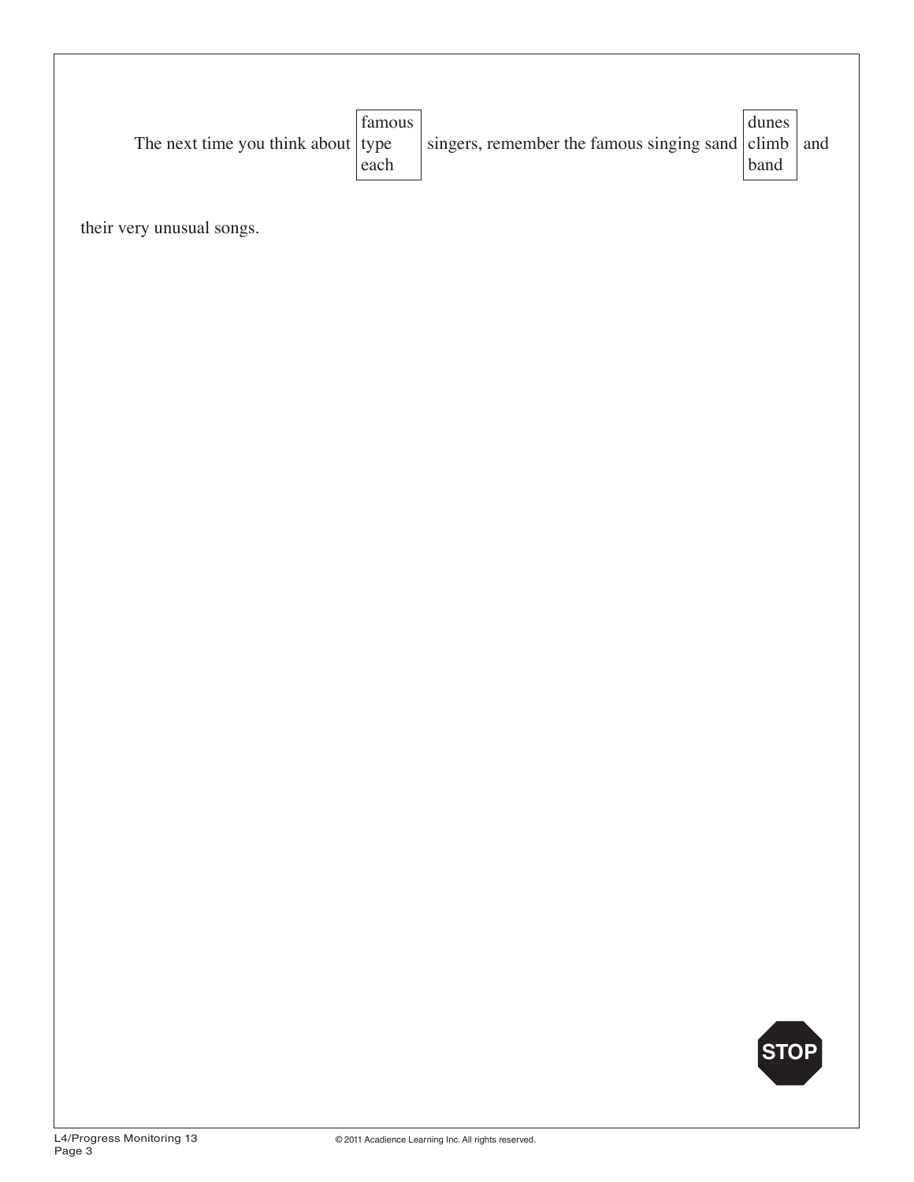The next time you think about [famous / type / each] singers, remember the famous singing sand [dunes / climb / band] and their very unusual songs.

STOP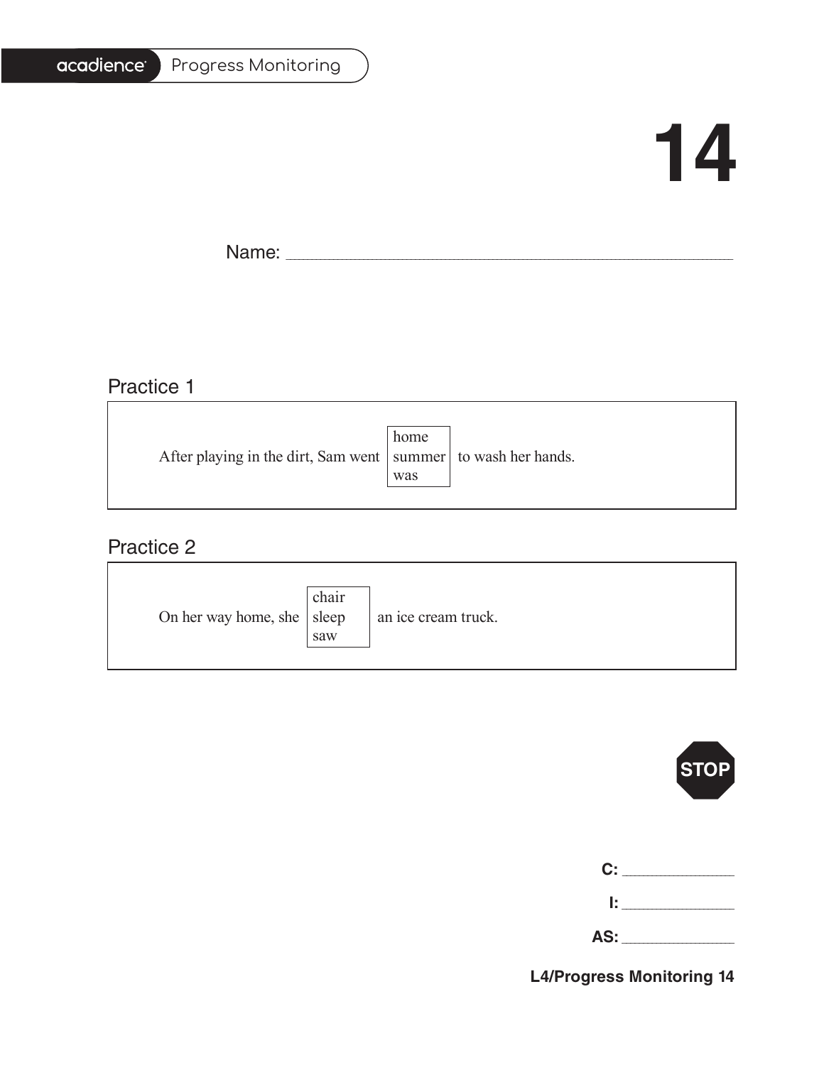# 14

Name: ___________________________________________

## Practice 1

After playing in the dirt, Sam went [home / summer / was] to wash her hands.

## Practice 2

On her way home, she [chair / sleep / saw] an ice cream truck.

STOP

**C:** ____________

**I:** ____________

**AS:** ____________

**L4/Progress Monitoring 14**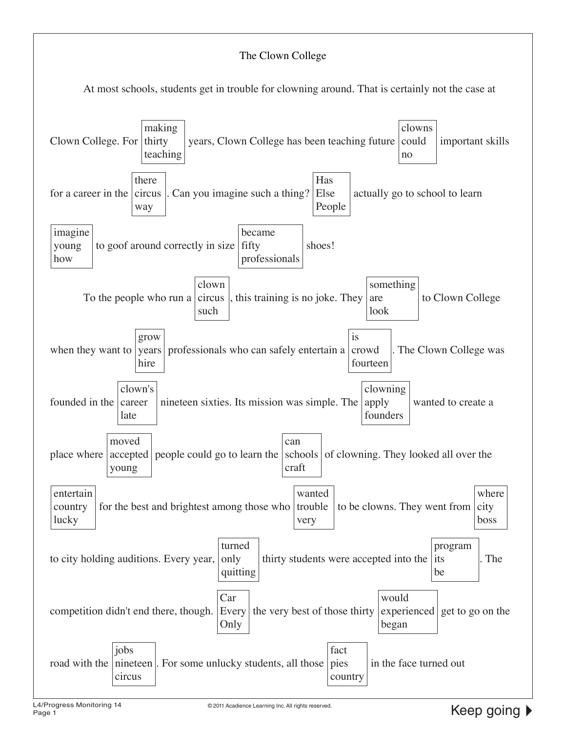# The Clown College

At most schools, students get in trouble for clowning around. That is certainly not the case at Clown College. For [making / thirty / teaching] years, Clown College has been teaching future [clowns / could / no] important skills for a career in the [there / circus / way]. Can you imagine such a thing? [Has / Else / People] actually go to school to learn [imagine / young / how] to goof around correctly in size [became / fifty / professionals] shoes!

To the people who run a [clown / circus / such], this training is no joke. They [something / are / look] to Clown College when they want to [grow / years / hire] professionals who can safely entertain a [is / crowd / fourteen]. The Clown College was founded in the [clown's / career / late] nineteen sixties. Its mission was simple. The [clowning / apply / founders] wanted to create a place where [moved / accepted / young] people could go to learn the [can / schools / craft] of clowning. They looked all over the [entertain / country / lucky] for the best and brightest among those who [wanted / trouble / very] to be clowns. They went from [where / city / boss] to city holding auditions. Every year, [turned / only / quitting] thirty students were accepted into the [program / its / be]. The competition didn't end there, though. [Car / Every / Only] the very best of those thirty [would / experienced / began] get to go on the road with the [jobs / nineteen / circus]. For some unlucky students, all those [fact / pies / country] in the face turned out

L4/Progress Monitoring 14

© 2011 Acadience Learning Inc. All rights reserved.

Keep going ▶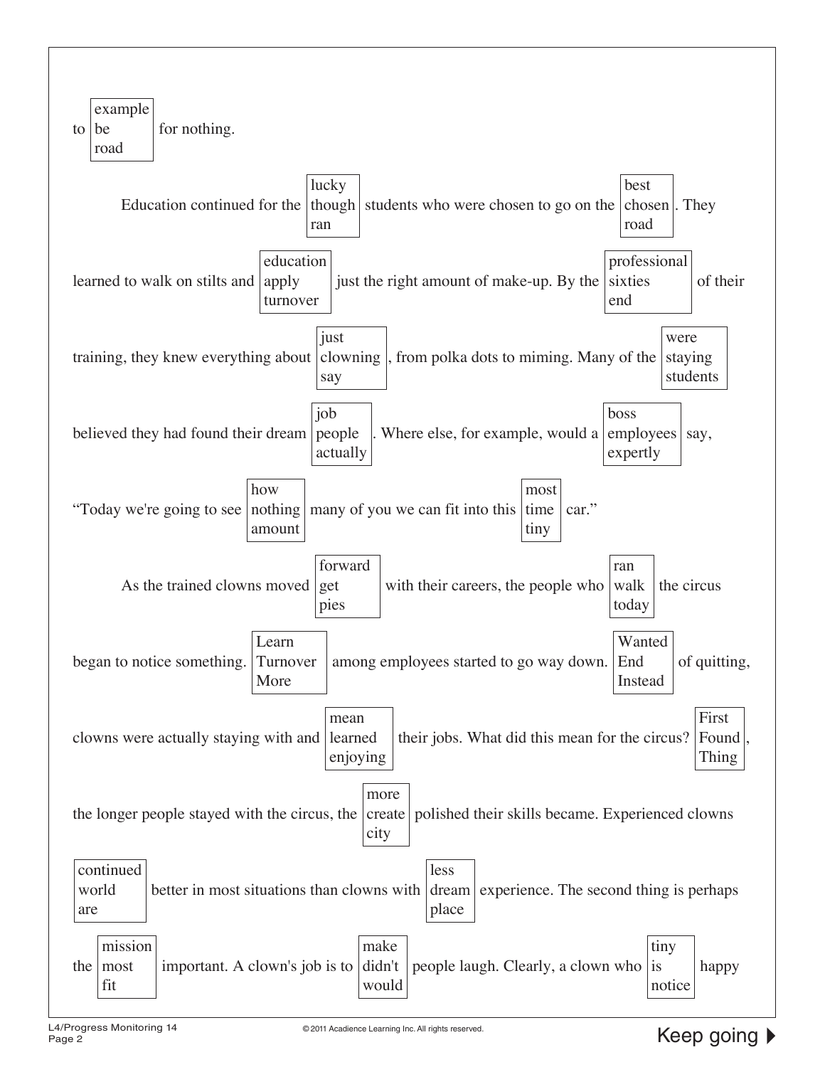to [example / be / road] for nothing.

Education continued for the [lucky / though / ran] students who were chosen to go on the [best / chosen / road]. They learned to walk on stilts and [education / apply / turnover] just the right amount of make-up. By the [professional / sixties / end] of their training, they knew everything about [just / clowning / say], from polka dots to miming. Many of the [were / staying / students] believed they had found their dream [job / people / actually]. Where else, for example, would a [boss / employees / expertly] say, "Today we're going to see [how / nothing / amount] many of you we can fit into this [most / time / tiny] car."

As the trained clowns moved [forward / get / pies] with their careers, the people who [ran / walk / today] the circus began to notice something. [Learn / Turnover / More] among employees started to go way down. [Wanted / End / Instead] of quitting, clowns were actually staying with and [mean / learned / enjoying] their jobs. What did this mean for the circus? [First / Found / Thing], the longer people stayed with the circus, the [more / create / city] polished their skills became. Experienced clowns [continued / world / are] better in most situations than clowns with [less / dream / place] experience. The second thing is perhaps the [mission / most / fit] important. A clown's job is to [make / didn't / would] people laugh. Clearly, a clown who [tiny / is / notice] happy

Keep going ▶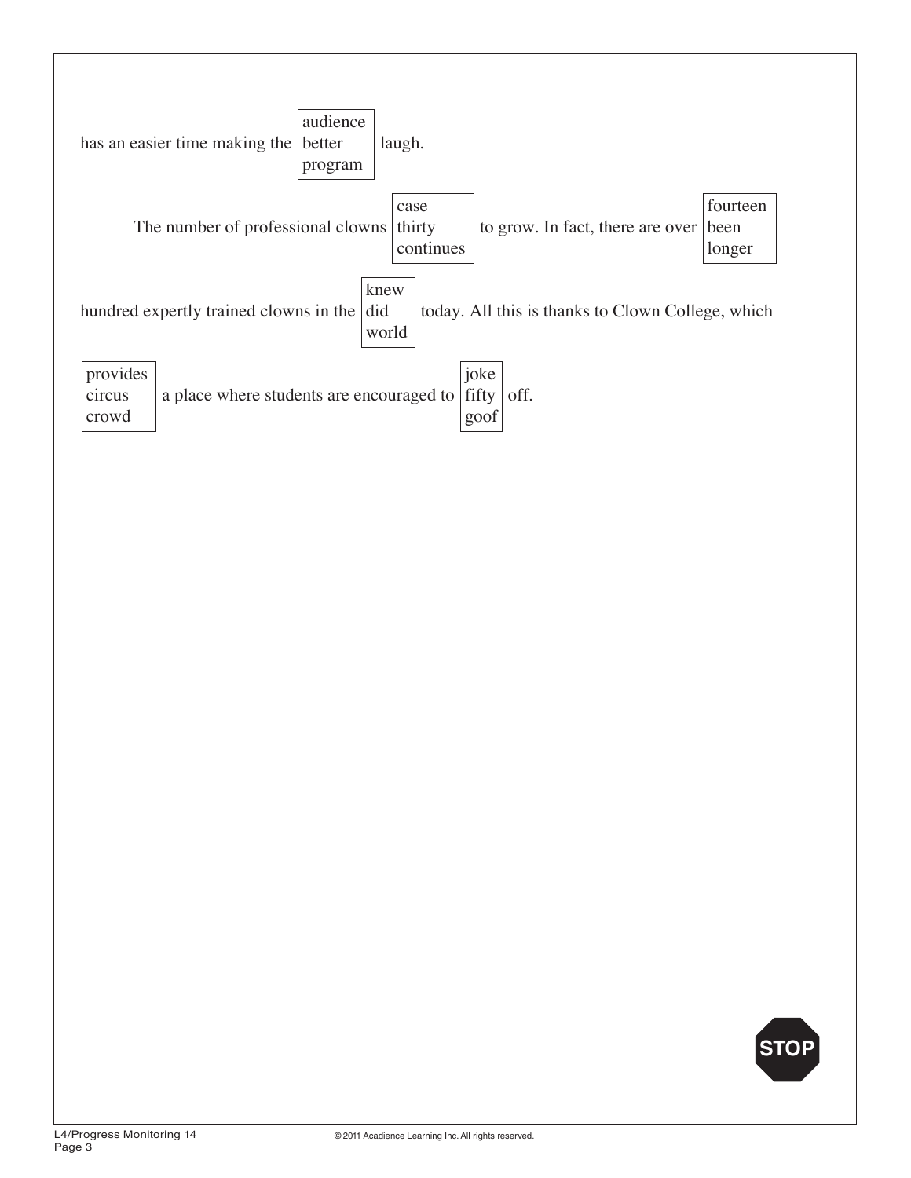has an easier time making the [audience / better / program] laugh.

The number of professional clowns [case / thirty / continues] to grow. In fact, there are over [fourteen / been / longer] hundred expertly trained clowns in the [knew / did / world] today. All this is thanks to Clown College, which [provides / circus / crowd] a place where students are encouraged to [joke / fifty / goof] off.

STOP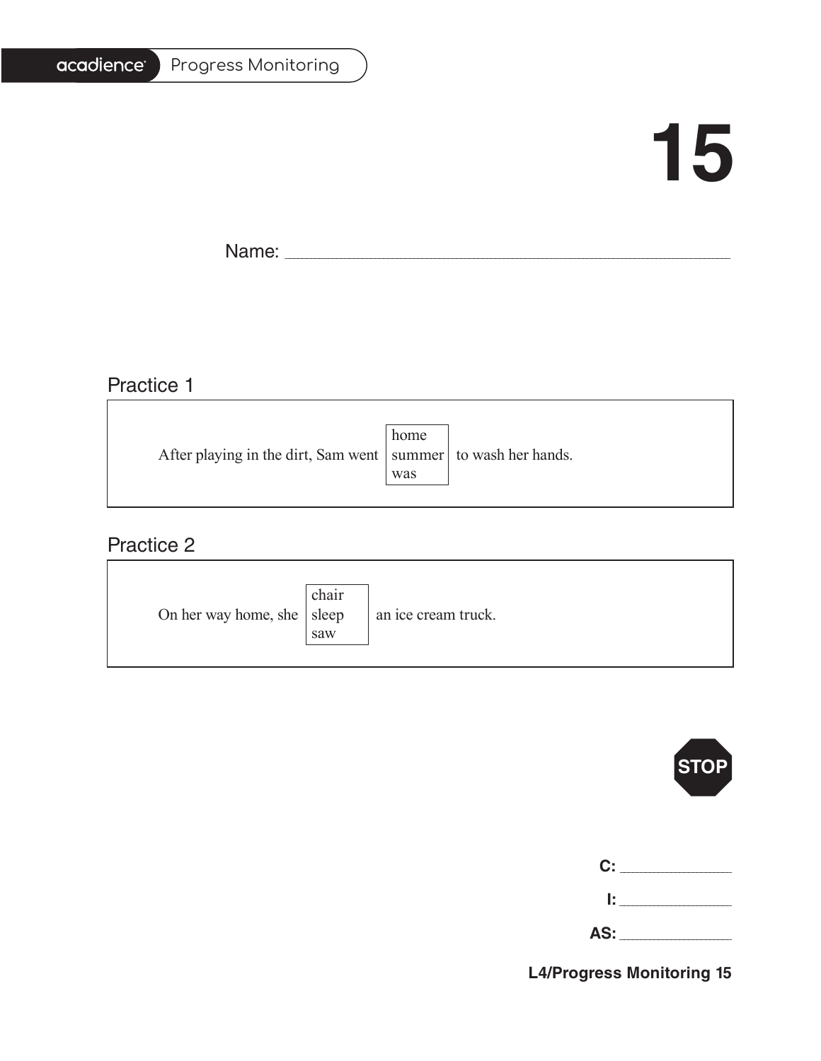# 15

Name: ______________________________________________

## Practice 1

After playing in the dirt, Sam went [home / summer / was] to wash her hands.

## Practice 2

On her way home, she [chair / sleep / saw] an ice cream truck.

STOP

**C:** ____________

**I:** ____________

**AS:** ____________

**L4/Progress Monitoring 15**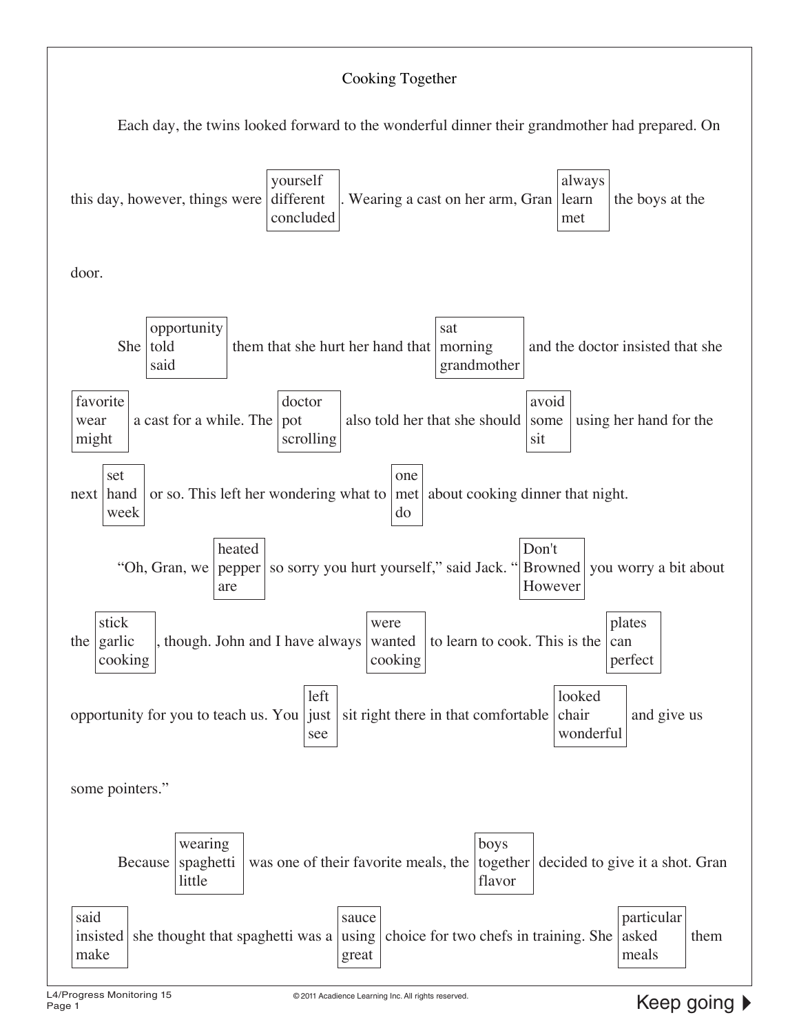# Cooking Together

Each day, the twins looked forward to the wonderful dinner their grandmother had prepared. On this day, however, things were [yourself / different / concluded]. Wearing a cast on her arm, Gran [always / learn / met] the boys at the door.

She [opportunity / told / said] them that she hurt her hand that [sat / morning / grandmother] and the doctor insisted that she [favorite / wear / might] a cast for a while. The [doctor / pot / scrolling] also told her that she should [avoid / some / sit] using her hand for the next [set / hand / week] or so. This left her wondering what to [one / met / do] about cooking dinner that night.

"Oh, Gran, we [heated / pepper / are] so sorry you hurt yourself," said Jack. "[Don't / Browned / However] you worry a bit about the [stick / garlic / cooking], though. John and I have always [were / wanted / cooking] to learn to cook. This is the [plates / can / perfect] opportunity for you to teach us. You [left / just / see] sit right there in that comfortable [looked / chair / wonderful] and give us some pointers."

Because [wearing / spaghetti / little] was one of their favorite meals, the [boys / together / flavor] decided to give it a shot. Gran [said / insisted / make] she thought that spaghetti was a [sauce / using / great] choice for two chefs in training. She [particular / asked / meals] them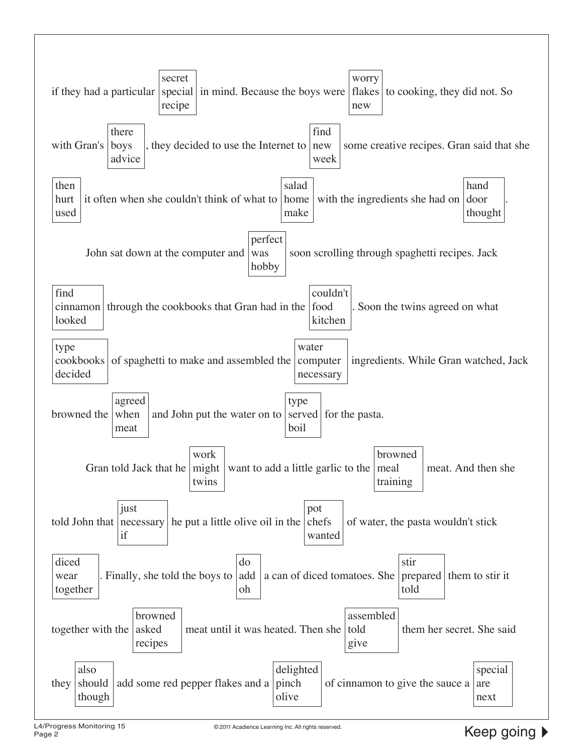if they had a particular [secret / special / recipe] in mind. Because the boys were [worry / flakes / new] to cooking, they did not. So with Gran's [there / boys / advice], they decided to use the Internet to [find / new / week] some creative recipes. Gran said that she [then / hurt / used] it often when she couldn't think of what to [salad / home / make] with the ingredients she had on [hand / door / thought].

John sat down at the computer and [perfect / was / hobby] soon scrolling through spaghetti recipes. Jack [find / cinnamon / looked] through the cookbooks that Gran had in the [couldn't / food / kitchen]. Soon the twins agreed on what [type / cookbooks / decided] of spaghetti to make and assembled the [water / computer / necessary] ingredients. While Gran watched, Jack browned the [agreed / when / meat] and John put the water on to [type / served / boil] for the pasta.

Gran told Jack that he [work / might / twins] want to add a little garlic to the [browned / meal / training] meat. And then she told John that [just / necessary / if] he put a little olive oil in the [pot / chefs / wanted] of water, the pasta wouldn't stick [diced / wear / together]. Finally, she told the boys to [do / add / oh] a can of diced tomatoes. She [stir / prepared / told] them to stir it together with the [browned / asked / recipes] meat until it was heated. Then she [assembled / told / give] them her secret. She said they [also / should / though] add some red pepper flakes and a [delighted / pinch / olive] of cinnamon to give the sauce a [special / are / next]

Keep going ▶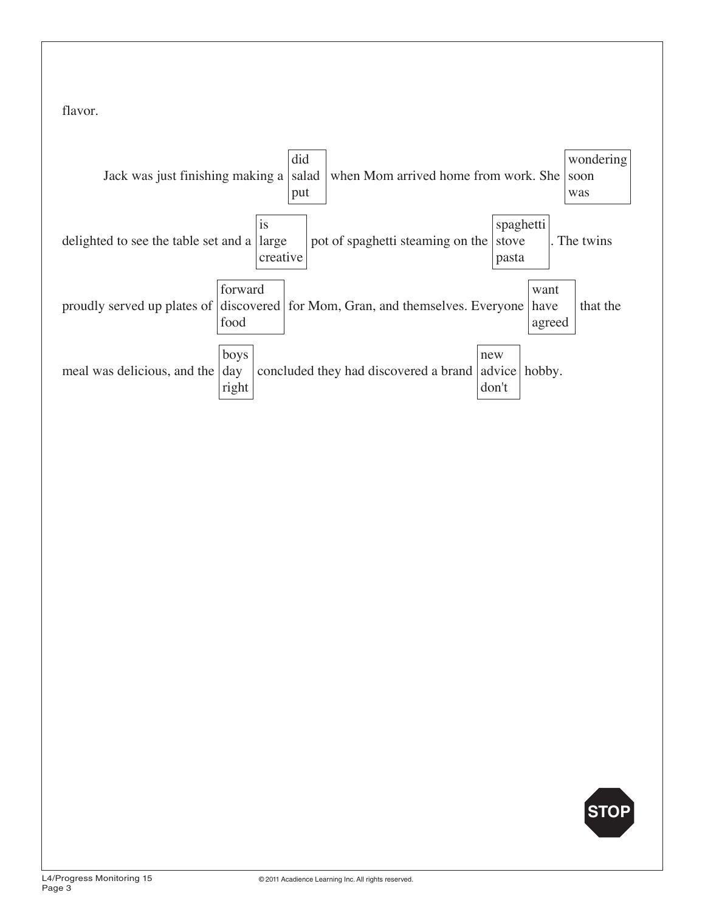flavor.

Jack was just finishing making a [did / salad / put] when Mom arrived home from work. She [wondering / soon / was] delighted to see the table set and a [is / large / creative] pot of spaghetti steaming on the [spaghetti / stove / pasta]. The twins proudly served up plates of [forward / discovered / food] for Mom, Gran, and themselves. Everyone [want / have / agreed] that the meal was delicious, and the [boys / day / right] concluded they had discovered a brand [new / advice / don't] hobby.

STOP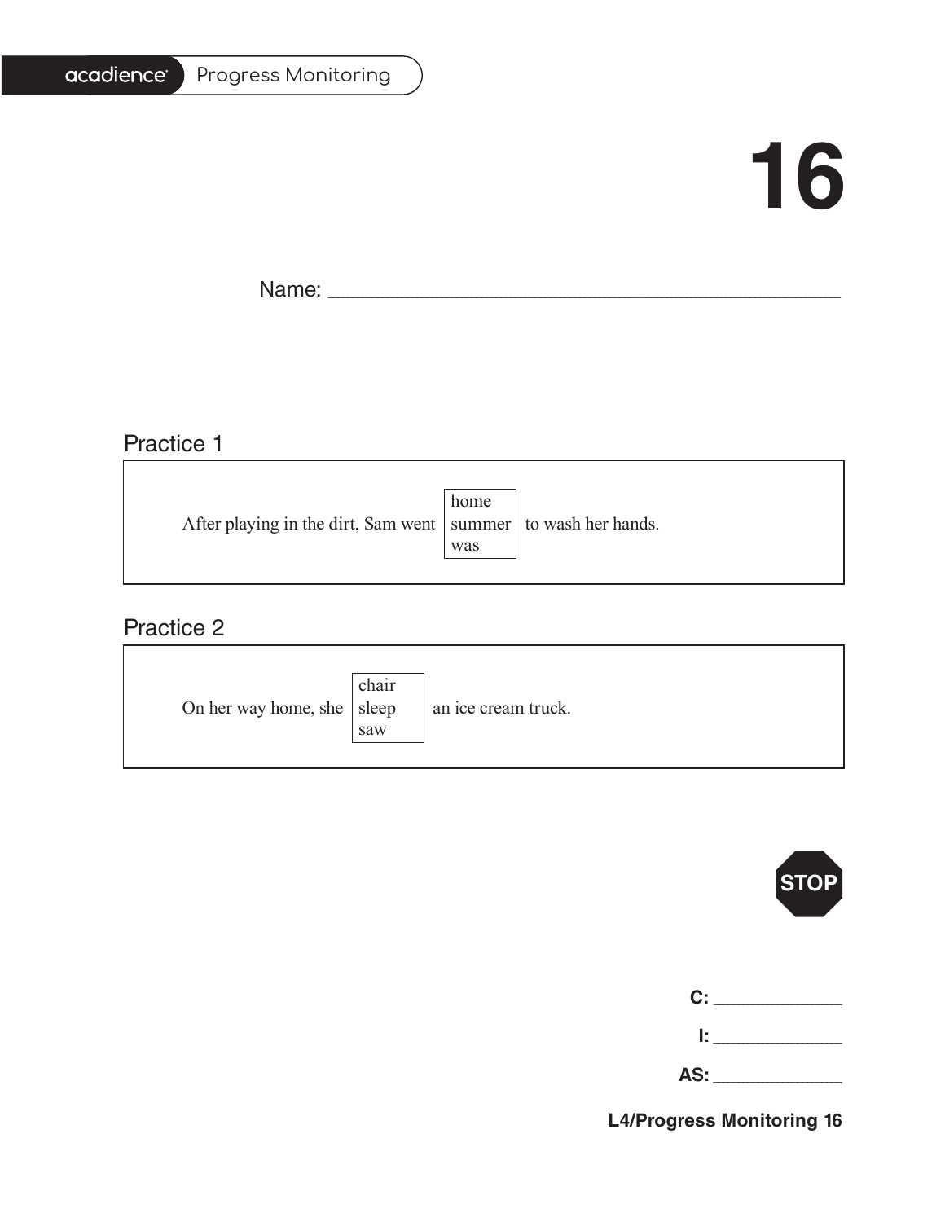# 16

Name: \_\_\_\_\_\_\_\_\_\_\_\_\_\_\_\_\_\_\_\_\_\_\_\_\_\_\_\_\_\_\_\_\_\_\_\_\_\_\_\_

## Practice 1

After playing in the dirt, Sam went [home / summer / was] to wash her hands.

## Practice 2

On her way home, she [chair / sleep / saw] an ice cream truck.

STOP

**C:** \_\_\_\_\_\_\_\_\_\_\_\_

**I:** \_\_\_\_\_\_\_\_\_\_\_\_

**AS:** \_\_\_\_\_\_\_\_\_\_\_\_

**L4/Progress Monitoring 16**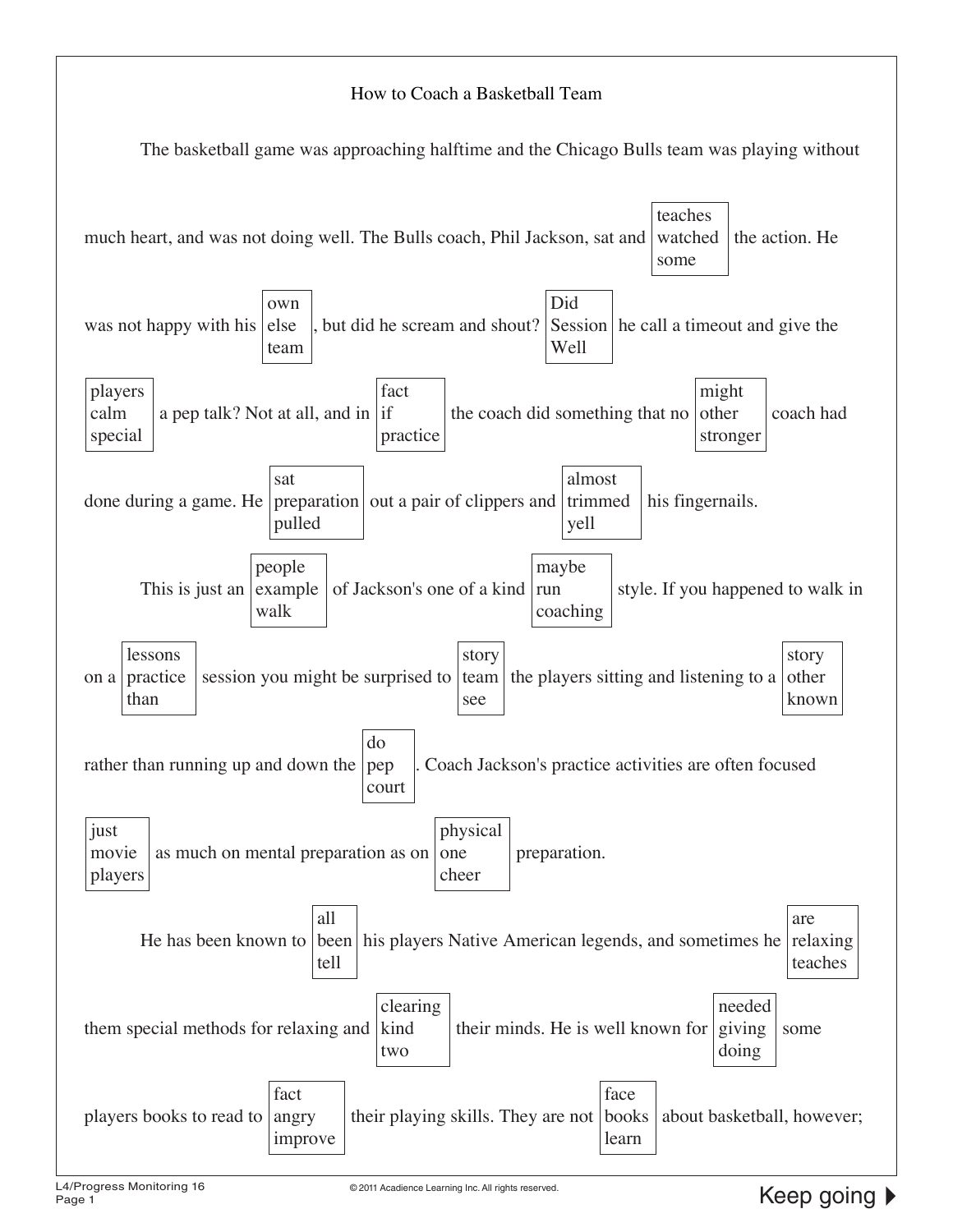How to Coach a Basketball Team

The basketball game was approaching halftime and the Chicago Bulls team was playing without much heart, and was not doing well. The Bulls coach, Phil Jackson, sat and [teaches / watched / some] the action. He was not happy with his [own / else / team], but did he scream and shout? [Did / Session / Well] he call a timeout and give the [players / calm / special] a pep talk? Not at all, and in [fact / if / practice] the coach did something that no [might / other / stronger] coach had done during a game. He [sat / preparation / pulled] out a pair of clippers and [almost / trimmed / yell] his fingernails.

This is just an [people / example / walk] of Jackson's one of a kind [maybe / run / coaching] style. If you happened to walk in on a [lessons / practice / than] session you might be surprised to [story / team / see] the players sitting and listening to a [story / other / known] rather than running up and down the [do / pep / court]. Coach Jackson's practice activities are often focused [just / movie / players] as much on mental preparation as on [physical / one / cheer] preparation.

He has been known to [all / been / tell] his players Native American legends, and sometimes he [are / relaxing / teaches] them special methods for relaxing and [clearing / kind / two] their minds. He is well known for [needed / giving / doing] some players books to read to [fact / angry / improve] their playing skills. They are not [face / books / learn] about basketball, however;

Keep going ▶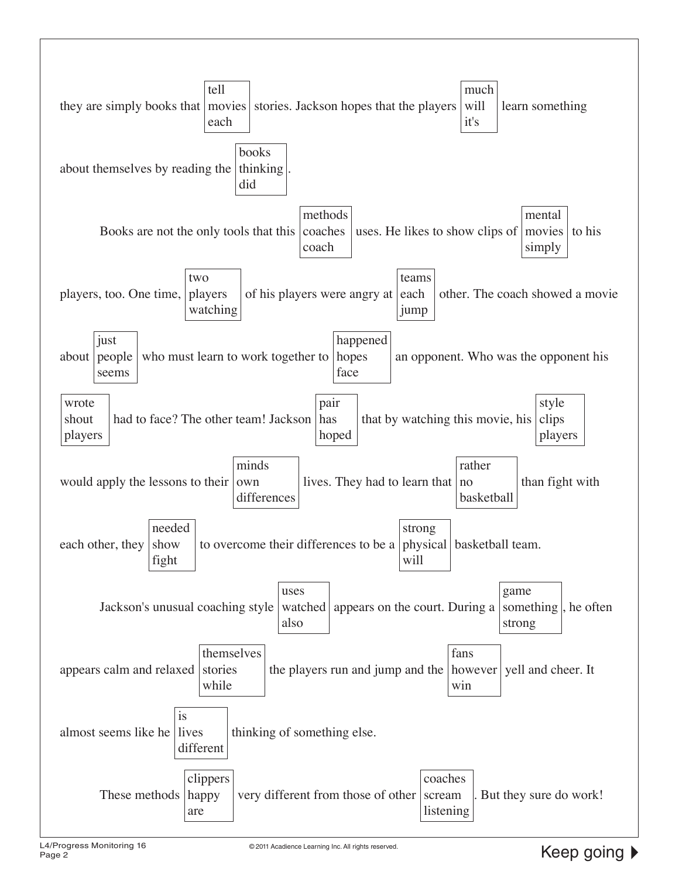they are simply books that [tell / movies / each] stories. Jackson hopes that the players [much / will / it's] learn something about themselves by reading the [books / thinking / did].

Books are not the only tools that this [methods / coaches / coach] uses. He likes to show clips of [mental / movies / simply] to his players, too. One time, [two / players / watching] of his players were angry at [teams / each / jump] other. The coach showed a movie about [just / people / seems] who must learn to work together to [happened / hopes / face] an opponent. Who was the opponent his [wrote / shout / players] had to face? The other team! Jackson [pair / has / hoped] that by watching this movie, his [style / clips / players] would apply the lessons to their [minds / own / differences] lives. They had to learn that [rather / no / basketball] than fight with each other, they [needed / show / fight] to overcome their differences to be a [strong / physical / will] basketball team.

Jackson's unusual coaching style [uses / watched / also] appears on the court. During a [game / something / strong], he often appears calm and relaxed [themselves / stories / while] the players run and jump and the [fans / however / win] yell and cheer. It almost seems like he [is / lives / different] thinking of something else.

These methods [clippers / happy / are] very different from those of other [coaches / scream / listening]. But they sure do work!

Keep going ▶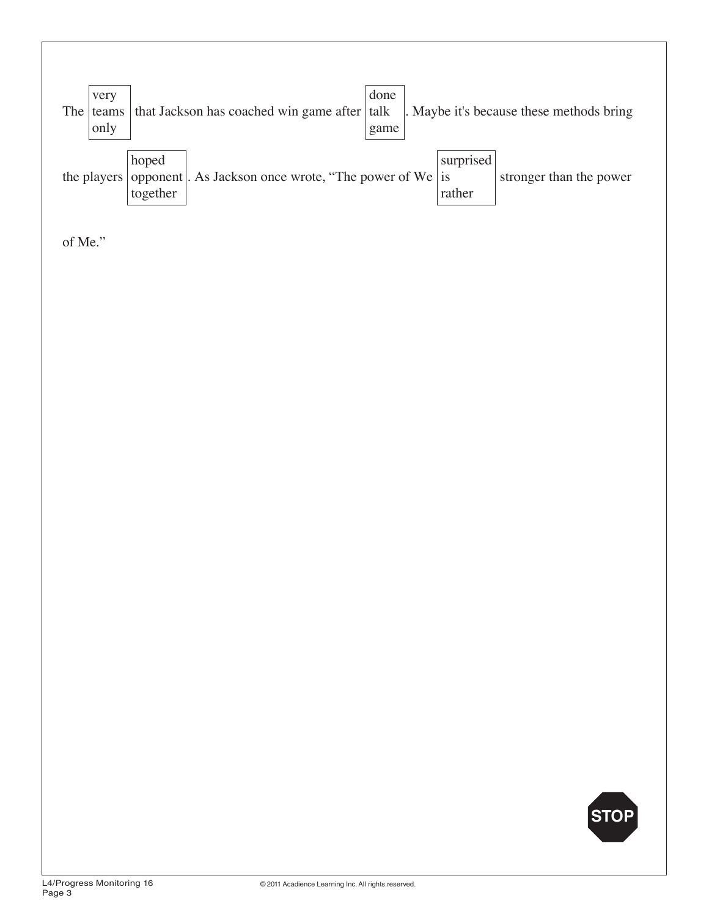The [very / teams / only] that Jackson has coached win game after [done / talk / game]. Maybe it's because these methods bring the players [hoped / opponent / together]. As Jackson once wrote, “The power of We [surprised / is / rather] stronger than the power of Me.”

STOP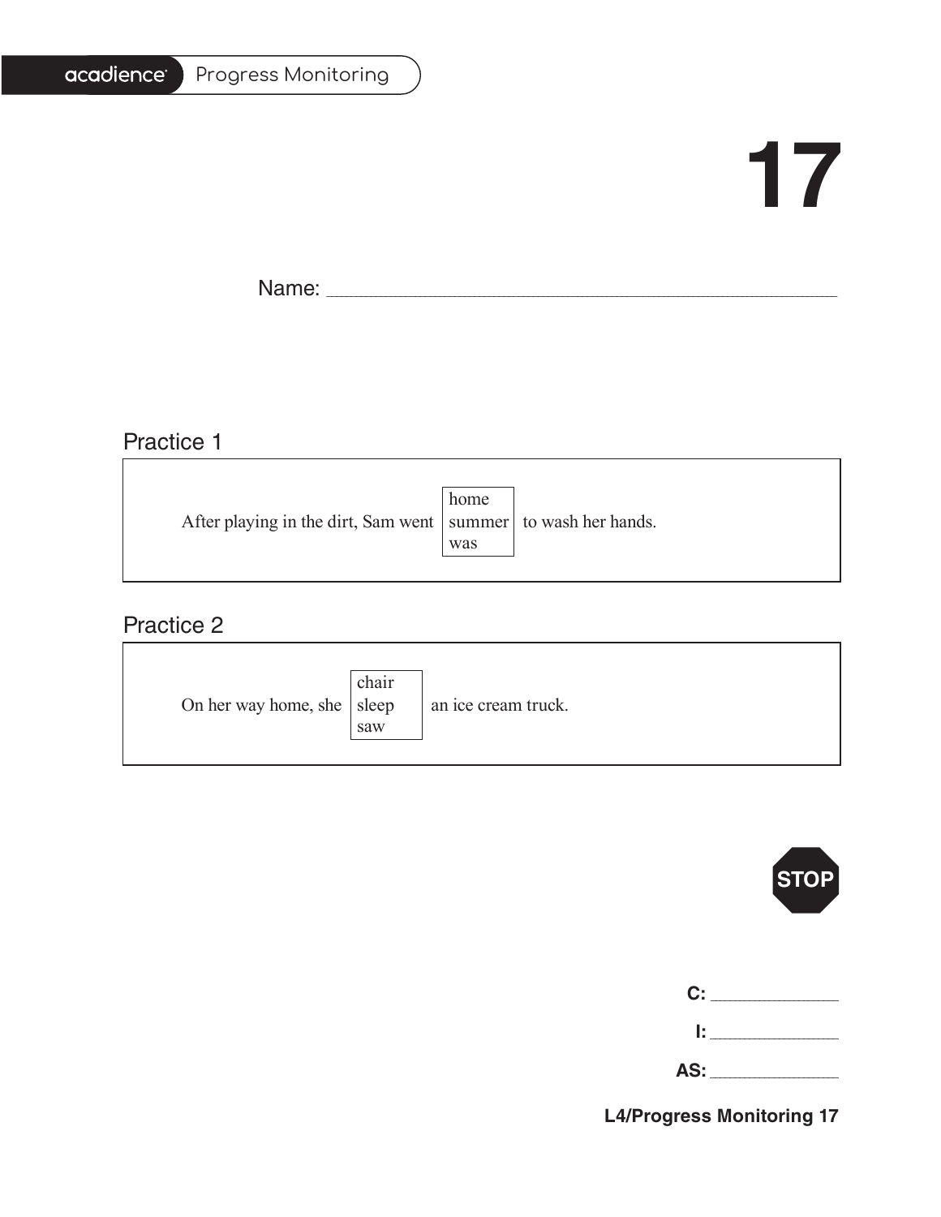# 17

Name: ___________________________________________

## Practice 1

After playing in the dirt, Sam went [home / summer / was] to wash her hands.

## Practice 2

On her way home, she [chair / sleep / saw] an ice cream truck.

STOP

**C:** ____________

**I:** ____________

**AS:** ____________

**L4/Progress Monitoring 17**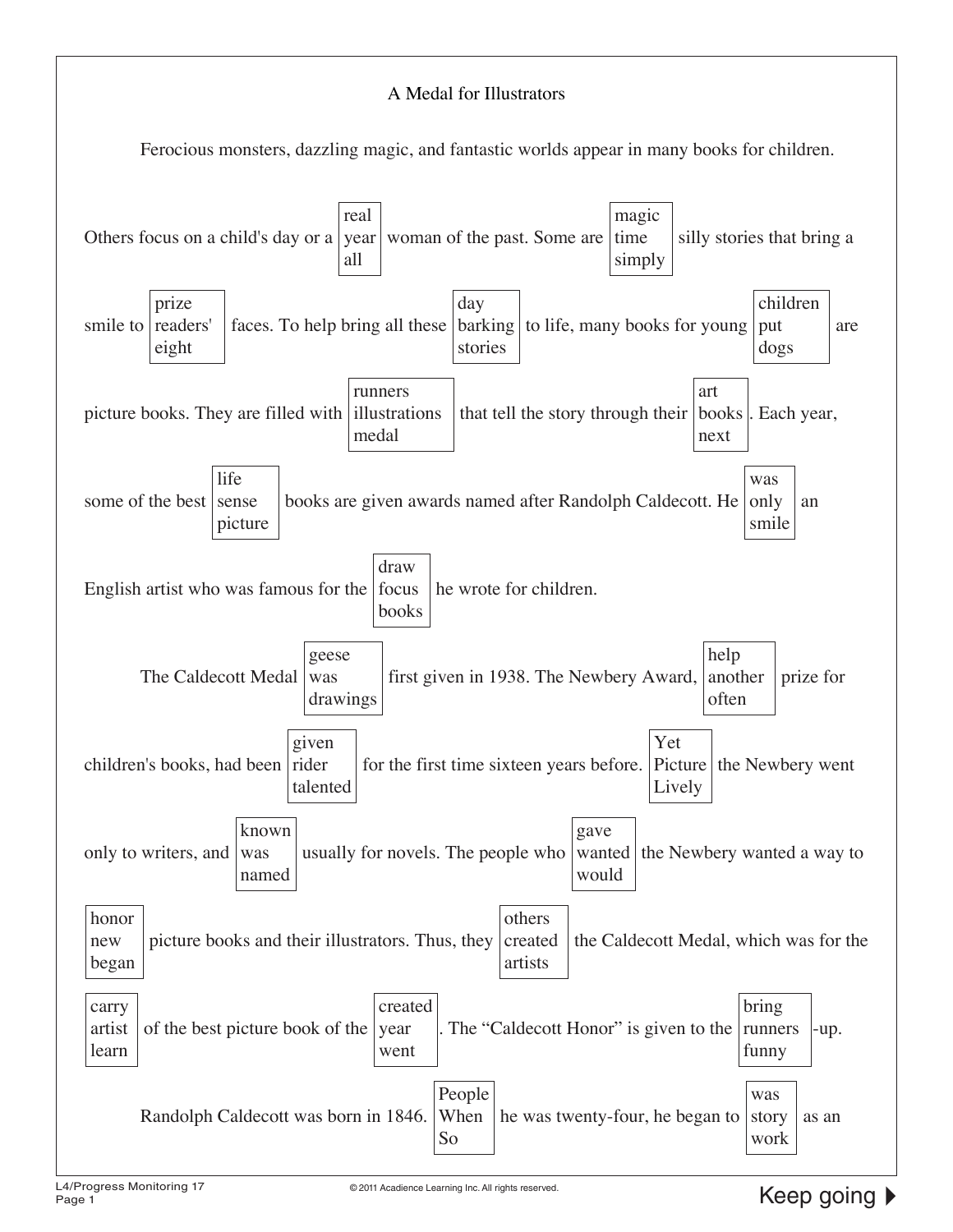A Medal for Illustrators

Ferocious monsters, dazzling magic, and fantastic worlds appear in many books for children. Others focus on a child's day or a [real / year / all] woman of the past. Some are [magic / time / simply] silly stories that bring a smile to [prize / readers' / eight] faces. To help bring all these [day / barking / stories] to life, many books for young [children / put / dogs] are picture books. They are filled with [runners / illustrations / medal] that tell the story through their [art / books / next]. Each year, some of the best [life / sense / picture] books are given awards named after Randolph Caldecott. He [was / only / smile] an English artist who was famous for the [draw / focus / books] he wrote for children.

The Caldecott Medal [geese / was / drawings] first given in 1938. The Newbery Award, [help / another / often] prize for children's books, had been [given / rider / talented] for the first time sixteen years before. [Yet / Picture / Lively] the Newbery went only to writers, and [known / was / named] usually for novels. The people who [gave / wanted / would] the Newbery wanted a way to [honor / new / began] picture books and their illustrators. Thus, they [others / created / artists] the Caldecott Medal, which was for the [carry / artist / learn] of the best picture book of the [created / year / went]. The "Caldecott Honor" is given to the [bring / runners / funny]-up.

Randolph Caldecott was born in 1846. [People / When / So] he was twenty-four, he began to [was / story / work] as an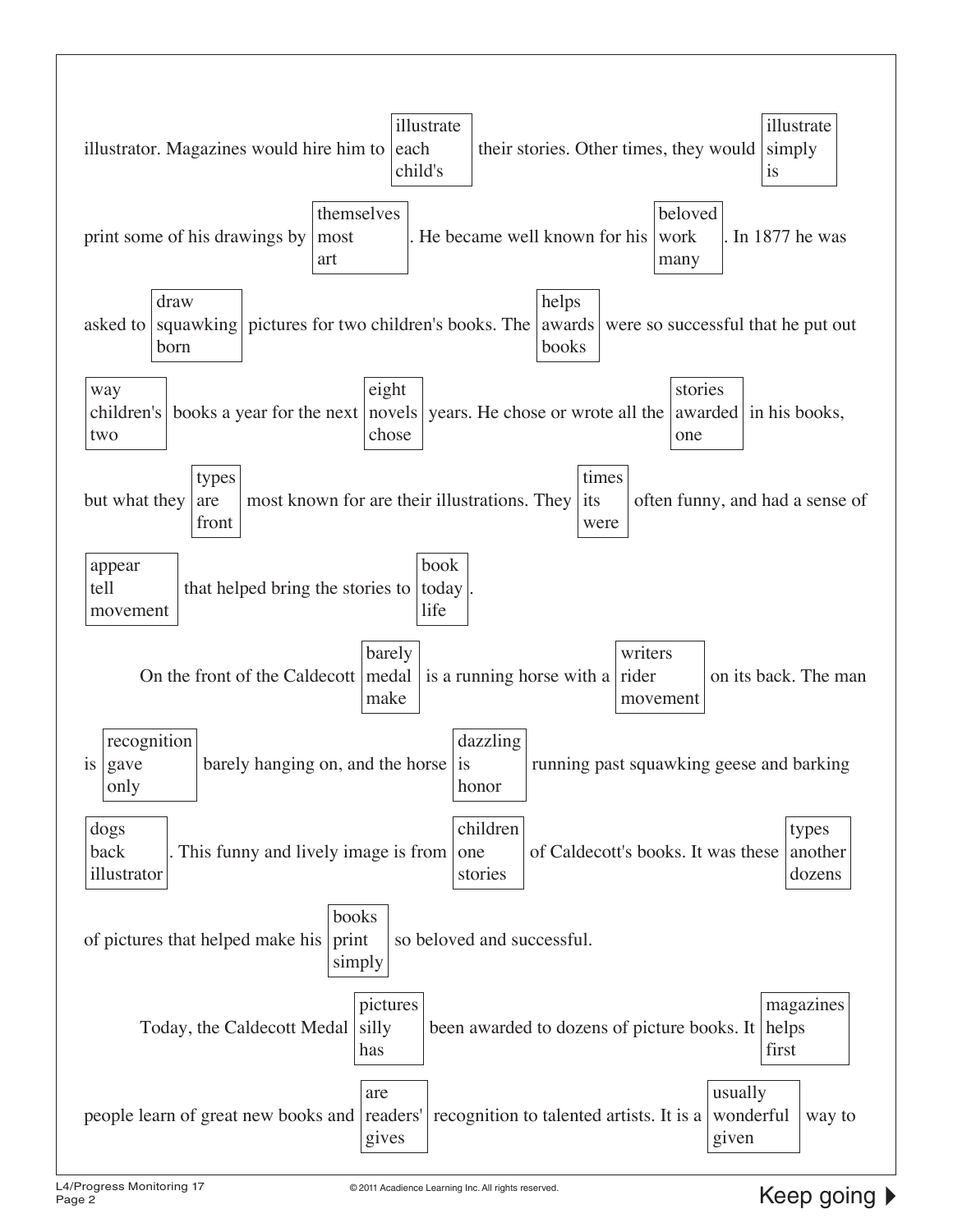illustrator. Magazines would hire him to [illustrate / each / child's] their stories. Other times, they would [illustrate / simply / is] print some of his drawings by [themselves / most / art]. He became well known for his [beloved / work / many]. In 1877 he was asked to [draw / squawking / born] pictures for two children's books. The [helps / awards / books] were so successful that he put out [way / children's / two] books a year for the next [eight / novels / chose] years. He chose or wrote all the [stories / awarded / one] in his books, but what they [types / are / front] most known for are their illustrations. They [times / its / were] often funny, and had a sense of [appear / tell / movement] that helped bring the stories to [book / today / life].

On the front of the Caldecott [barely / medal / make] is a running horse with a [writers / rider / movement] on its back. The man is [recognition / gave / only] barely hanging on, and the horse [dazzling / is / honor] running past squawking geese and barking [dogs / back / illustrator]. This funny and lively image is from [children / one / stories] of Caldecott's books. It was these [types / another / dozens] of pictures that helped make his [books / print / simply] so beloved and successful.

Today, the Caldecott Medal [pictures / silly / has] been awarded to dozens of picture books. It [magazines / helps / first] people learn of great new books and [are / readers' / gives] recognition to talented artists. It is a [usually / wonderful / given] way to

Keep going ▶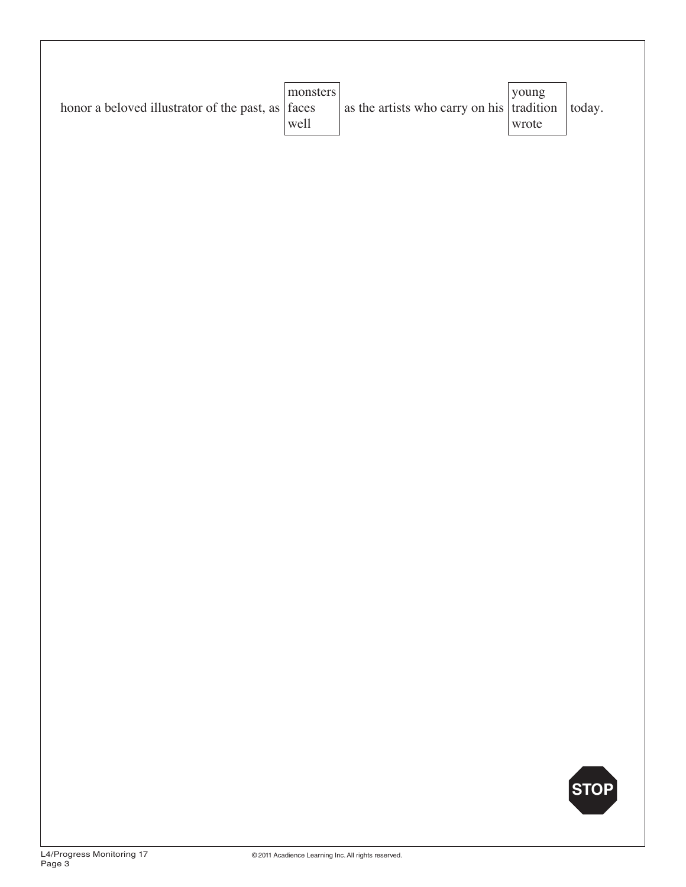honor a beloved illustrator of the past, as [monsters / faces / well] as the artists who carry on his [young / tradition / wrote] today.

STOP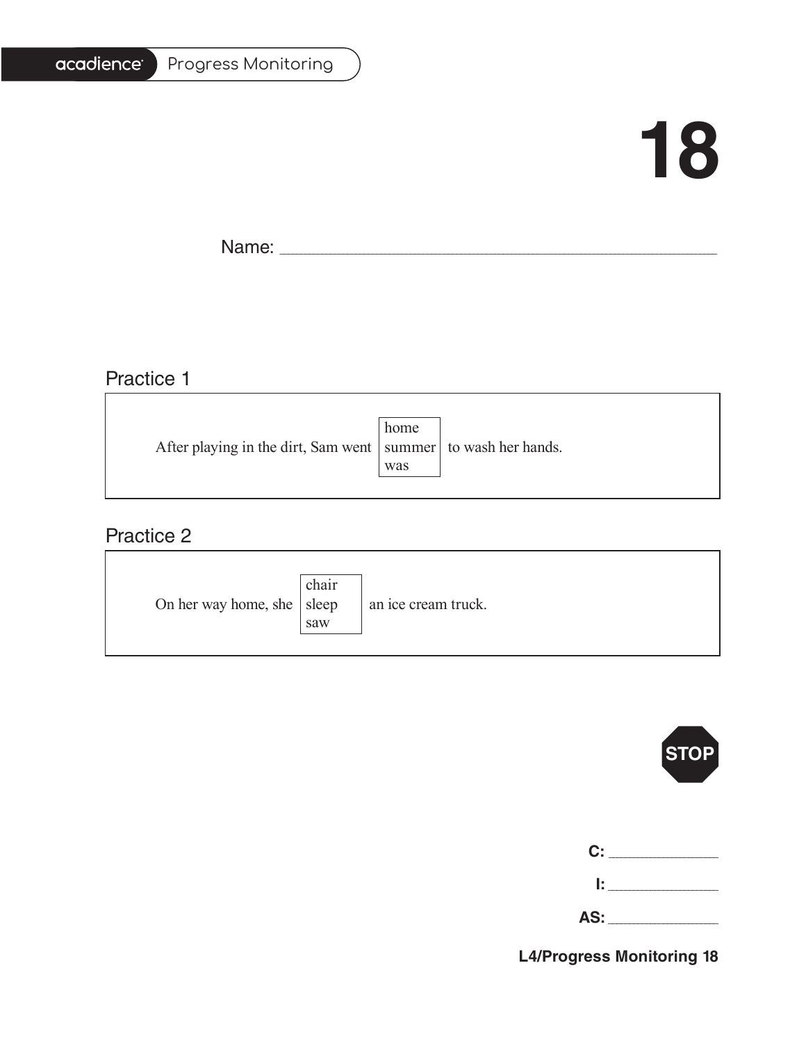# 18

Name: ___________________________________________

## Practice 1

After playing in the dirt, Sam went [home / summer / was] to wash her hands.

## Practice 2

On her way home, she [chair / sleep / saw] an ice cream truck.

STOP

**C:** ____________

**I:** ____________

**AS:** ____________

**L4/Progress Monitoring 18**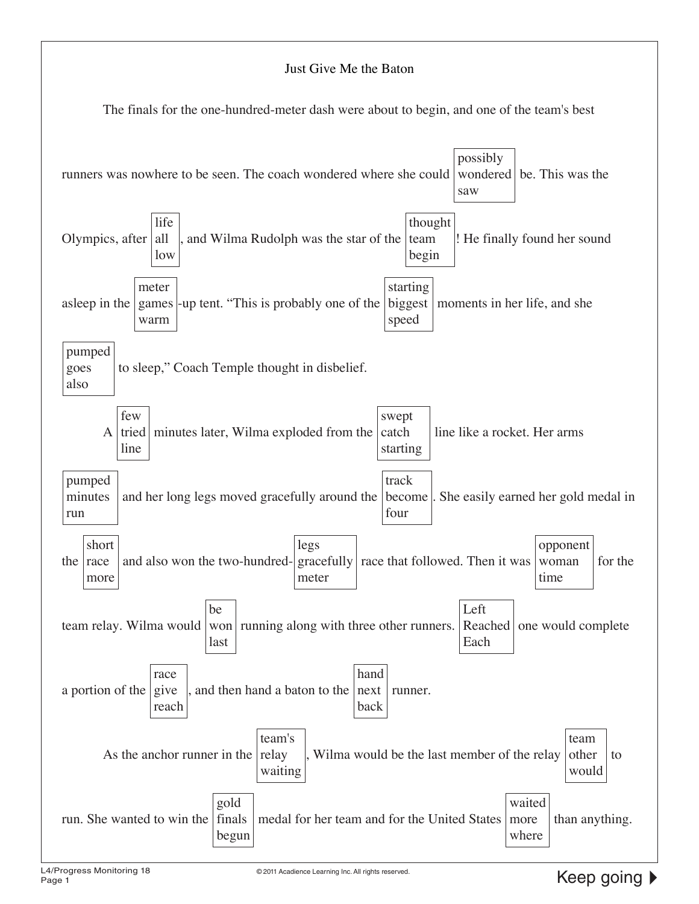# Just Give Me the Baton

The finals for the one-hundred-meter dash were about to begin, and one of the team's best runners was nowhere to be seen. The coach wondered where she could [possibly / wondered / saw] be. This was the Olympics, after [life / all / low], and Wilma Rudolph was the star of the [thought / team / begin]! He finally found her sound asleep in the [meter / games / warm]-up tent. "This is probably one of the [starting / biggest / speed] moments in her life, and she [pumped / goes / also] to sleep," Coach Temple thought in disbelief.

A [few / tried / line] minutes later, Wilma exploded from the [swept / catch / starting] line like a rocket. Her arms [pumped / minutes / run] and her long legs moved gracefully around the [track / become / four]. She easily earned her gold medal in the [short / race / more] and also won the two-hundred-[legs / gracefully / meter] race that followed. Then it was [opponent / woman / time] for the team relay. Wilma would [be / won / last] running along with three other runners. [Left / Reached / Each] one would complete a portion of the [race / give / reach], and then hand a baton to the [hand / next / back] runner.

As the anchor runner in the [team's / relay / waiting], Wilma would be the last member of the relay [team / other / would] to run. She wanted to win the [gold / finals / begun] medal for her team and for the United States [waited / more / where] than anything.

Keep going ▶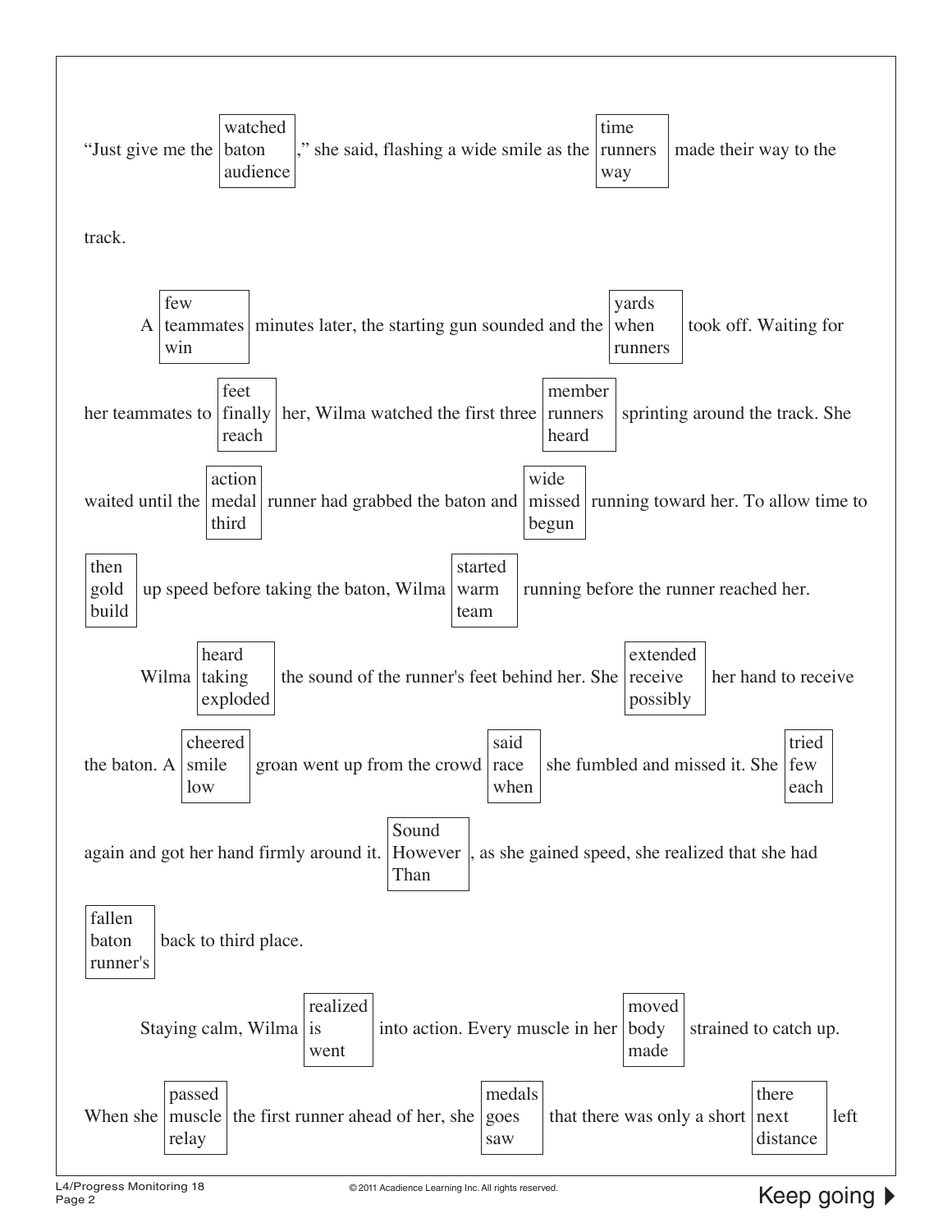"Just give me the [watched / baton / audience]," she said, flashing a wide smile as the [time / runners / way] made their way to the track.

A [few / teammates / win] minutes later, the starting gun sounded and the [yards / when / runners] took off. Waiting for her teammates to [feet / finally / reach] her, Wilma watched the first three [member / runners / heard] sprinting around the track. She waited until the [action / medal / third] runner had grabbed the baton and [wide / missed / begun] running toward her. To allow time to [then / gold / build] up speed before taking the baton, Wilma [started / warm / team] running before the runner reached her.

Wilma [heard / taking / exploded] the sound of the runner's feet behind her. She [extended / receive / possibly] her hand to receive the baton. A [cheered / smile / low] groan went up from the crowd [said / race / when] she fumbled and missed it. She [tried / few / each] again and got her hand firmly around it. [Sound / However / Than], as she gained speed, she realized that she had [fallen / baton / runner's] back to third place.

Staying calm, Wilma [realized / is / went] into action. Every muscle in her [moved / body / made] strained to catch up. When she [passed / muscle / relay] the first runner ahead of her, she [medals / goes / saw] that there was only a short [there / next / distance] left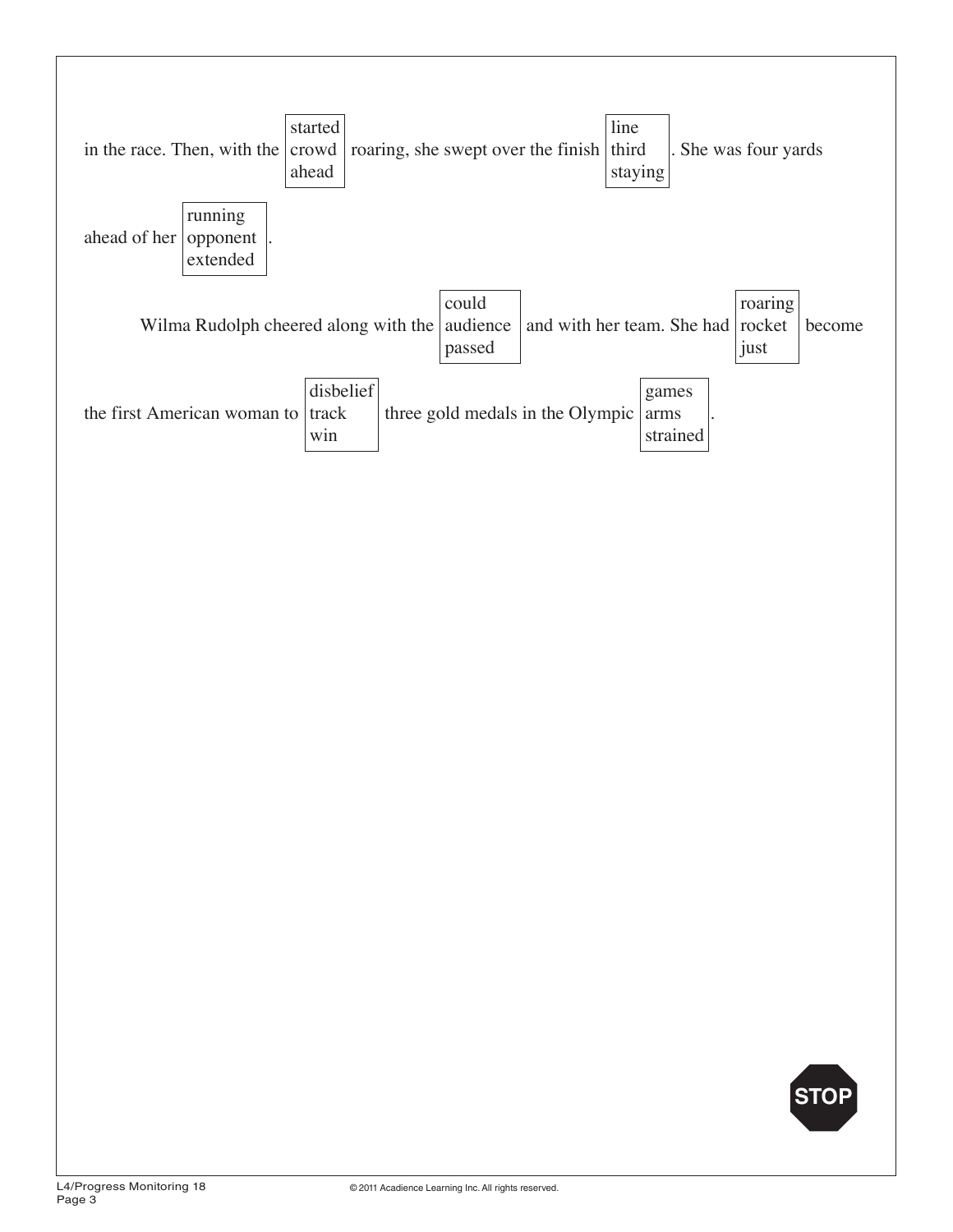in the race. Then, with the [started / crowd / ahead] roaring, she swept over the finish [line / third / staying]. She was four yards ahead of her [running / opponent / extended].

Wilma Rudolph cheered along with the [could / audience / passed] and with her team. She had [roaring / rocket / just] become the first American woman to [disbelief / track / win] three gold medals in the Olympic [games / arms / strained].

STOP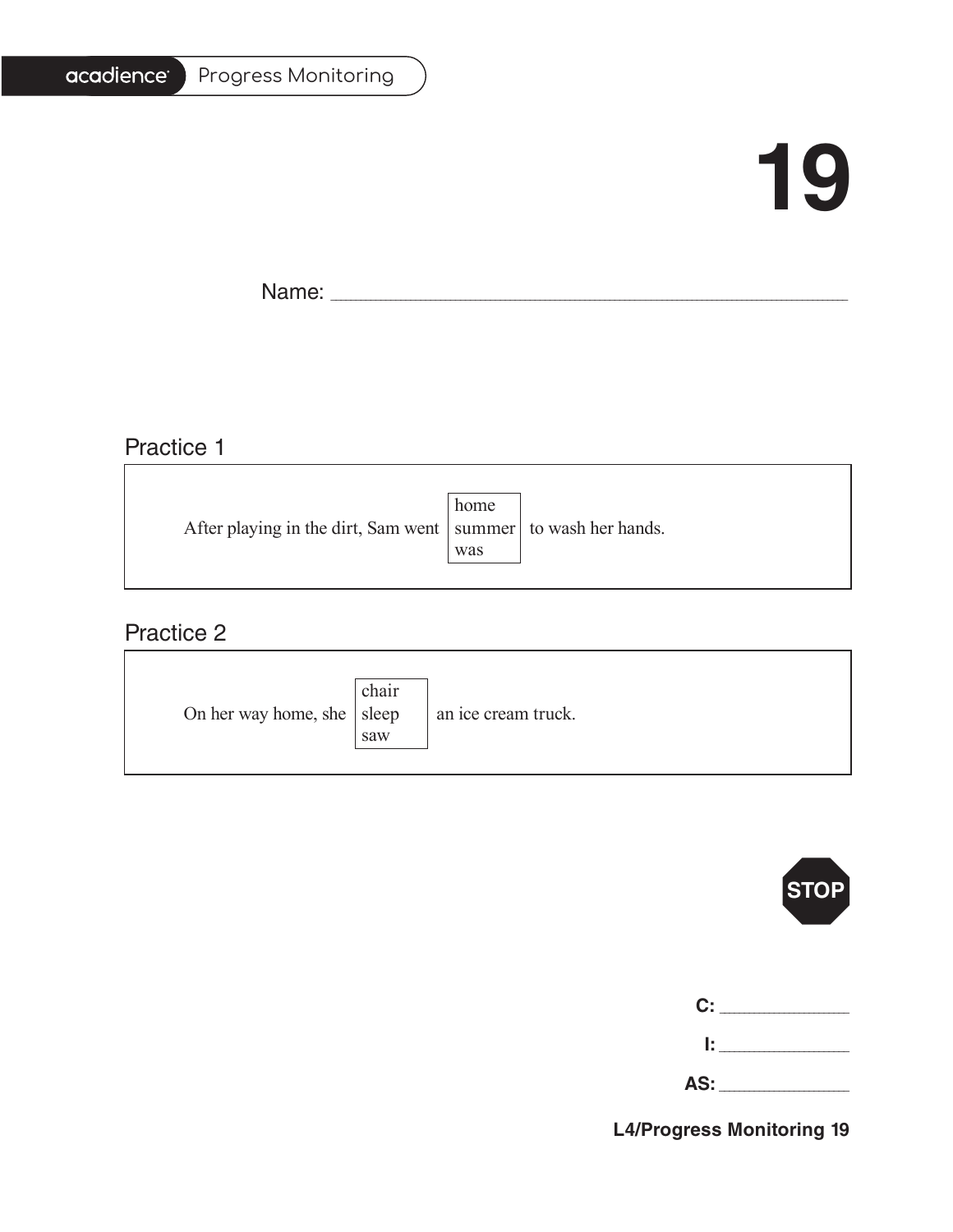# 19

Name: ___________________________________________

## Practice 1

After playing in the dirt, Sam went [home / summer / was] to wash her hands.

## Practice 2

On her way home, she [chair / sleep / saw] an ice cream truck.

STOP

**C:** ____________

**I:** ____________

**AS:** ____________

**L4/Progress Monitoring 19**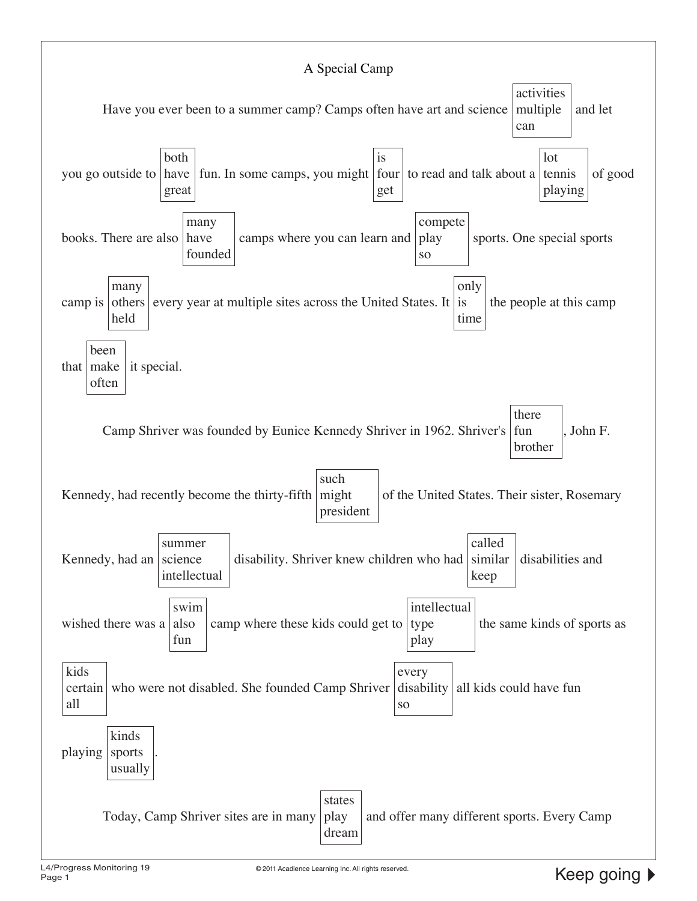# A Special Camp

Have you ever been to a summer camp? Camps often have art and science [activities / multiple / can] and let you go outside to [both / have / great] fun. In some camps, you might [is / four / get] to read and talk about a [lot / tennis / playing] of good books. There are also [many / have / founded] camps where you can learn and [compete / play / so] sports. One special sports camp is [many / others / held] every year at multiple sites across the United States. It [only / is / time] the people at this camp that [been / make / often] it special.

Camp Shriver was founded by Eunice Kennedy Shriver in 1962. Shriver's [there / fun / brother], John F. Kennedy, had recently become the thirty-fifth [such / might / president] of the United States. Their sister, Rosemary Kennedy, had an [summer / science / intellectual] disability. Shriver knew children who had [called / similar / keep] disabilities and wished there was a [swim / also / fun] camp where these kids could get to [intellectual / type / play] the same kinds of sports as [kids / certain / all] who were not disabled. She founded Camp Shriver [every / disability / so] all kids could have fun playing [kinds / sports / usually].

Today, Camp Shriver sites are in many [states / play / dream] and offer many different sports. Every Camp

Keep going ▶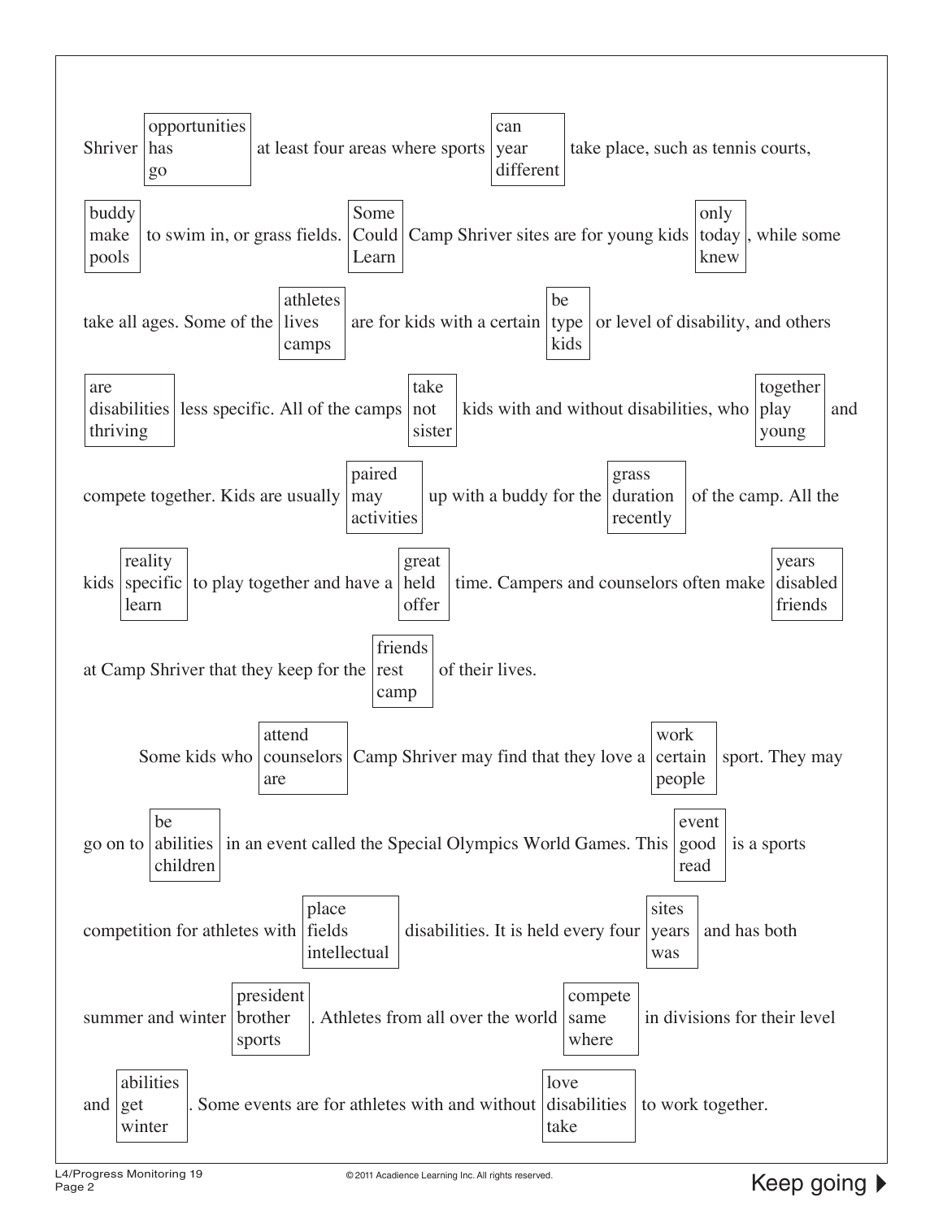Shriver [opportunities / has / go] at least four areas where sports [can / year / different] take place, such as tennis courts, [buddy / make / pools] to swim in, or grass fields. [Some / Could / Learn] Camp Shriver sites are for young kids [only / today / knew], while some take all ages. Some of the [athletes / lives / camps] are for kids with a certain [be / type / kids] or level of disability, and others [are / disabilities / thriving] less specific. All of the camps [take / not / sister] kids with and without disabilities, who [together / play / young] and compete together. Kids are usually [paired / may / activities] up with a buddy for the [grass / duration / recently] of the camp. All the kids [reality / specific / learn] to play together and have a [great / held / offer] time. Campers and counselors often make [years / disabled / friends] at Camp Shriver that they keep for the [friends / rest / camp] of their lives.

Some kids who [attend / counselors / are] Camp Shriver may find that they love a [work / certain / people] sport. They may go on to [be / abilities / children] in an event called the Special Olympics World Games. This [event / good / read] is a sports competition for athletes with [place / fields / intellectual] disabilities. It is held every four [sites / years / was] and has both summer and winter [president / brother / sports]. Athletes from all over the world [compete / same / where] in divisions for their level and [abilities / get / winter]. Some events are for athletes with and without [love / disabilities / take] to work together.

Keep going ▶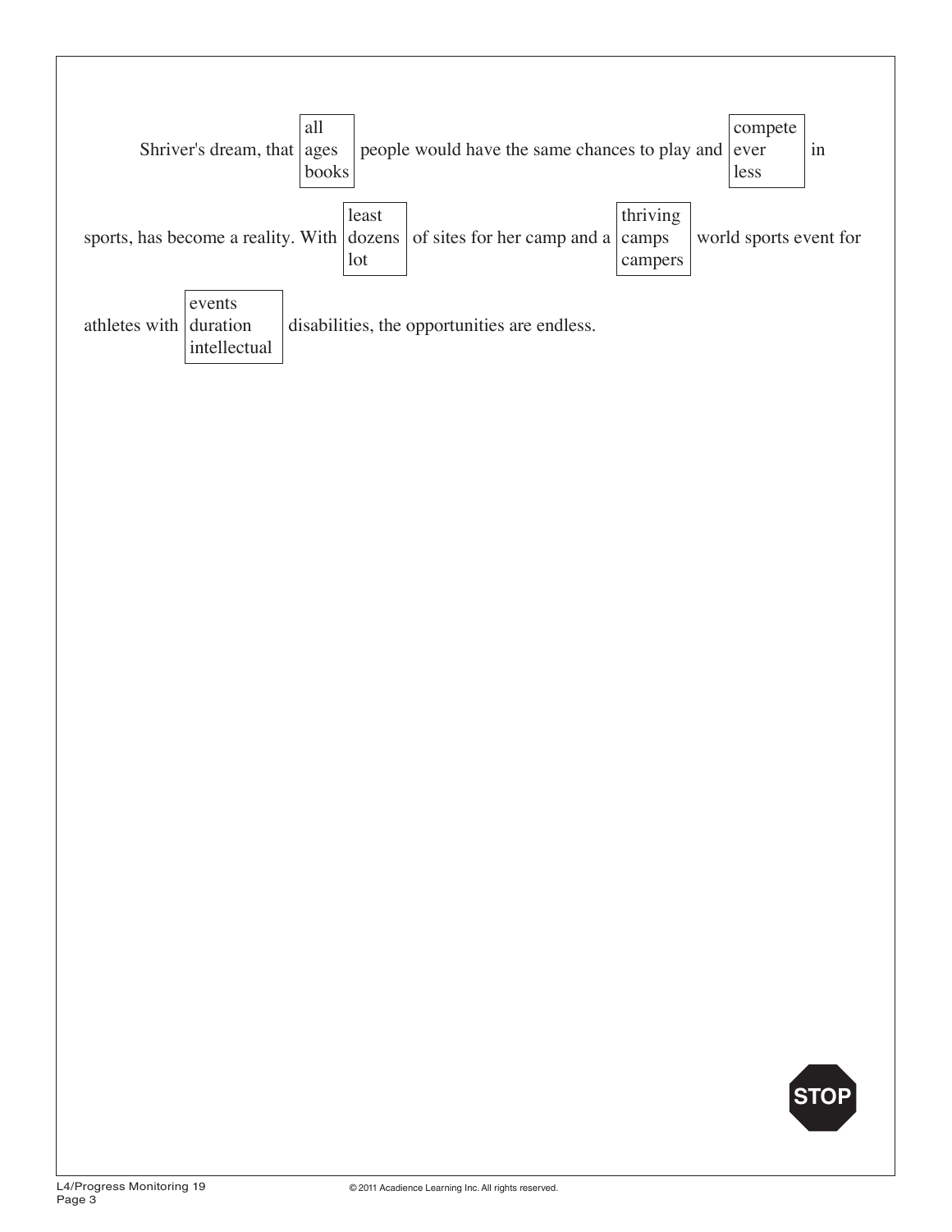Shriver's dream, that [all / ages / books] people would have the same chances to play and [compete / ever / less] in sports, has become a reality. With [least / dozens / lot] of sites for her camp and a [thriving / camps / campers] world sports event for athletes with [events / duration / intellectual] disabilities, the opportunities are endless.

STOP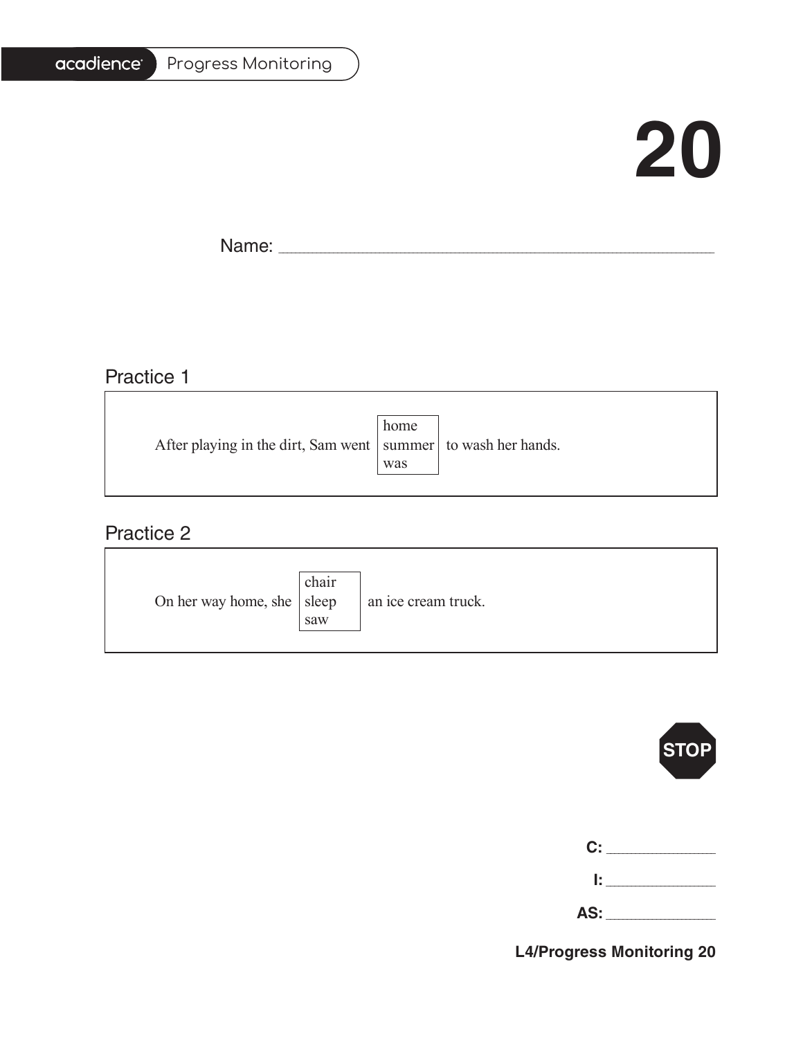acadience Progress Monitoring

# 20

Name: ____________________________________________

## Practice 1

After playing in the dirt, Sam went [home / summer / was] to wash her hands.

## Practice 2

On her way home, she [chair / sleep / saw] an ice cream truck.

STOP

**C:** ____________

**I:** ____________

**AS:** ____________

**L4/Progress Monitoring 20**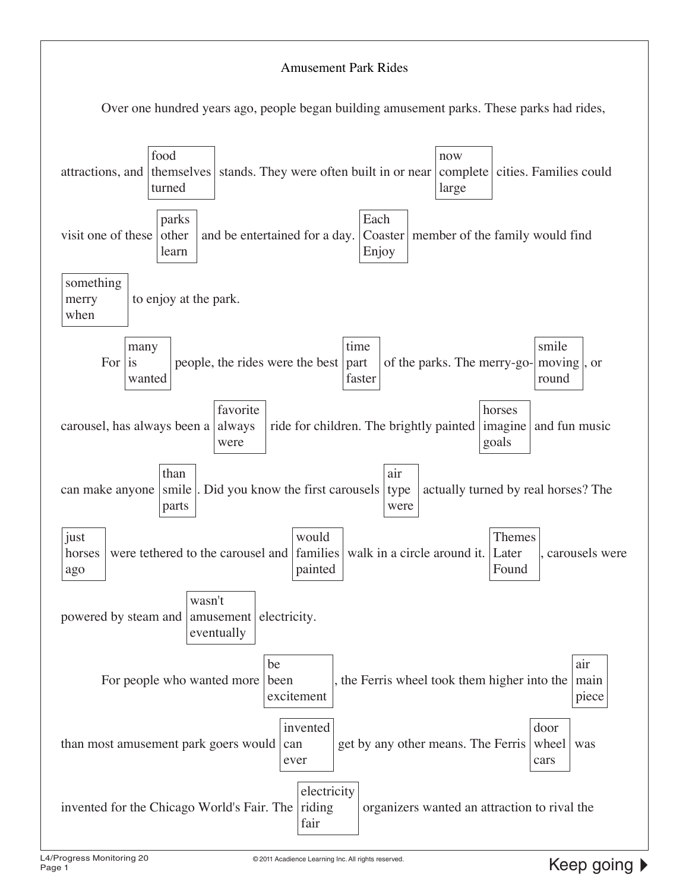# Amusement Park Rides

Over one hundred years ago, people began building amusement parks. These parks had rides, attractions, and [food / themselves / turned] stands. They were often built in or near [now / complete / large] cities. Families could visit one of these [parks / other / learn] and be entertained for a day. [Each / Coaster / Enjoy] member of the family would find [something / merry / when] to enjoy at the park.

For [many / is / wanted] people, the rides were the best [time / part / faster] of the parks. The merry-go-[smile / moving / round], or carousel, has always been a [favorite / always / were] ride for children. The brightly painted [horses / imagine / goals] and fun music can make anyone [than / smile / parts]. Did you know the first carousels [air / type / were] actually turned by real horses? The [just / horses / ago] were tethered to the carousel and [would / families / painted] walk in a circle around it. [Themes / Later / Found], carousels were powered by steam and [wasn't / amusement / eventually] electricity.

For people who wanted more [be / been / excitement], the Ferris wheel took them higher into the [air / main / piece] than most amusement park goers would [invented / can / ever] get by any other means. The Ferris [door / wheel / cars] was invented for the Chicago World's Fair. The [electricity / riding / fair] organizers wanted an attraction to rival the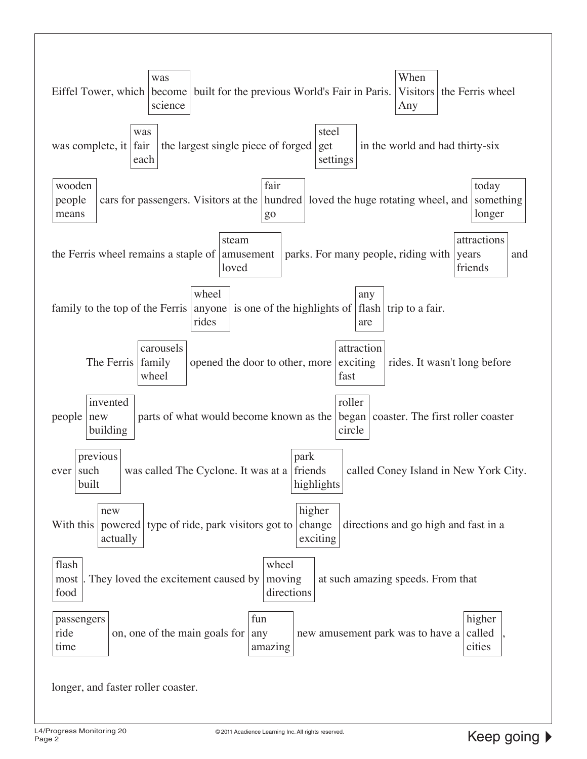Eiffel Tower, which [was / become / science] built for the previous World's Fair in Paris. [When / Visitors / Any] the Ferris wheel was complete, it [was / fair / each] the largest single piece of forged [steel / get / settings] in the world and had thirty-six [wooden / people / means] cars for passengers. Visitors at the [fair / hundred / go] loved the huge rotating wheel, and [today / something / longer] the Ferris wheel remains a staple of [steam / amusement / loved] parks. For many people, riding with [attractions / years / friends] and family to the top of the Ferris [wheel / anyone / rides] is one of the highlights of [any / flash / are] trip to a fair.

The Ferris [carousels / family / wheel] opened the door to other, more [attraction / exciting / fast] rides. It wasn't long before people [invented / new / building] parts of what would become known as the [roller / began / circle] coaster. The first roller coaster ever [previous / such / built] was called The Cyclone. It was at a [park / friends / highlights] called Coney Island in New York City. With this [new / powered / actually] type of ride, park visitors got to [higher / change / exciting] directions and go high and fast in a [flash / most / food]. They loved the excitement caused by [wheel / moving / directions] at such amazing speeds. From that [passengers / ride / time] on, one of the main goals for [fun / any / amazing] new amusement park was to have a [higher / called / cities], longer, and faster roller coaster.

Keep going ▶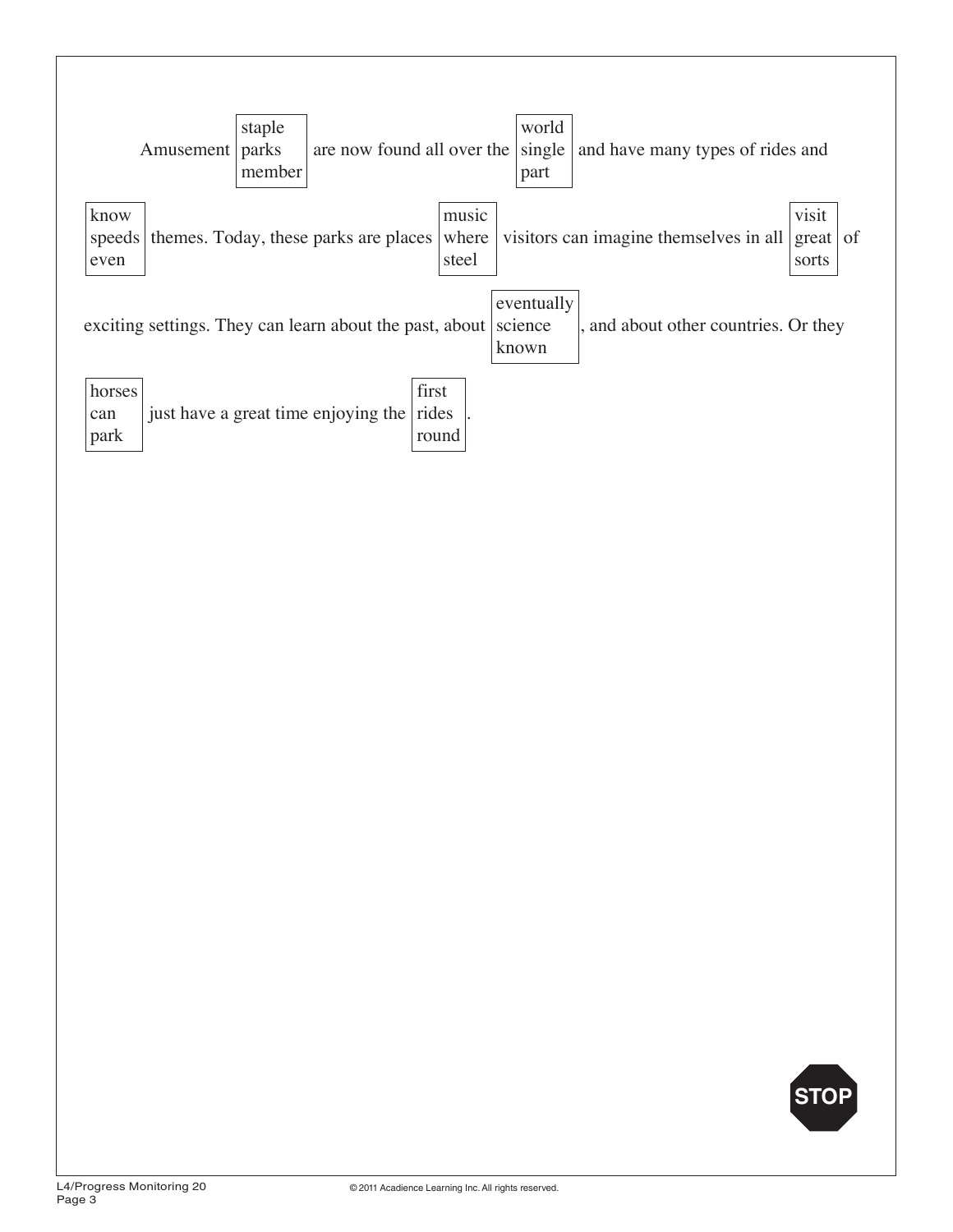Amusement [staple / parks / member] are now found all over the [world / single / part] and have many types of rides and [know / speeds / even] themes. Today, these parks are places [music / where / steel] visitors can imagine themselves in all [visit / great / sorts] of exciting settings. They can learn about the past, about [eventually / science / known], and about other countries. Or they [horses / can / park] just have a great time enjoying the [first / rides / round].

STOP